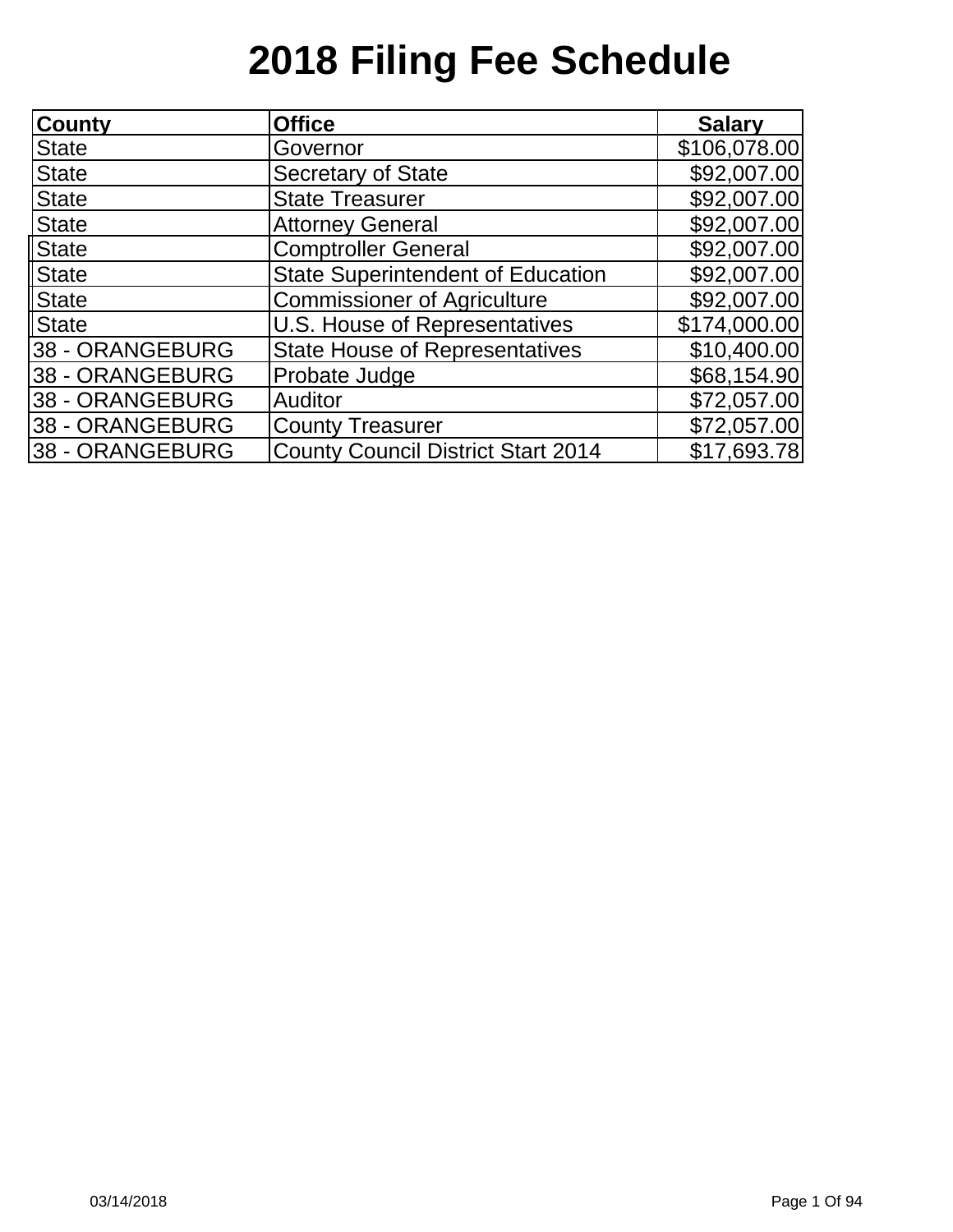# 2018 Filing Fee Schedule

| County | Office | Salary |
|---|---|---:|
| State | Governor | $106,078.00 |
| State | Secretary of State | $92,007.00 |
| State | State Treasurer | $92,007.00 |
| State | Attorney General | $92,007.00 |
| State | Comptroller General | $92,007.00 |
| State | State Superintendent of Education | $92,007.00 |
| State | Commissioner of Agriculture | $92,007.00 |
| State | U.S. House of Representatives | $174,000.00 |
| 38 - ORANGEBURG | State House of Representatives | $10,400.00 |
| 38 - ORANGEBURG | Probate Judge | $68,154.90 |
| 38 - ORANGEBURG | Auditor | $72,057.00 |
| 38 - ORANGEBURG | County Treasurer | $72,057.00 |
| 38 - ORANGEBURG | County Council District Start 2014 | $17,693.78 |

03/14/2018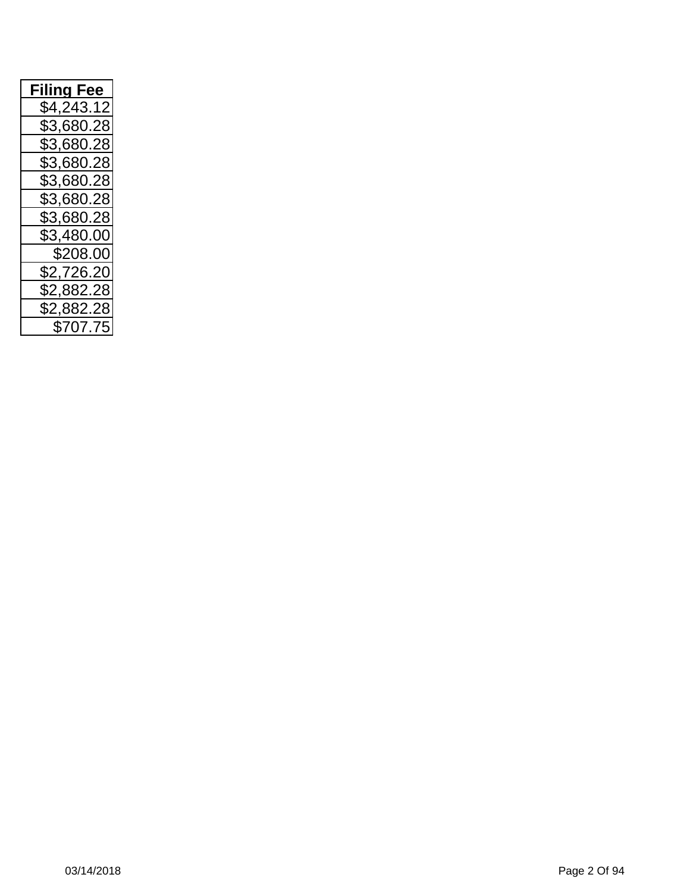| Filing Fee |
| ---: |
| $4,243.12 |
| $3,680.28 |
| $3,680.28 |
| $3,680.28 |
| $3,680.28 |
| $3,680.28 |
| $3,680.28 |
| $3,480.00 |
| $208.00 |
| $2,726.20 |
| $2,882.28 |
| $2,882.28 |
| $707.75 |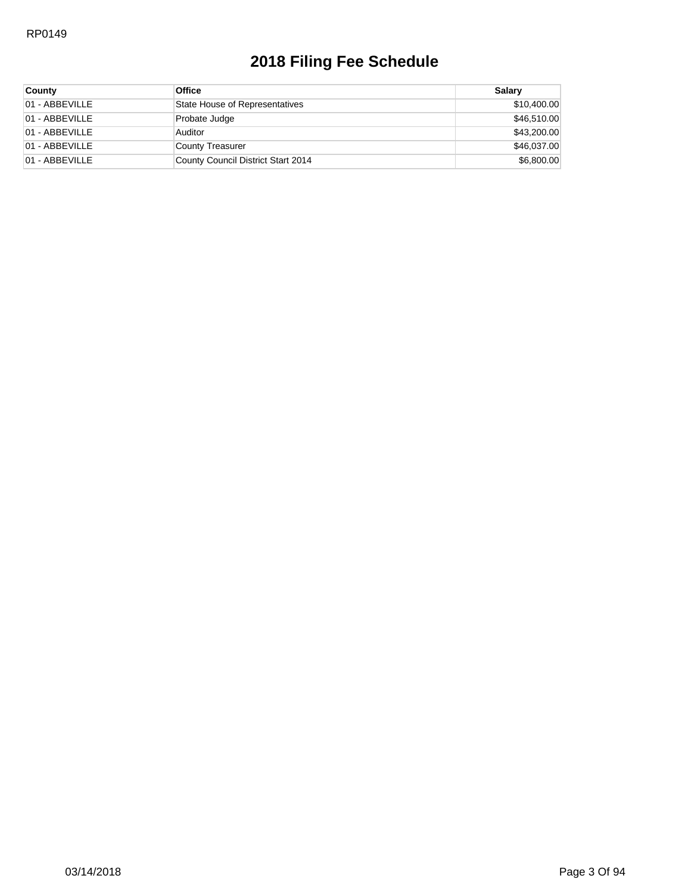# 2018 Filing Fee Schedule

| County | Office | Salary |
|---|---|---|
| 01 - ABBEVILLE | State House of Representatives | $10,400.00 |
| 01 - ABBEVILLE | Probate Judge | $46,510.00 |
| 01 - ABBEVILLE | Auditor | $43,200.00 |
| 01 - ABBEVILLE | County Treasurer | $46,037.00 |
| 01 - ABBEVILLE | County Council District Start 2014 | $6,800.00 |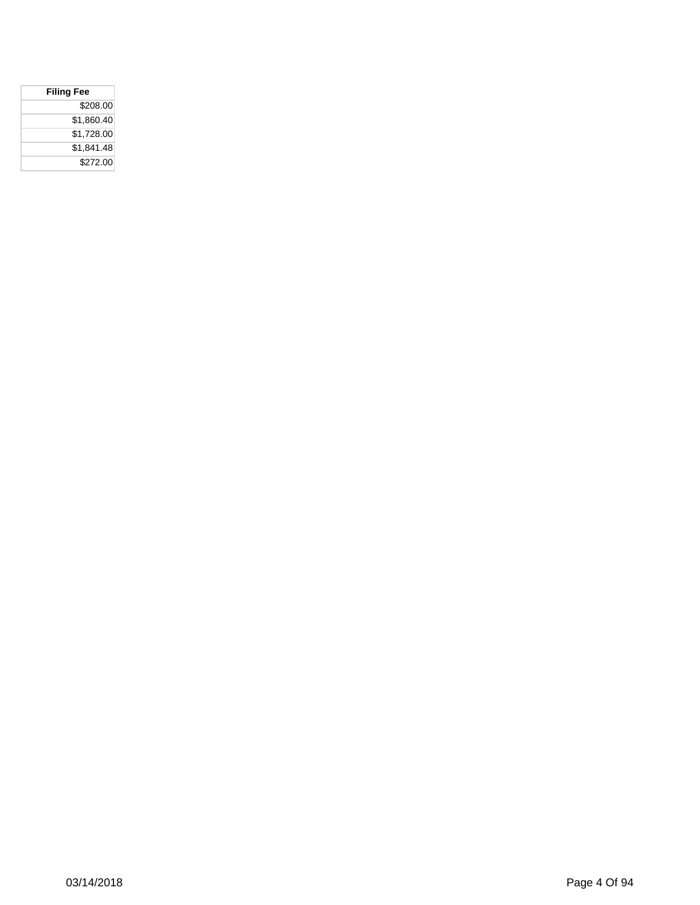| Filing Fee |
|---:|
| $208.00 |
| $1,860.40 |
| $1,728.00 |
| $1,841.48 |
| $272.00 |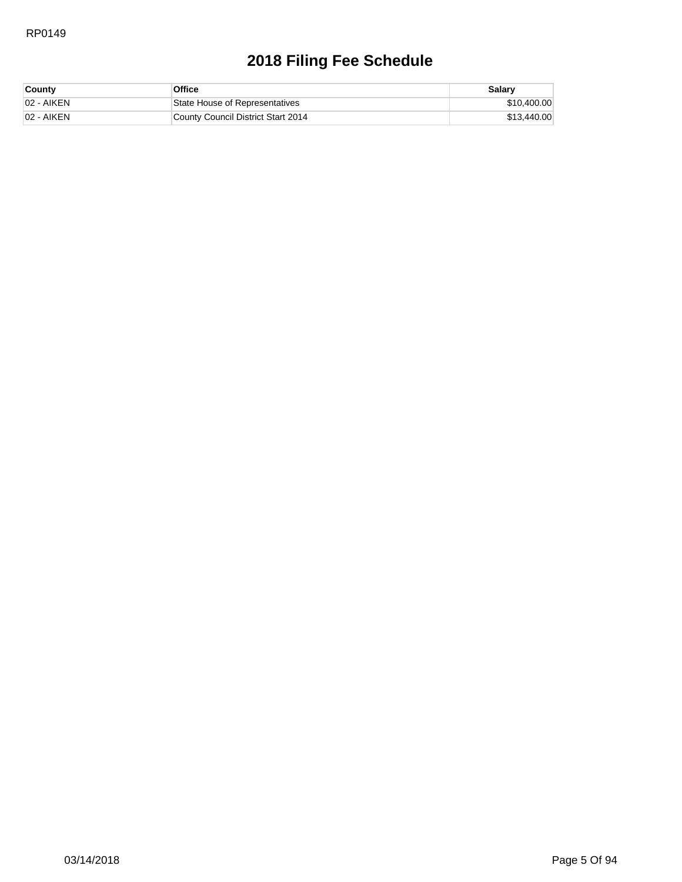# 2018 Filing Fee Schedule

| County | Office | Salary |
|---|---|---|
| 02 - AIKEN | State House of Representatives | $10,400.00 |
| 02 - AIKEN | County Council District Start 2014 | $13,440.00 |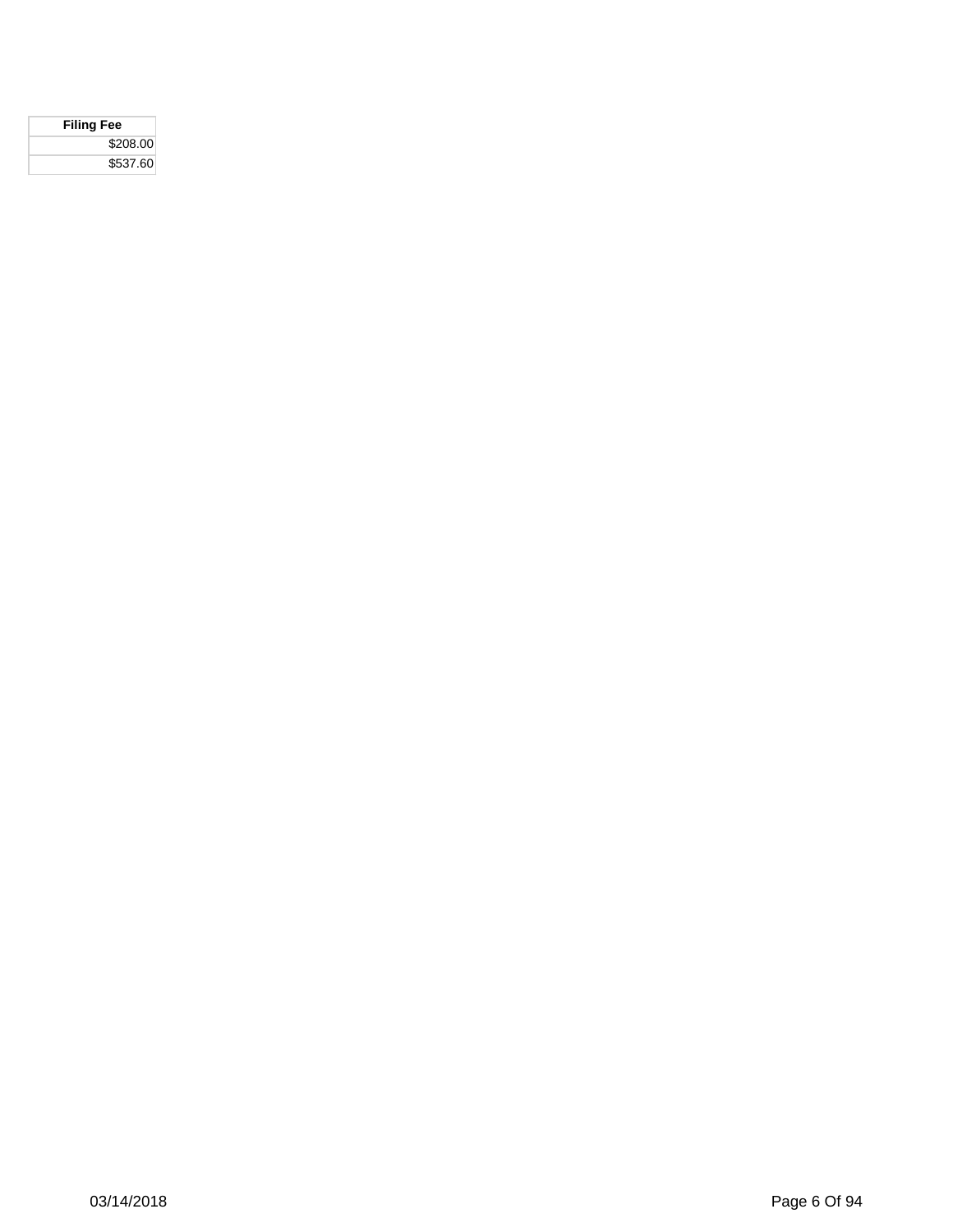| Filing Fee |
| --- |
| $208.00 |
| $537.60 |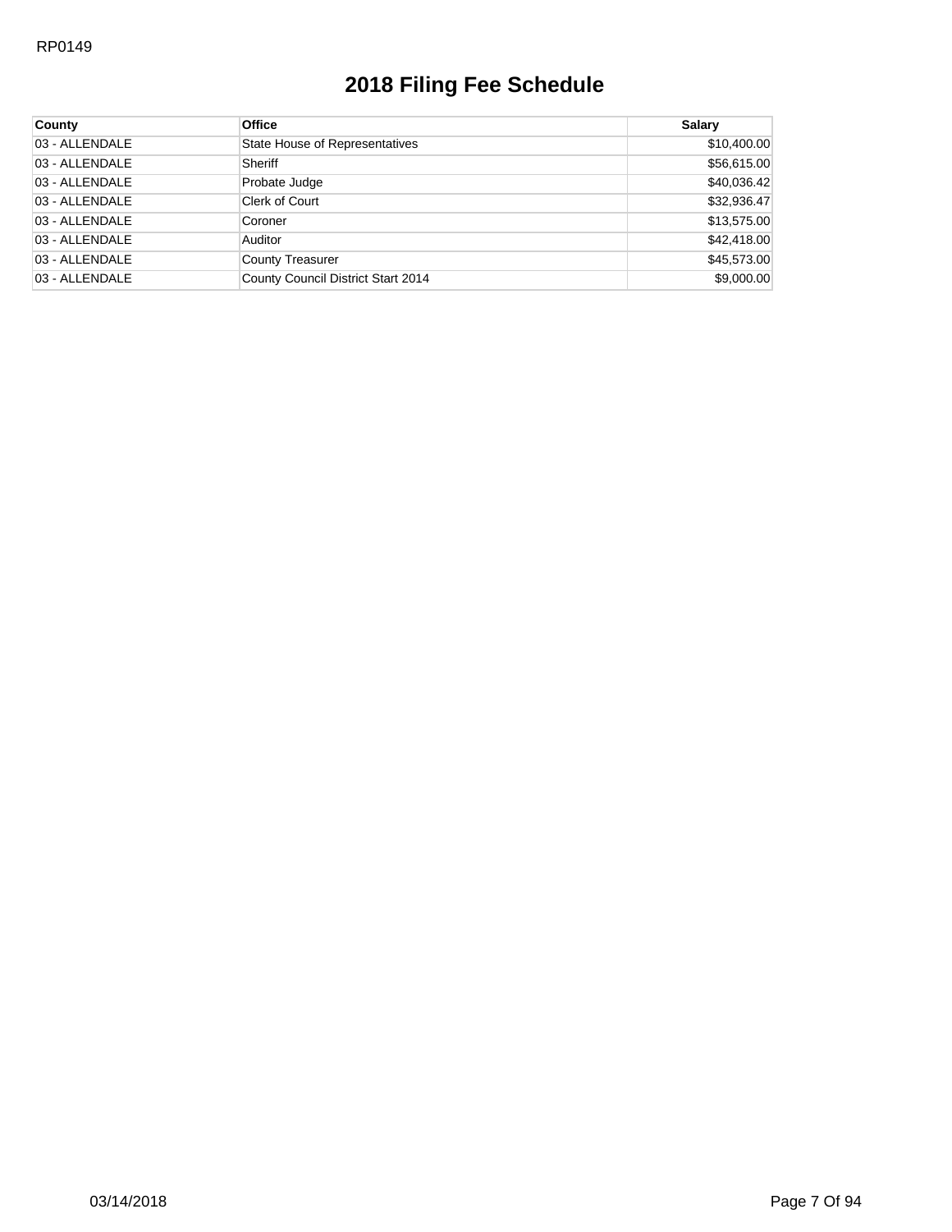# 2018 Filing Fee Schedule

| County | Office | Salary |
|---|---|---|
| 03 - ALLENDALE | State House of Representatives | $10,400.00 |
| 03 - ALLENDALE | Sheriff | $56,615.00 |
| 03 - ALLENDALE | Probate Judge | $40,036.42 |
| 03 - ALLENDALE | Clerk of Court | $32,936.47 |
| 03 - ALLENDALE | Coroner | $13,575.00 |
| 03 - ALLENDALE | Auditor | $42,418.00 |
| 03 - ALLENDALE | County Treasurer | $45,573.00 |
| 03 - ALLENDALE | County Council District Start 2014 | $9,000.00 |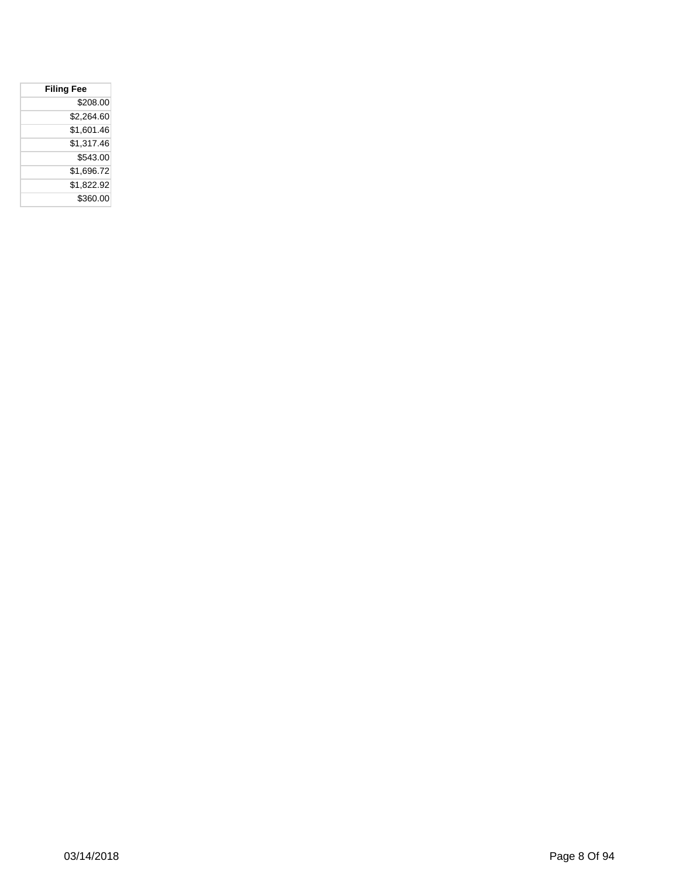| Filing Fee |
| ---: |
| $208.00 |
| $2,264.60 |
| $1,601.46 |
| $1,317.46 |
| $543.00 |
| $1,696.72 |
| $1,822.92 |
| $360.00 |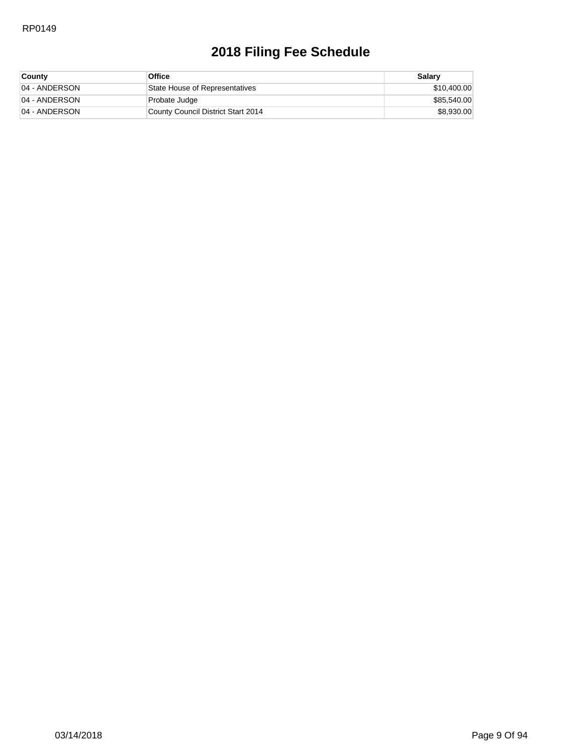# 2018 Filing Fee Schedule

| County | Office | Salary |
|---|---|---|
| 04 - ANDERSON | State House of Representatives | $10,400.00 |
| 04 - ANDERSON | Probate Judge | $85,540.00 |
| 04 - ANDERSON | County Council District Start 2014 | $8,930.00 |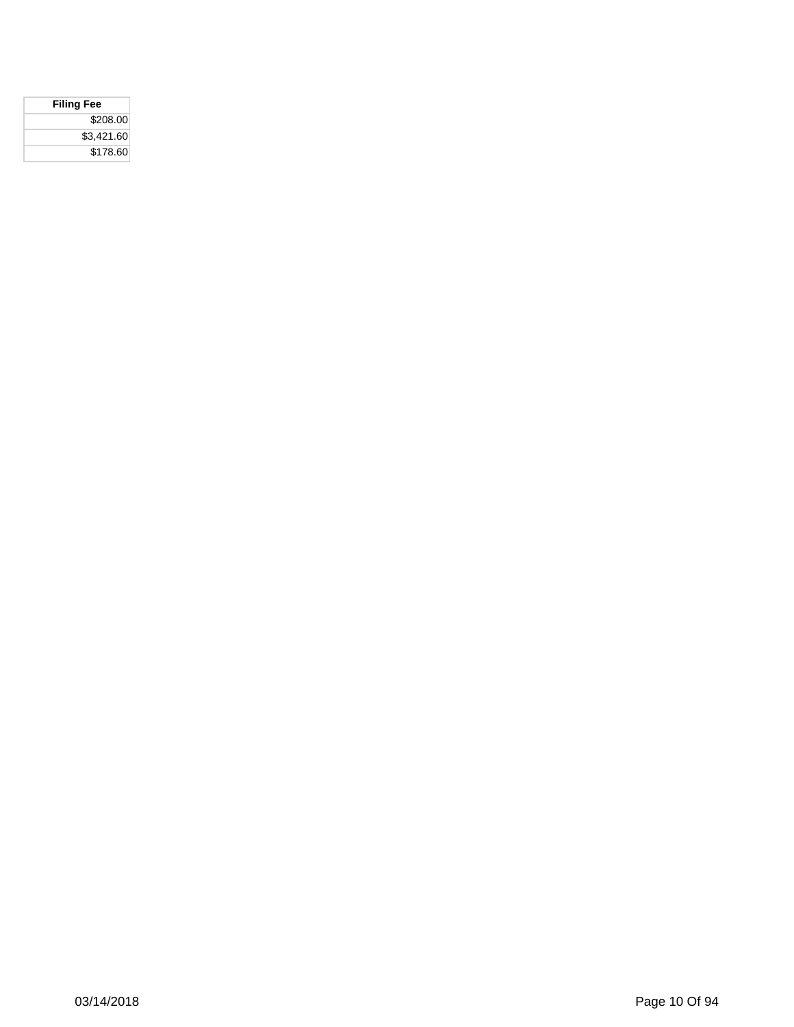| Filing Fee |
| ---: |
| $208.00 |
| $3,421.60 |
| $178.60 |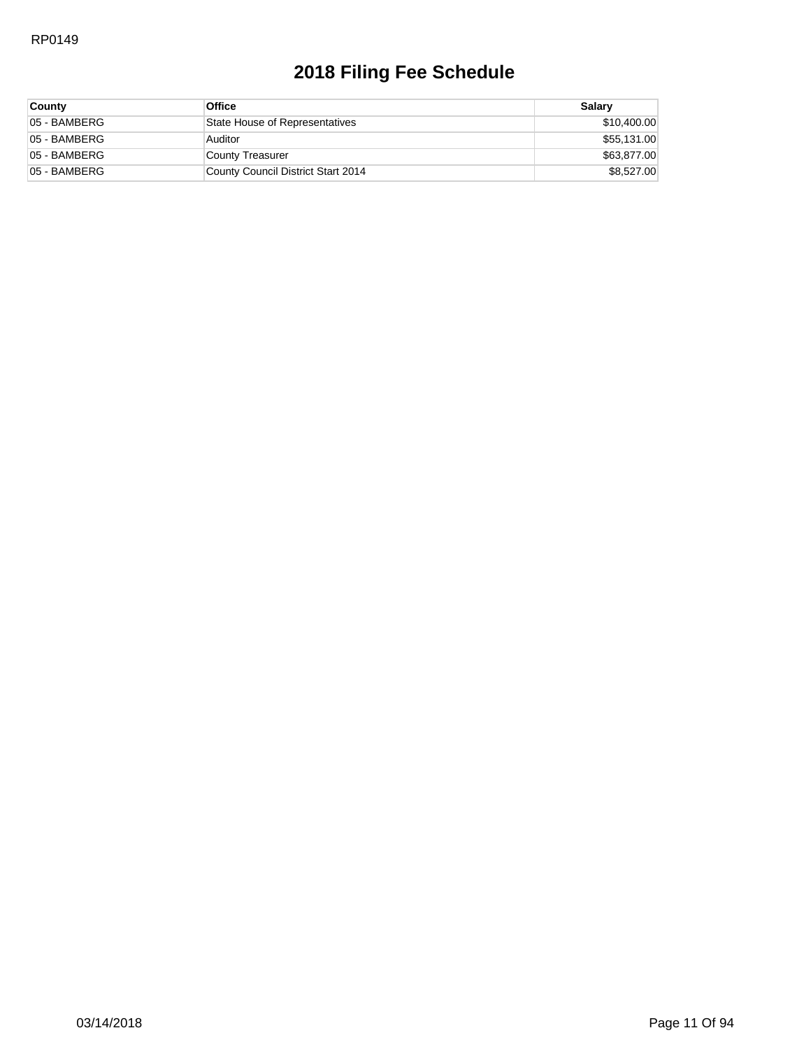# 2018 Filing Fee Schedule

| County | Office | Salary |
|---|---|---|
| 05 - BAMBERG | State House of Representatives | $10,400.00 |
| 05 - BAMBERG | Auditor | $55,131.00 |
| 05 - BAMBERG | County Treasurer | $63,877.00 |
| 05 - BAMBERG | County Council District Start 2014 | $8,527.00 |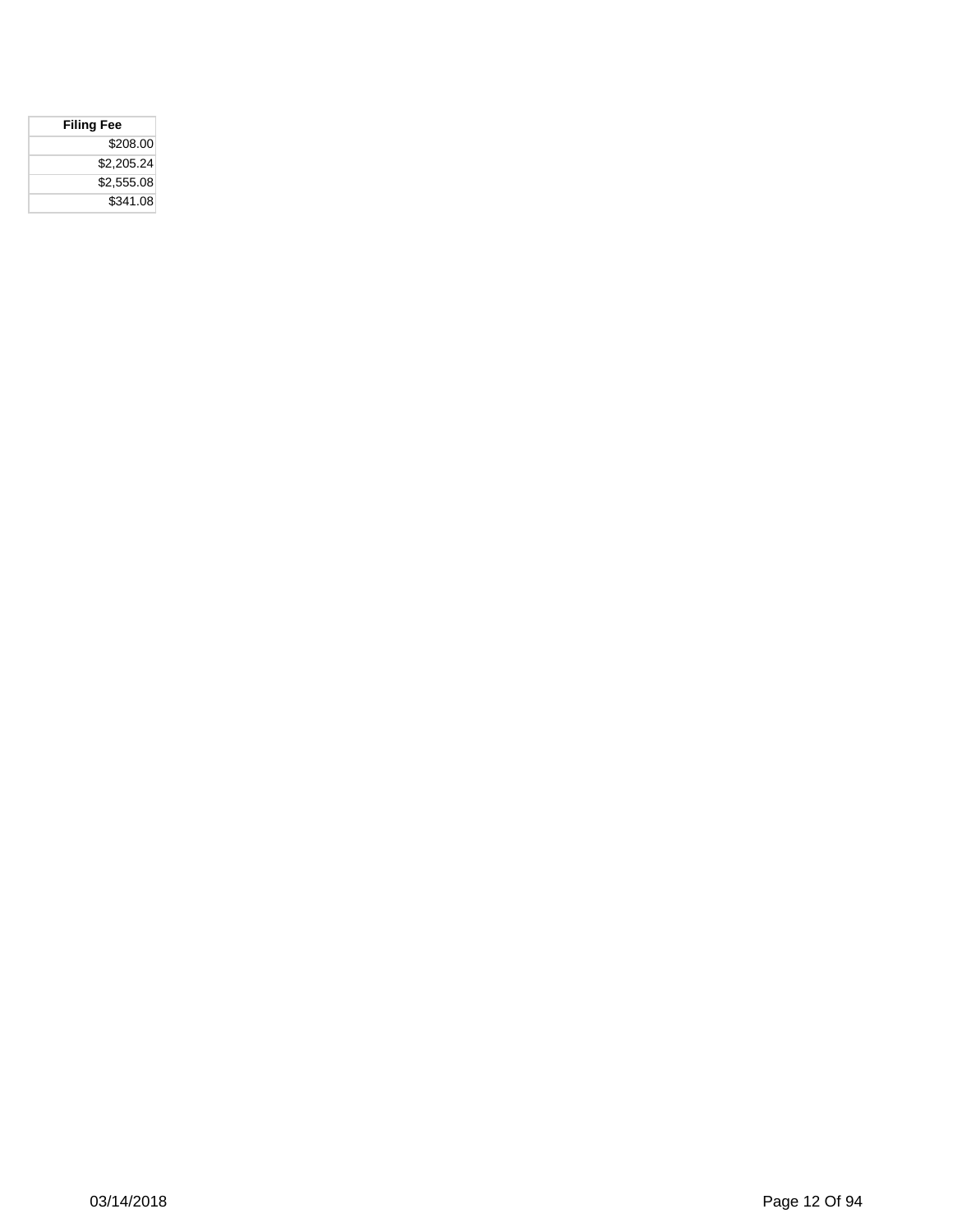| Filing Fee |
| ---: |
| $208.00 |
| $2,205.24 |
| $2,555.08 |
| $341.08 |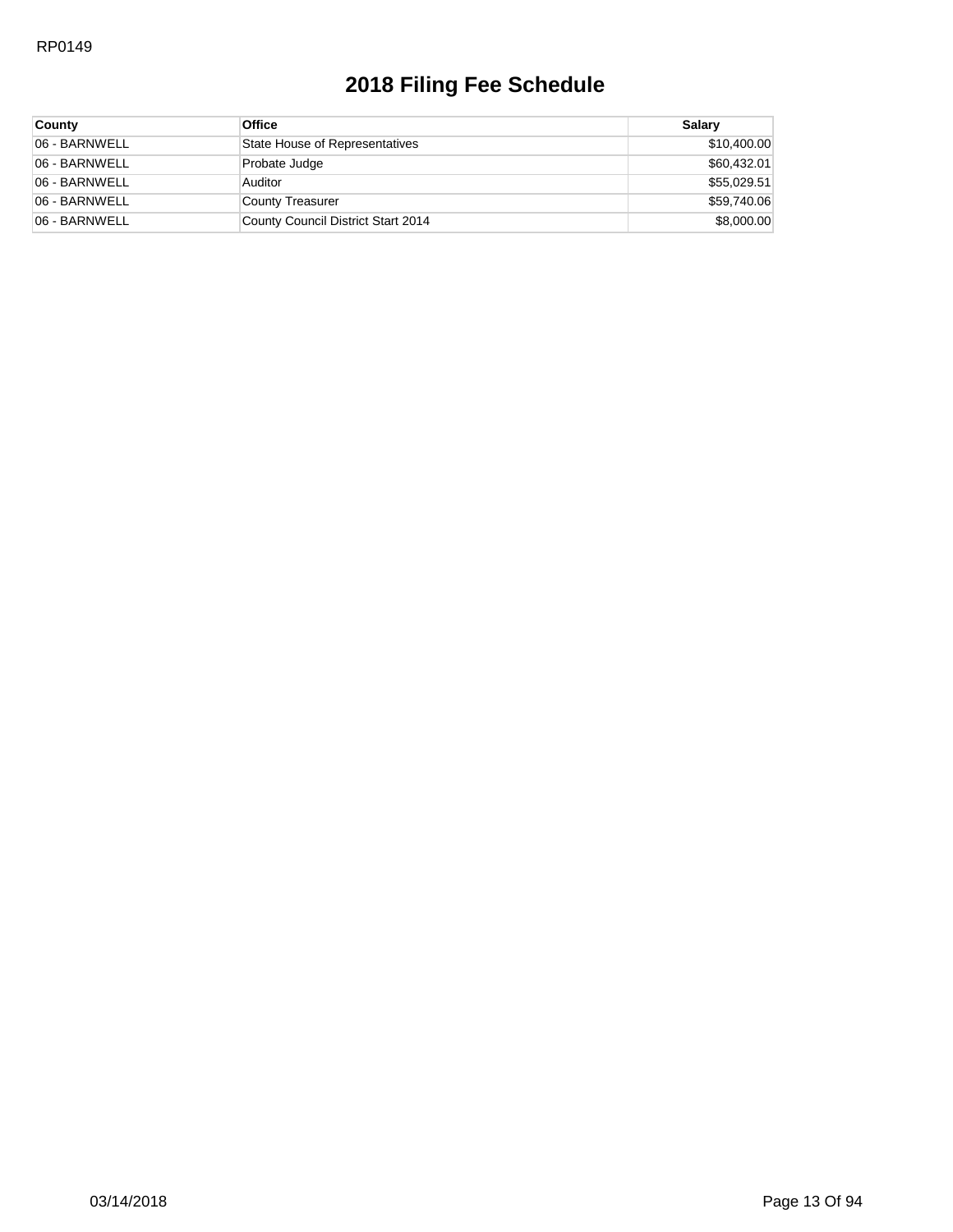# 2018 Filing Fee Schedule

| County | Office | Salary |
|---|---|---|
| 06 - BARNWELL | State House of Representatives | $10,400.00 |
| 06 - BARNWELL | Probate Judge | $60,432.01 |
| 06 - BARNWELL | Auditor | $55,029.51 |
| 06 - BARNWELL | County Treasurer | $59,740.06 |
| 06 - BARNWELL | County Council District Start 2014 | $8,000.00 |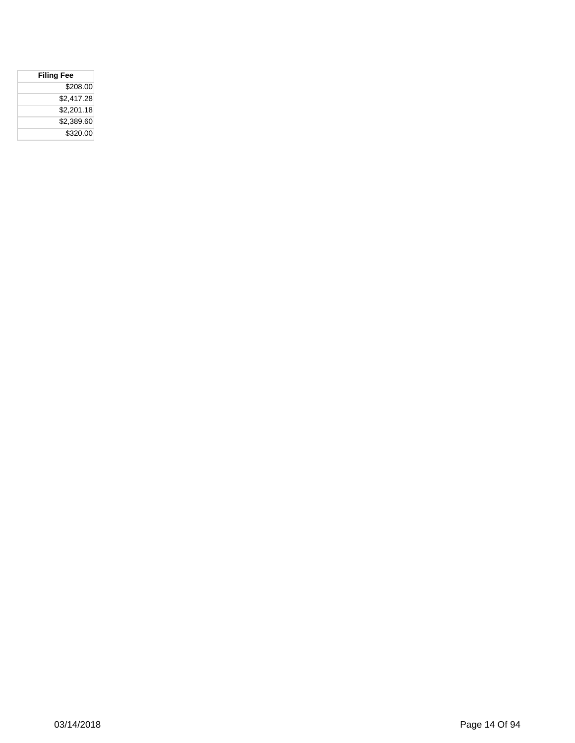| Filing Fee |
|---|
| $208.00 |
| $2,417.28 |
| $2,201.18 |
| $2,389.60 |
| $320.00 |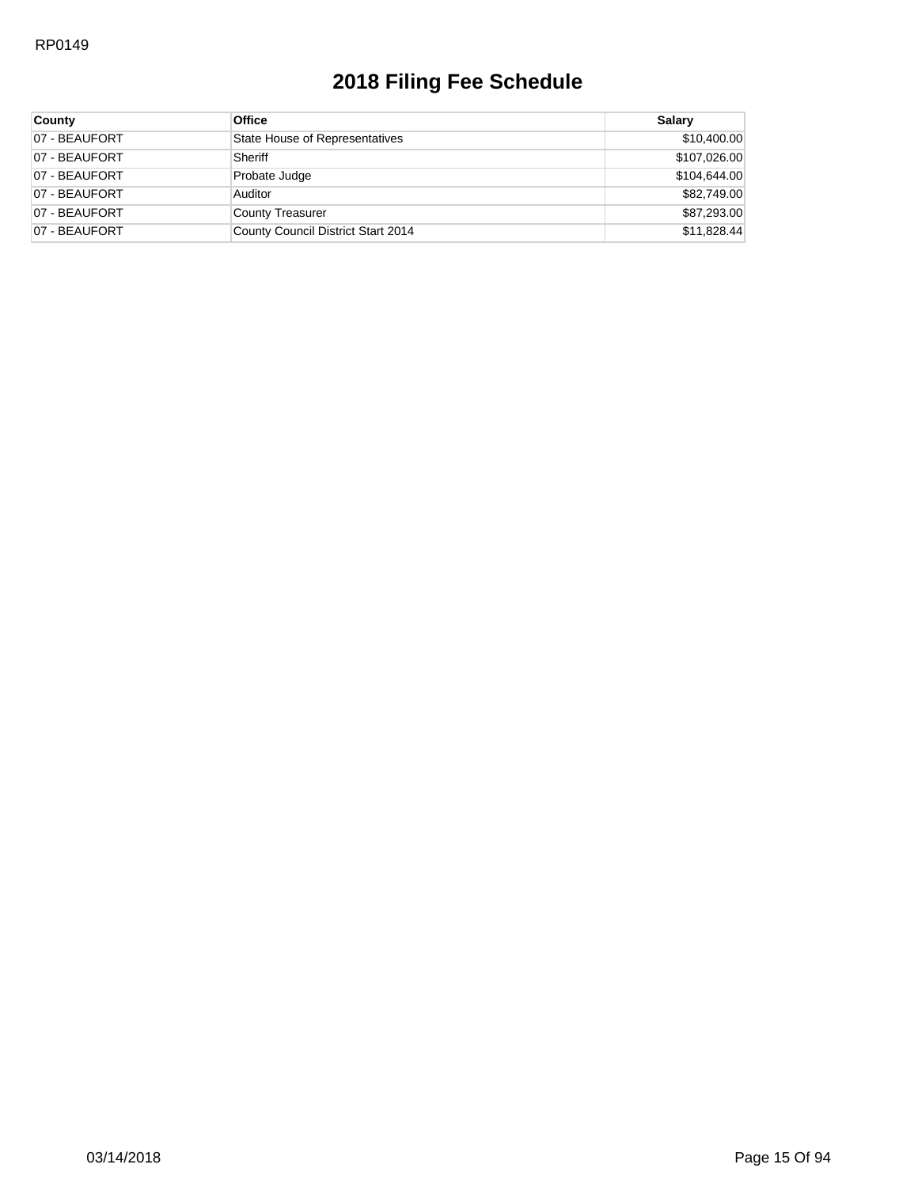RP0149

# 2018 Filing Fee Schedule

| County | Office | Salary |
|---|---|---|
| 07 - BEAUFORT | State House of Representatives | $10,400.00 |
| 07 - BEAUFORT | Sheriff | $107,026.00 |
| 07 - BEAUFORT | Probate Judge | $104,644.00 |
| 07 - BEAUFORT | Auditor | $82,749.00 |
| 07 - BEAUFORT | County Treasurer | $87,293.00 |
| 07 - BEAUFORT | County Council District Start 2014 | $11,828.44 |

03/14/2018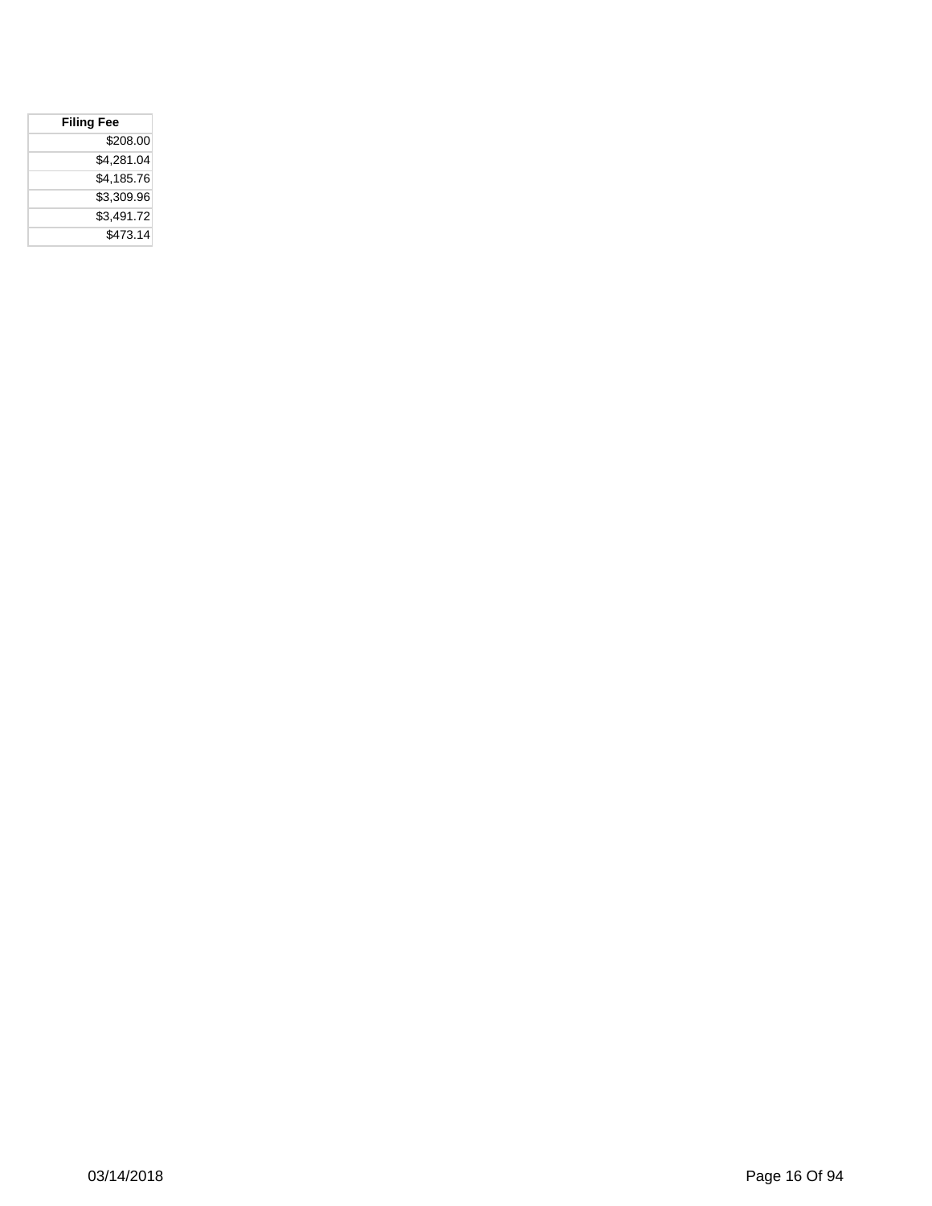| Filing Fee |
| ---: |
| $208.00 |
| $4,281.04 |
| $4,185.76 |
| $3,309.96 |
| $3,491.72 |
| $473.14 |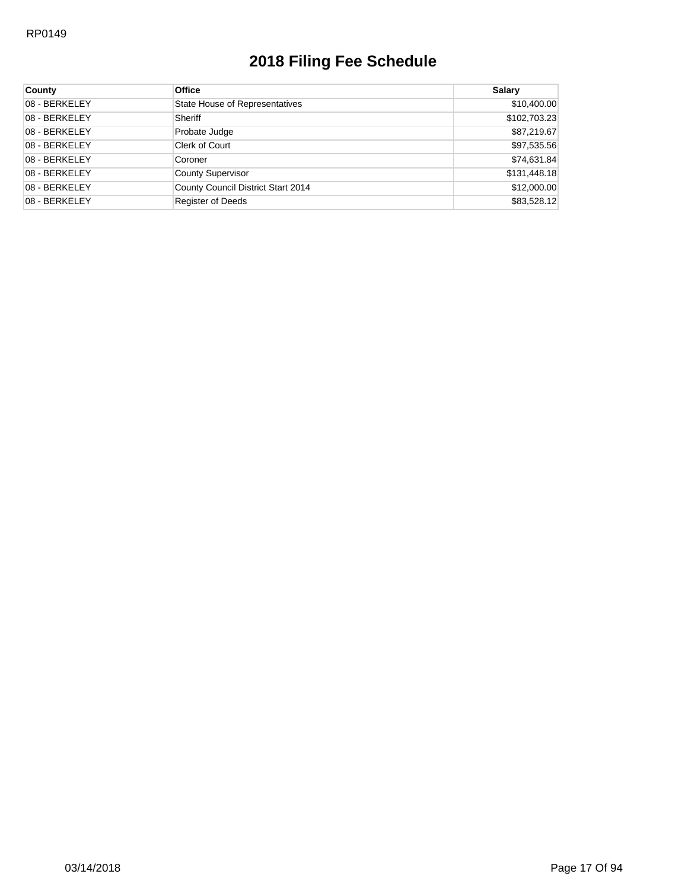# 2018 Filing Fee Schedule

| County | Office | Salary |
|---|---|---|
| 08 - BERKELEY | State House of Representatives | $10,400.00 |
| 08 - BERKELEY | Sheriff | $102,703.23 |
| 08 - BERKELEY | Probate Judge | $87,219.67 |
| 08 - BERKELEY | Clerk of Court | $97,535.56 |
| 08 - BERKELEY | Coroner | $74,631.84 |
| 08 - BERKELEY | County Supervisor | $131,448.18 |
| 08 - BERKELEY | County Council District Start 2014 | $12,000.00 |
| 08 - BERKELEY | Register of Deeds | $83,528.12 |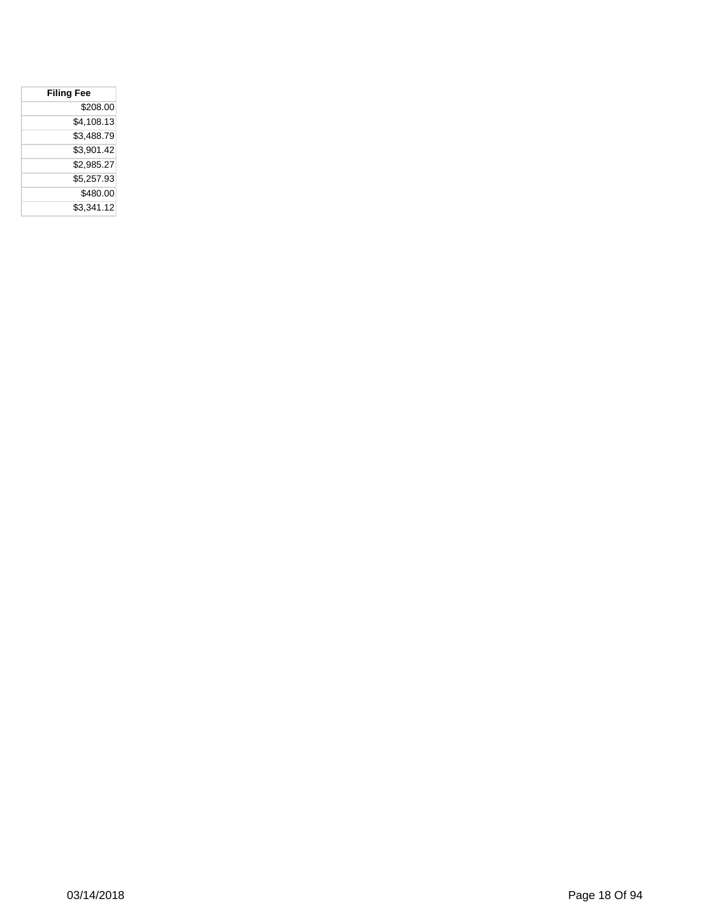| Filing Fee |
| ---: |
| $208.00 |
| $4,108.13 |
| $3,488.79 |
| $3,901.42 |
| $2,985.27 |
| $5,257.93 |
| $480.00 |
| $3,341.12 |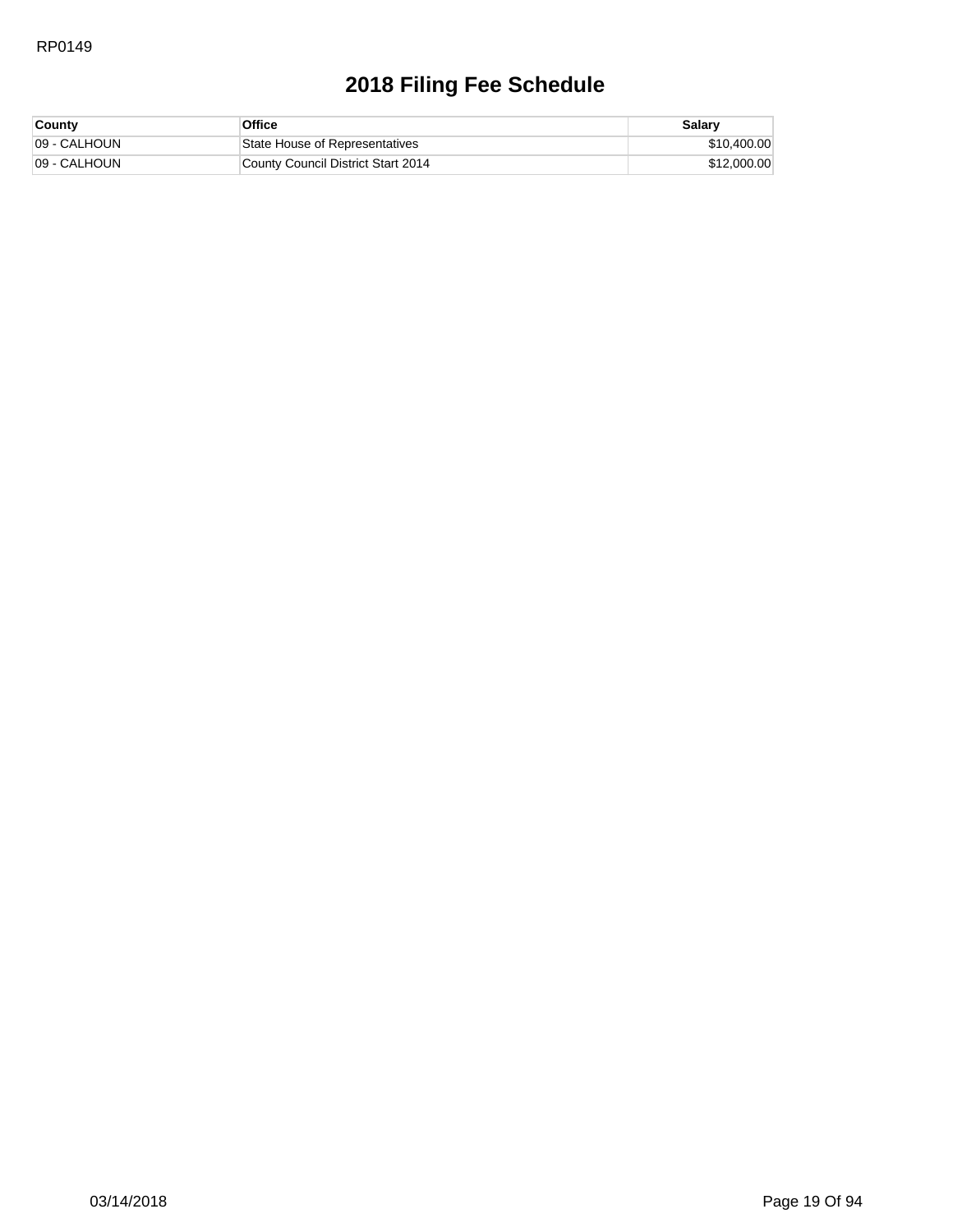# 2018 Filing Fee Schedule

| County | Office | Salary |
|---|---|---|
| 09 - CALHOUN | State House of Representatives | $10,400.00 |
| 09 - CALHOUN | County Council District Start 2014 | $12,000.00 |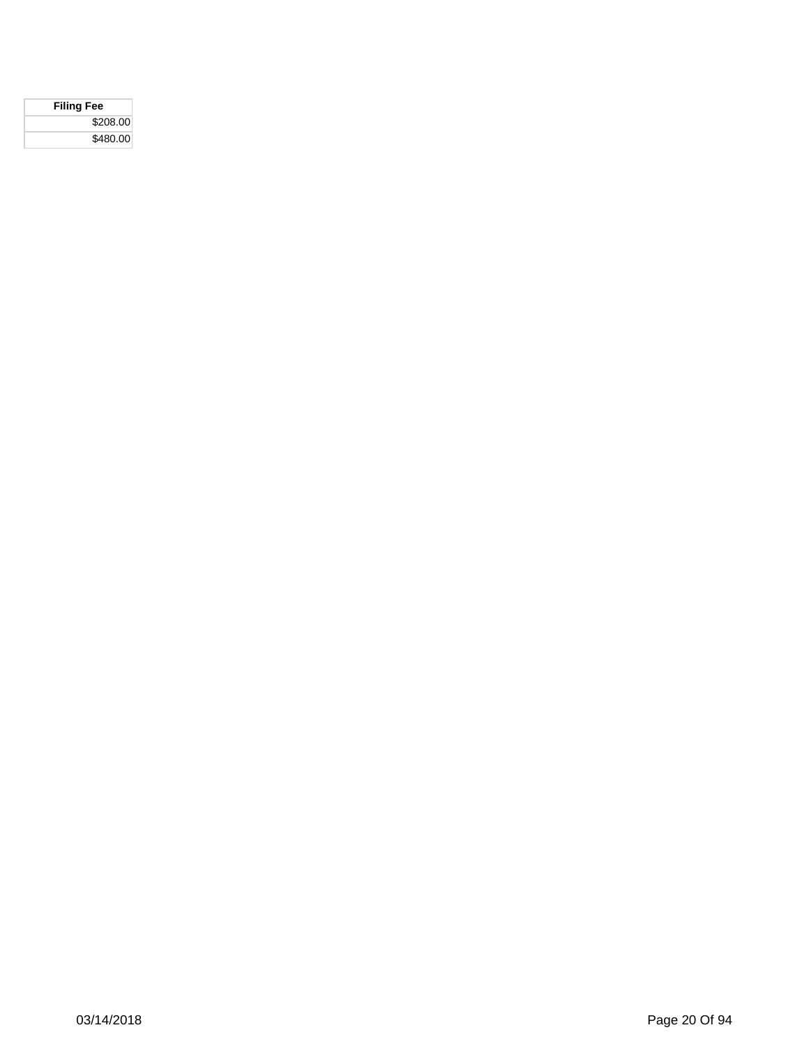| Filing Fee |
| --- |
| $208.00 |
| $480.00 |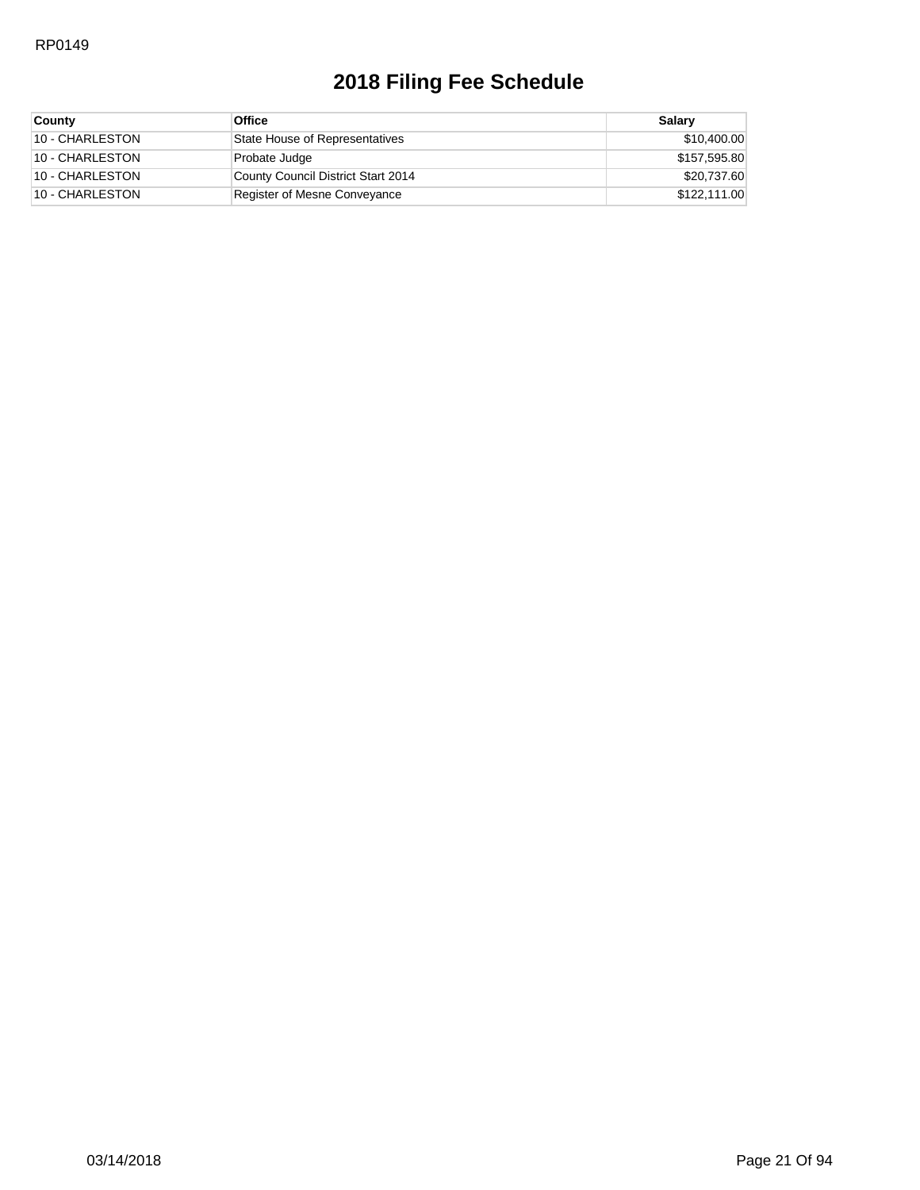RP0149

# 2018 Filing Fee Schedule

| County | Office | Salary |
|---|---|---|
| 10 - CHARLESTON | State House of Representatives | $10,400.00 |
| 10 - CHARLESTON | Probate Judge | $157,595.80 |
| 10 - CHARLESTON | County Council District Start 2014 | $20,737.60 |
| 10 - CHARLESTON | Register of Mesne Conveyance | $122,111.00 |

03/14/2018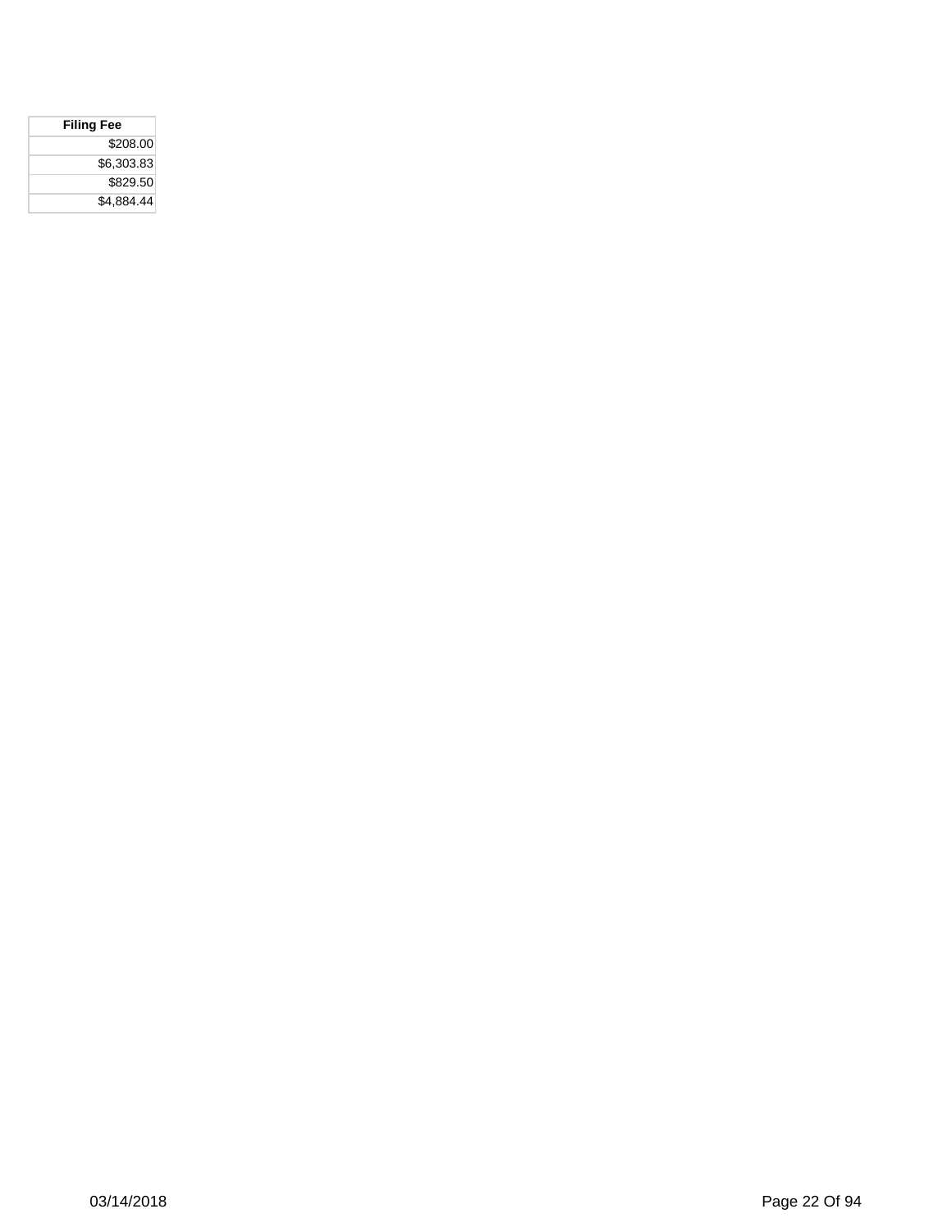| Filing Fee |
| ---: |
| $208.00 |
| $6,303.83 |
| $829.50 |
| $4,884.44 |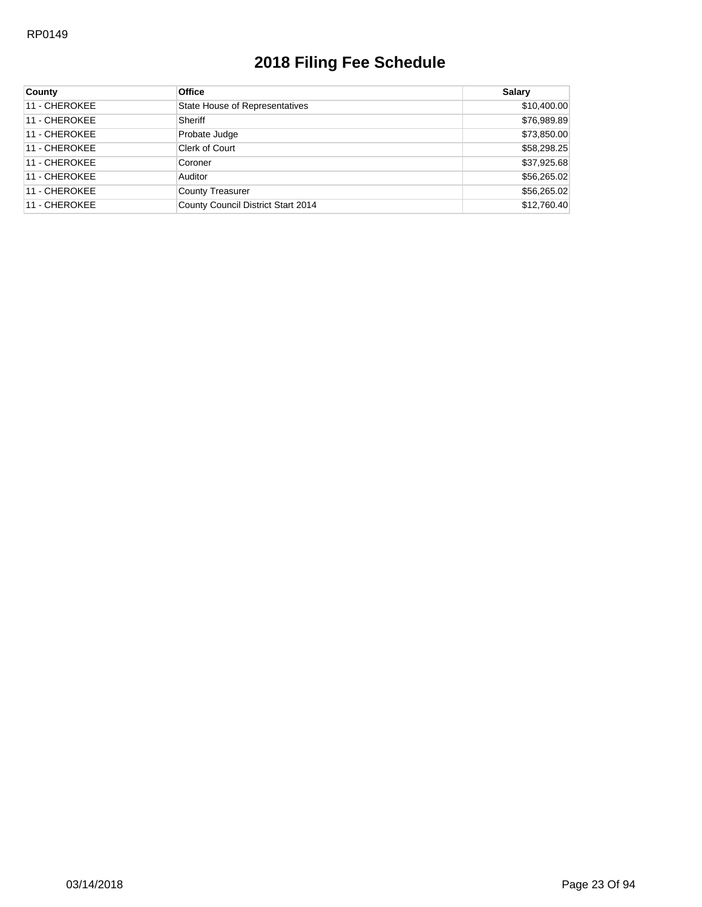RP0149

# 2018 Filing Fee Schedule

| County | Office | Salary |
|---|---|---|
| 11 - CHEROKEE | State House of Representatives | $10,400.00 |
| 11 - CHEROKEE | Sheriff | $76,989.89 |
| 11 - CHEROKEE | Probate Judge | $73,850.00 |
| 11 - CHEROKEE | Clerk of Court | $58,298.25 |
| 11 - CHEROKEE | Coroner | $37,925.68 |
| 11 - CHEROKEE | Auditor | $56,265.02 |
| 11 - CHEROKEE | County Treasurer | $56,265.02 |
| 11 - CHEROKEE | County Council District Start 2014 | $12,760.40 |

03/14/2018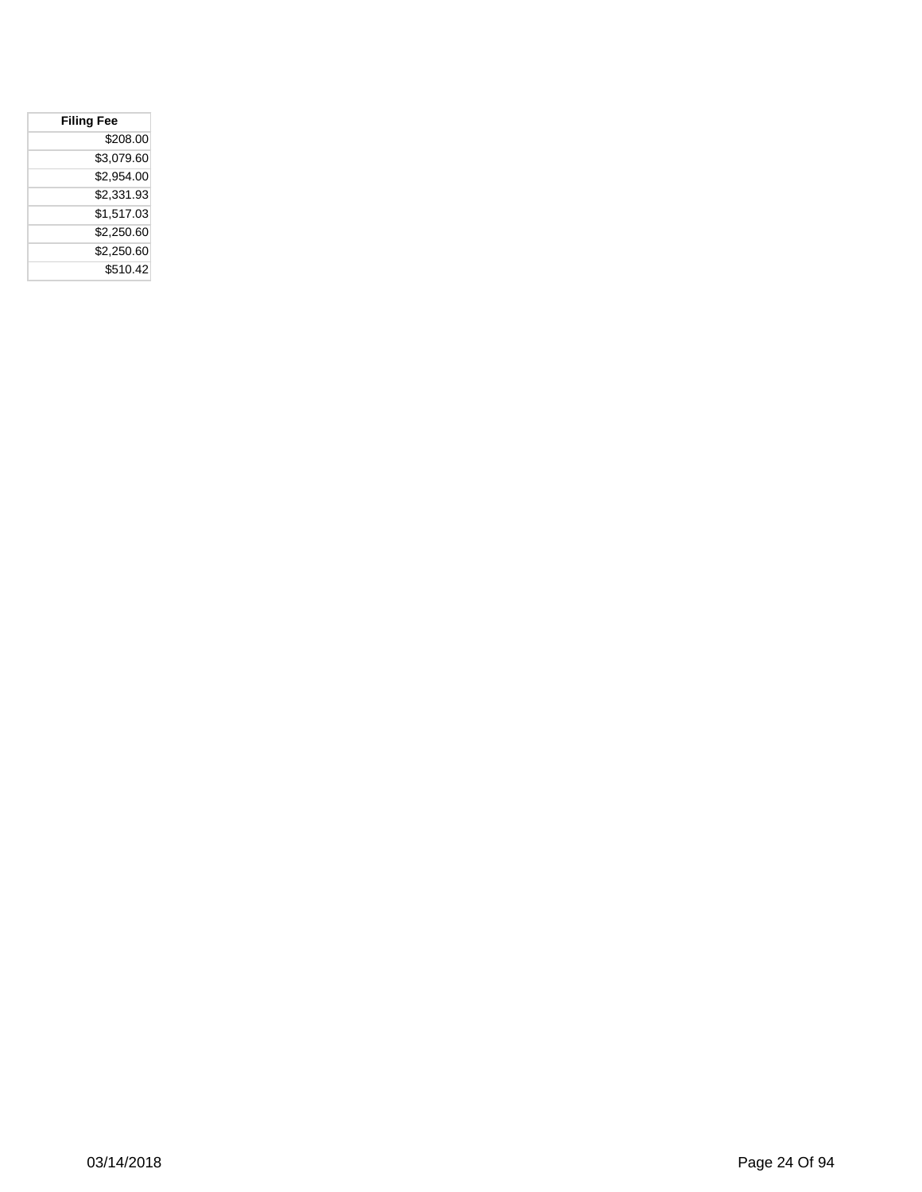| Filing Fee |
| ---: |
| $208.00 |
| $3,079.60 |
| $2,954.00 |
| $2,331.93 |
| $1,517.03 |
| $2,250.60 |
| $2,250.60 |
| $510.42 |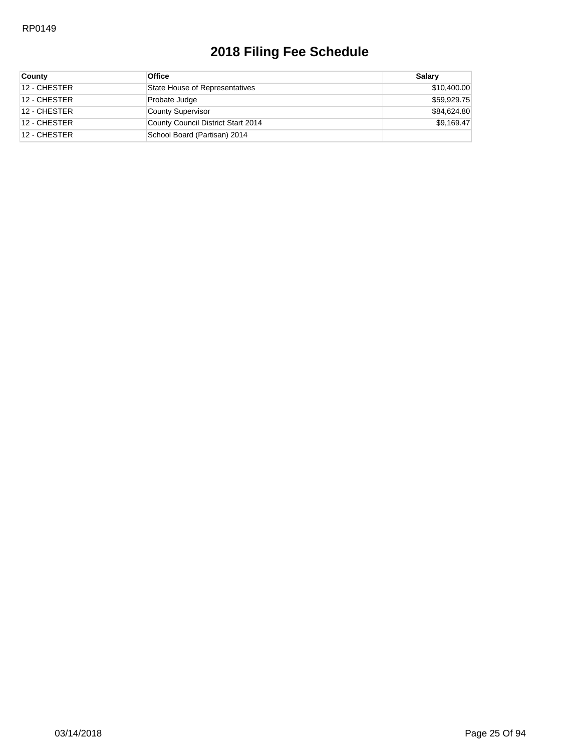RP0149

# 2018 Filing Fee Schedule

| County | Office | Salary |
|---|---|---|
| 12 - CHESTER | State House of Representatives | $10,400.00 |
| 12 - CHESTER | Probate Judge | $59,929.75 |
| 12 - CHESTER | County Supervisor | $84,624.80 |
| 12 - CHESTER | County Council District Start 2014 | $9,169.47 |
| 12 - CHESTER | School Board (Partisan) 2014 | |

03/14/2018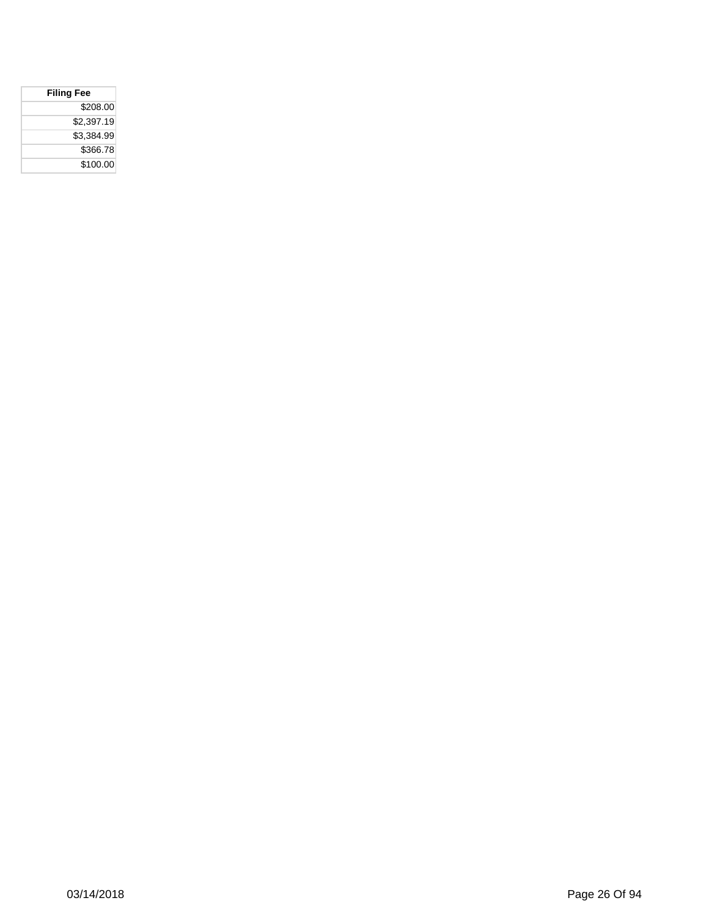| Filing Fee |
|---:|
| $208.00 |
| $2,397.19 |
| $3,384.99 |
| $366.78 |
| $100.00 |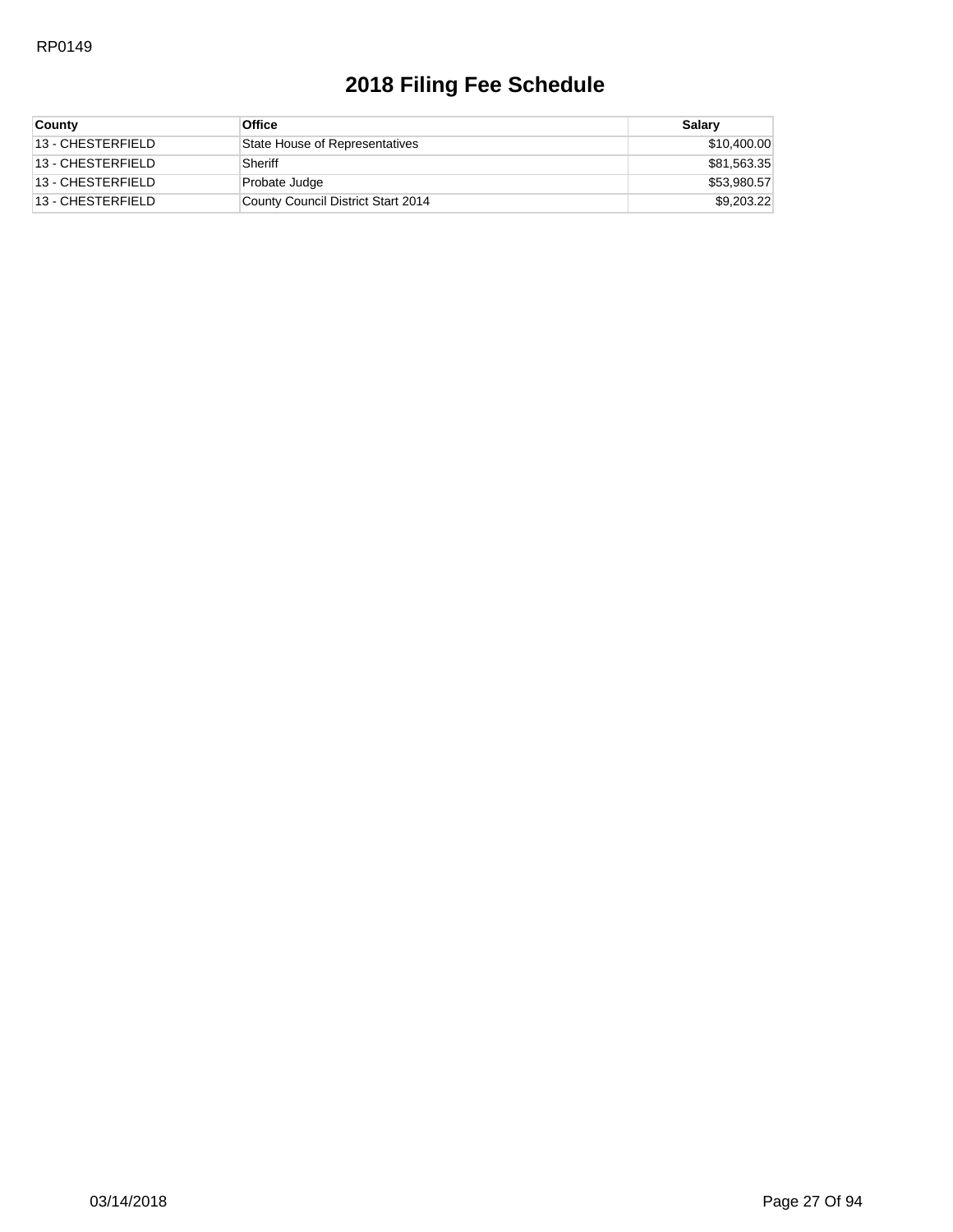RP0149

# 2018 Filing Fee Schedule

| County | Office | Salary |
|---|---|---|
| 13 - CHESTERFIELD | State House of Representatives | $10,400.00 |
| 13 - CHESTERFIELD | Sheriff | $81,563.35 |
| 13 - CHESTERFIELD | Probate Judge | $53,980.57 |
| 13 - CHESTERFIELD | County Council District Start 2014 | $9,203.22 |

03/14/2018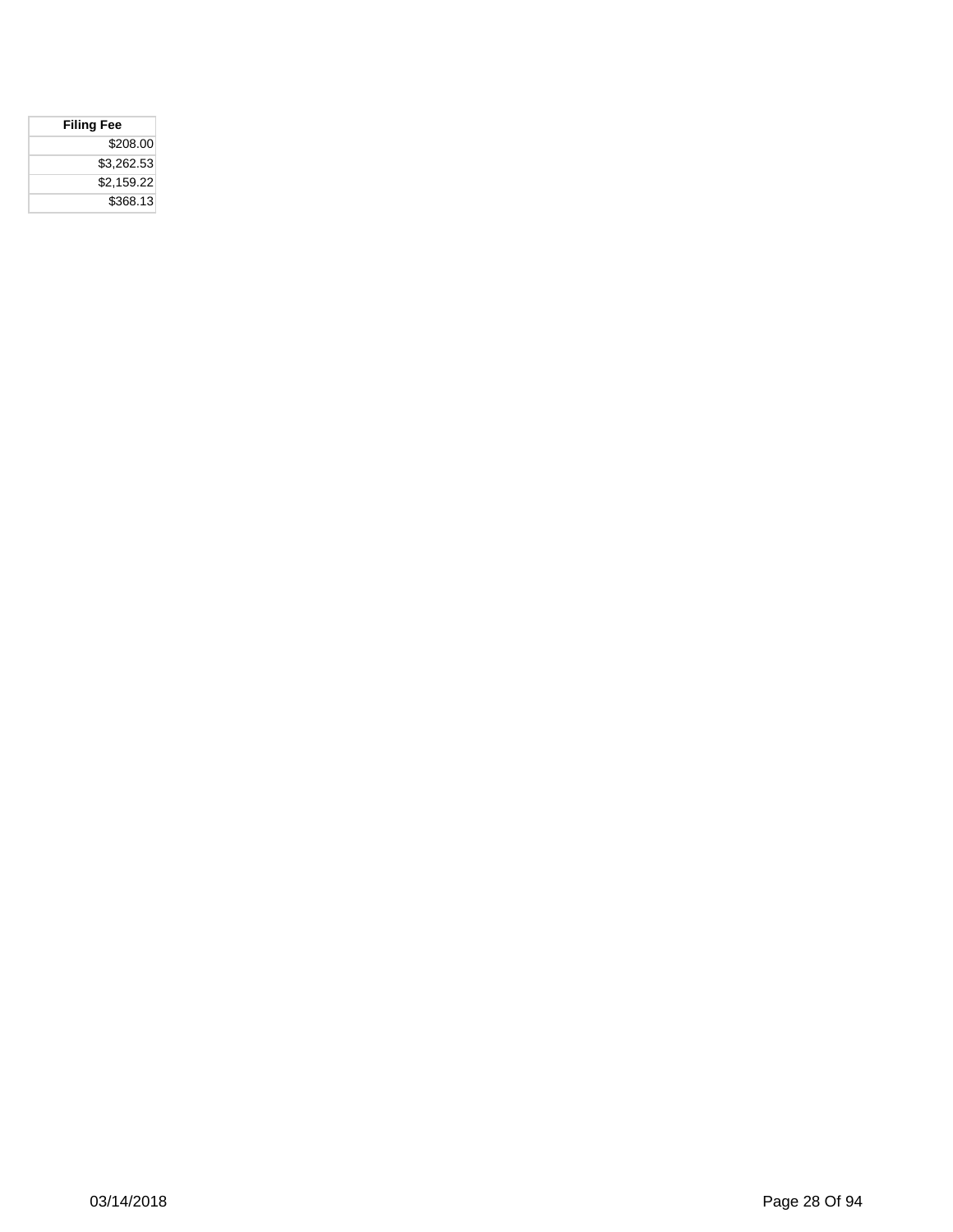| Filing Fee |
| ---: |
| $208.00 |
| $3,262.53 |
| $2,159.22 |
| $368.13 |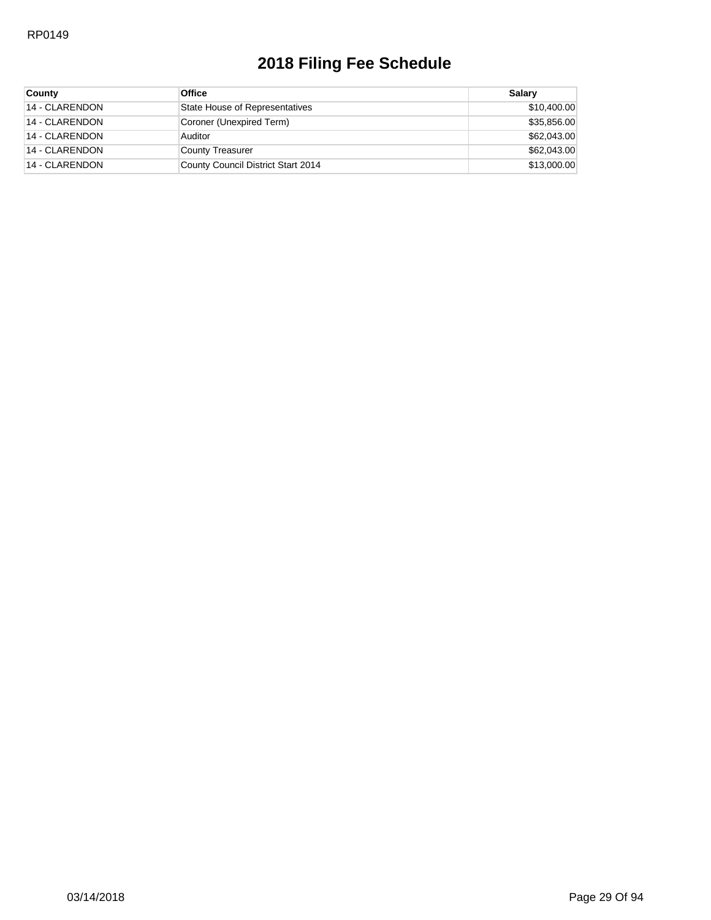# 2018 Filing Fee Schedule

| County | Office | Salary |
|---|---|---|
| 14 - CLARENDON | State House of Representatives | $10,400.00 |
| 14 - CLARENDON | Coroner (Unexpired Term) | $35,856.00 |
| 14 - CLARENDON | Auditor | $62,043.00 |
| 14 - CLARENDON | County Treasurer | $62,043.00 |
| 14 - CLARENDON | County Council District Start 2014 | $13,000.00 |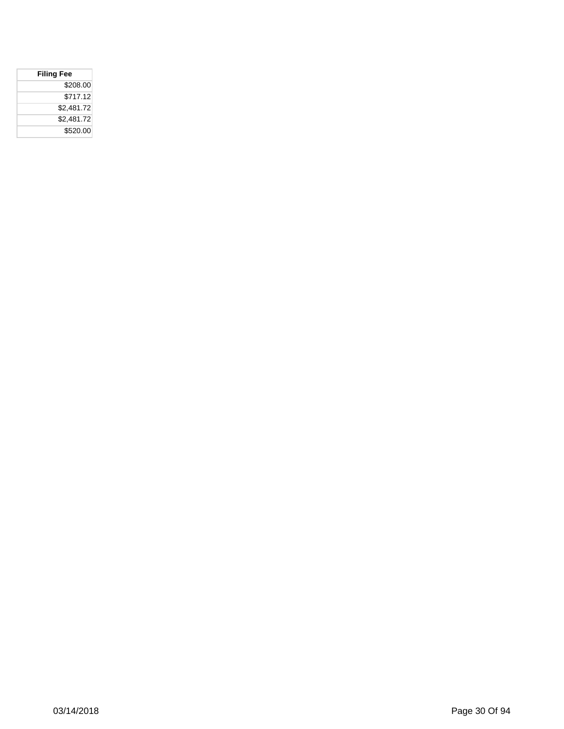| Filing Fee |
| ---: |
| $208.00 |
| $717.12 |
| $2,481.72 |
| $2,481.72 |
| $520.00 |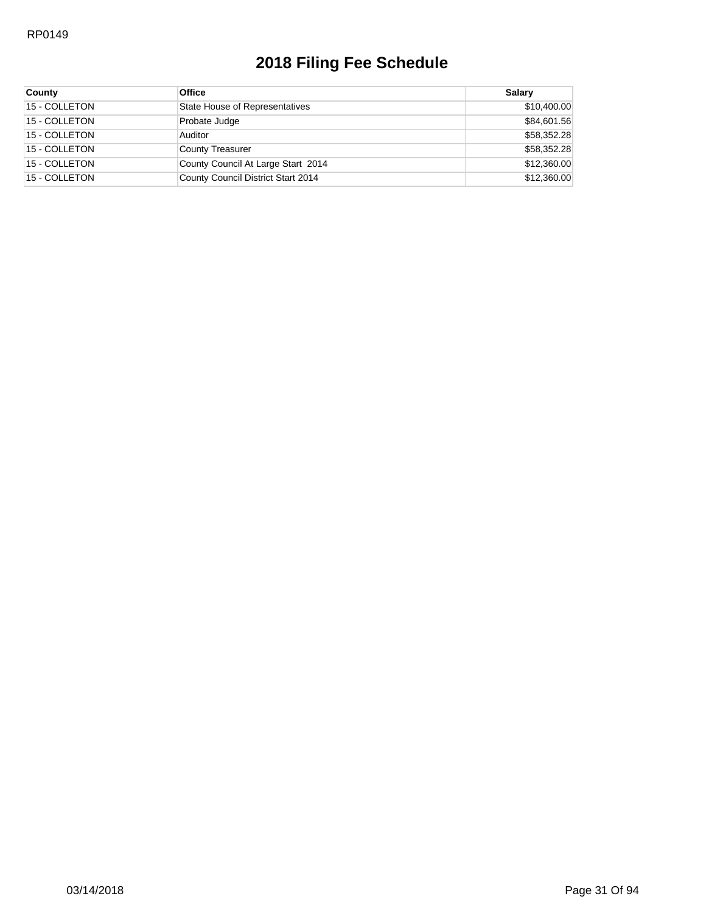RP0149

# 2018 Filing Fee Schedule

| County | Office | Salary |
|---|---|---|
| 15 - COLLETON | State House of Representatives | $10,400.00 |
| 15 - COLLETON | Probate Judge | $84,601.56 |
| 15 - COLLETON | Auditor | $58,352.28 |
| 15 - COLLETON | County Treasurer | $58,352.28 |
| 15 - COLLETON | County Council At Large Start 2014 | $12,360.00 |
| 15 - COLLETON | County Council District Start 2014 | $12,360.00 |

03/14/2018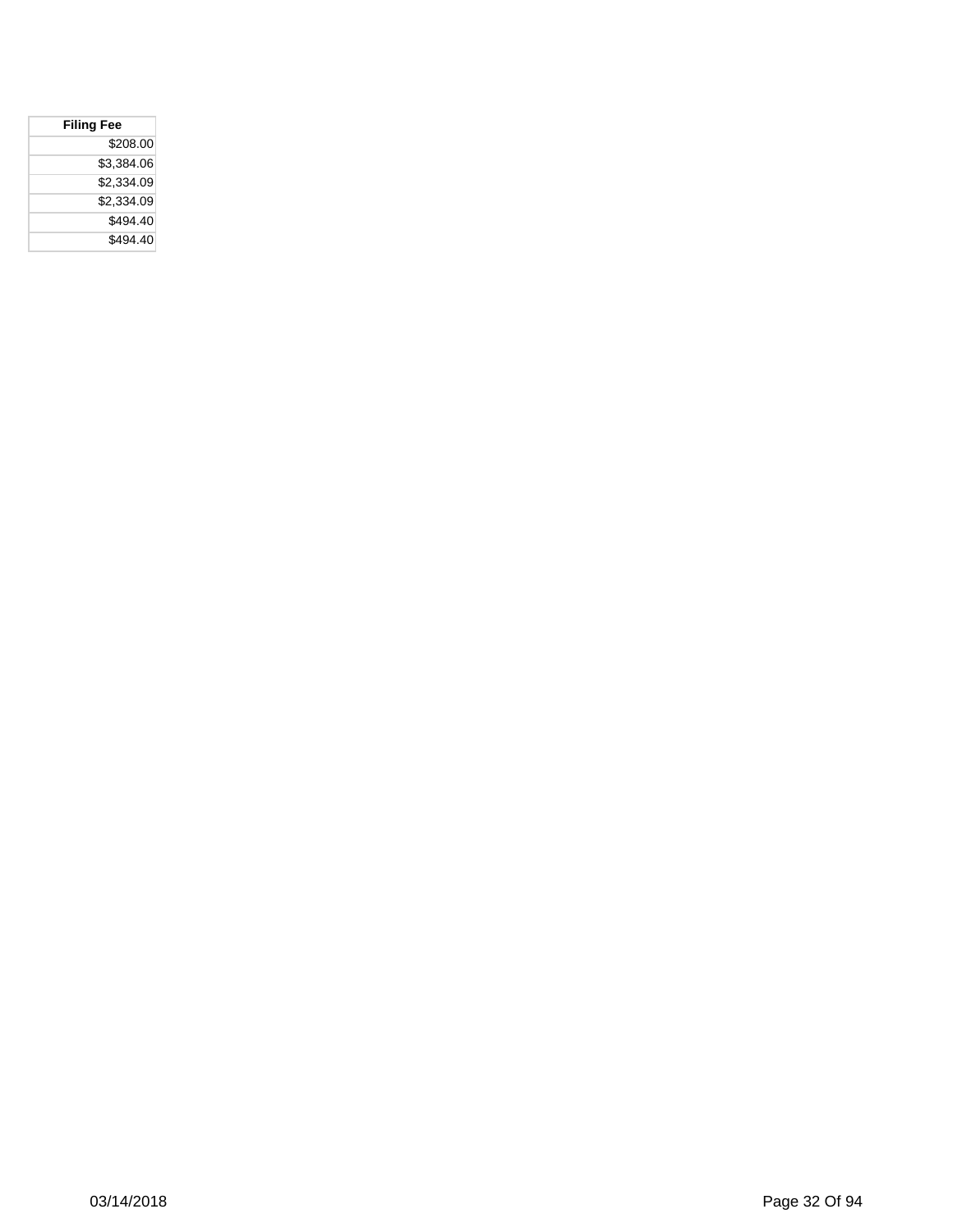| Filing Fee |
| ---: |
| $208.00 |
| $3,384.06 |
| $2,334.09 |
| $2,334.09 |
| $494.40 |
| $494.40 |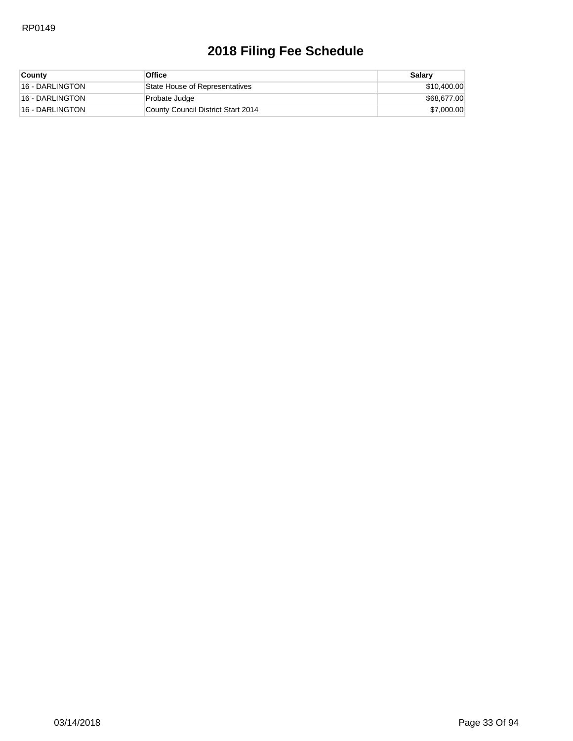# 2018 Filing Fee Schedule

| County | Office | Salary |
|---|---|---|
| 16 - DARLINGTON | State House of Representatives | $10,400.00 |
| 16 - DARLINGTON | Probate Judge | $68,677.00 |
| 16 - DARLINGTON | County Council District Start 2014 | $7,000.00 |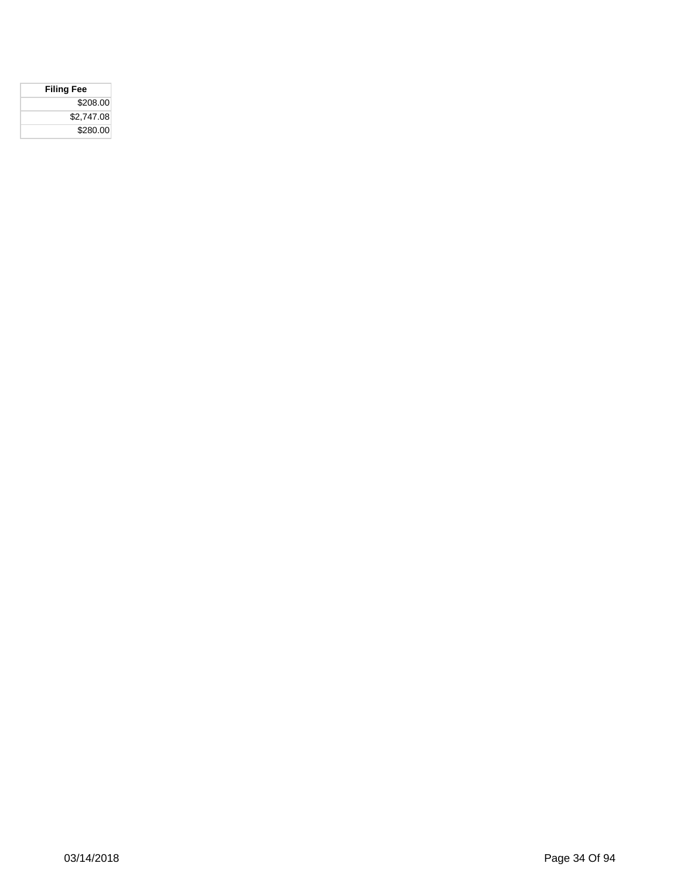| Filing Fee |
| ---: |
| $208.00 |
| $2,747.08 |
| $280.00 |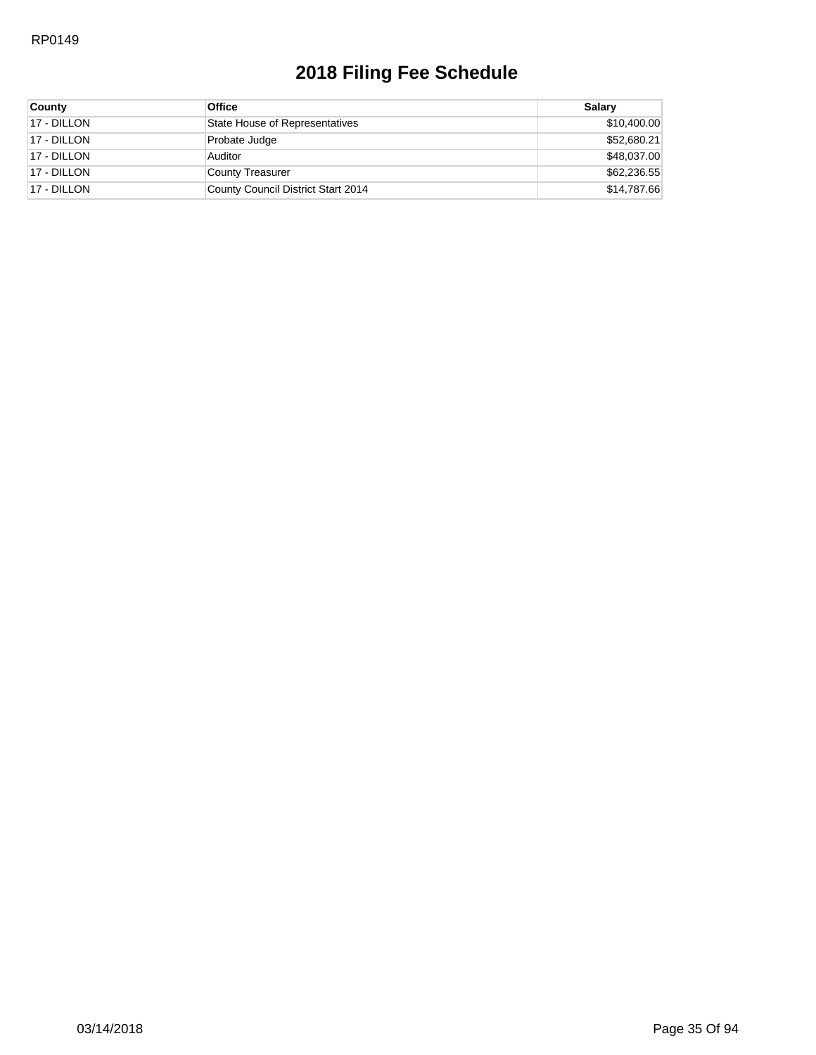# 2018 Filing Fee Schedule

| County | Office | Salary |
|---|---|---|
| 17 - DILLON | State House of Representatives | $10,400.00 |
| 17 - DILLON | Probate Judge | $52,680.21 |
| 17 - DILLON | Auditor | $48,037.00 |
| 17 - DILLON | County Treasurer | $62,236.55 |
| 17 - DILLON | County Council District Start 2014 | $14,787.66 |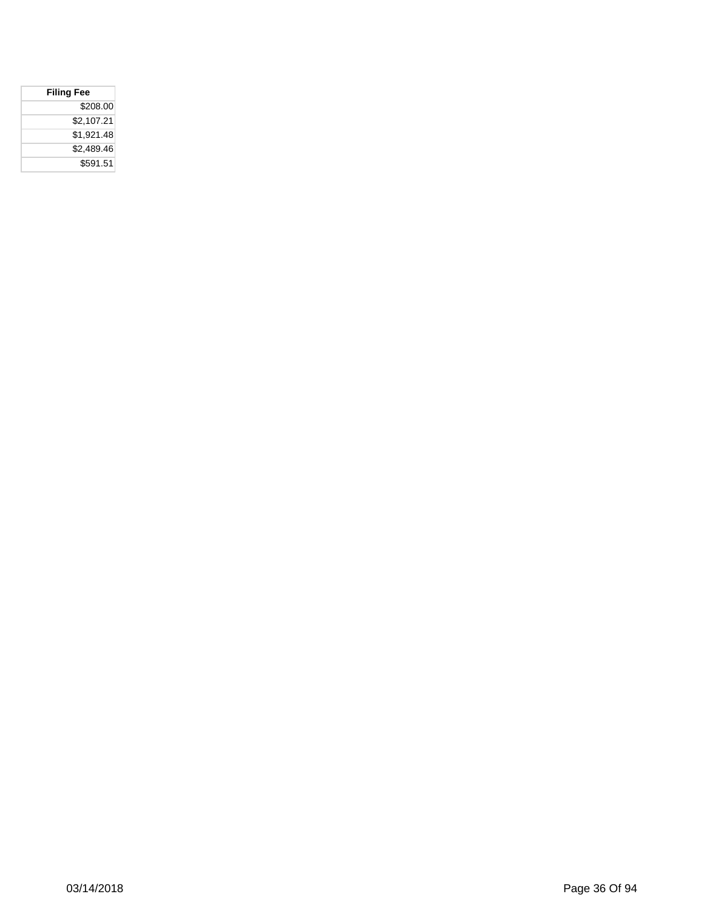| Filing Fee |
| ---: |
| $208.00 |
| $2,107.21 |
| $1,921.48 |
| $2,489.46 |
| $591.51 |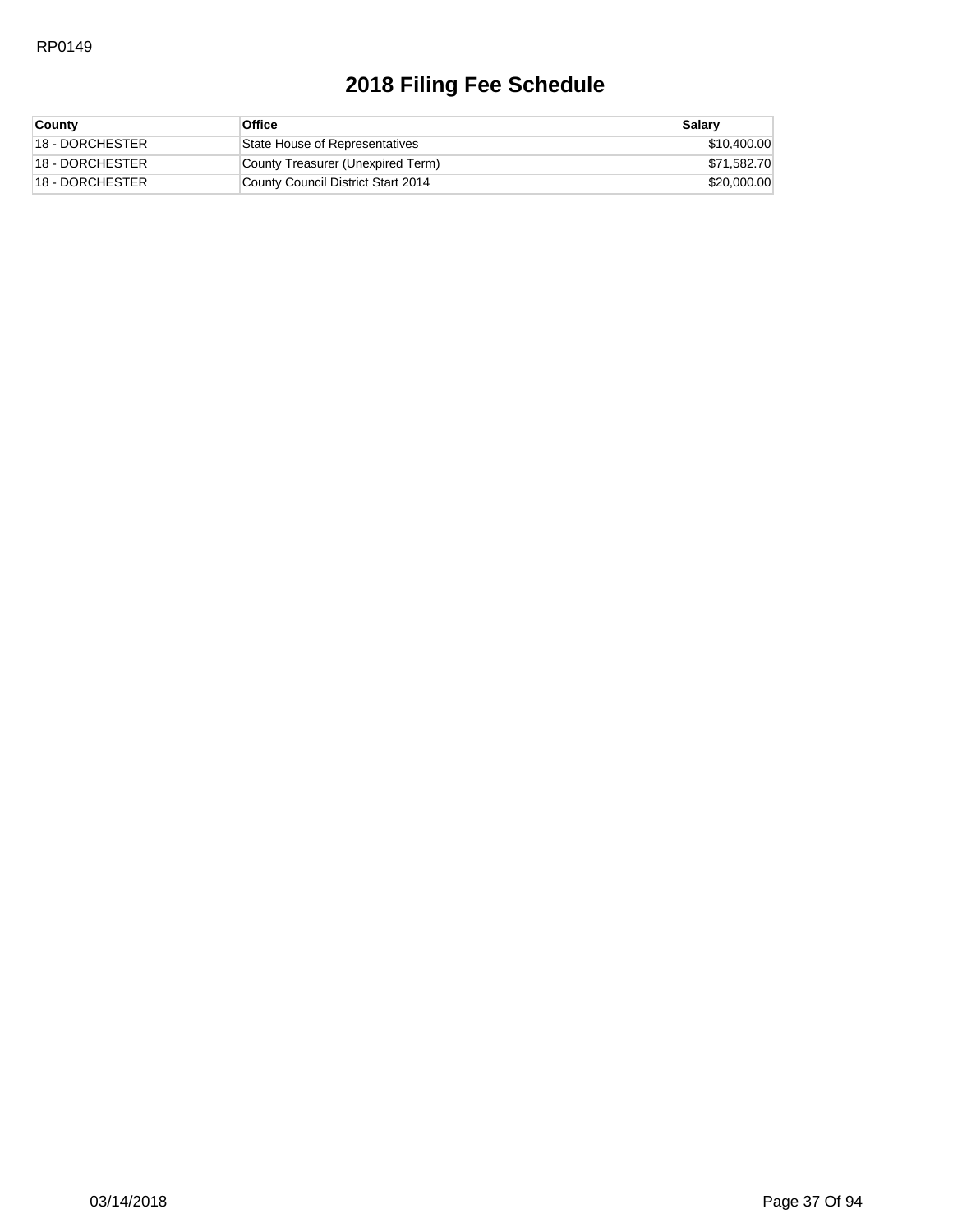RP0149

# 2018 Filing Fee Schedule

| County | Office | Salary |
|---|---|---|
| 18 - DORCHESTER | State House of Representatives | $10,400.00 |
| 18 - DORCHESTER | County Treasurer (Unexpired Term) | $71,582.70 |
| 18 - DORCHESTER | County Council District Start 2014 | $20,000.00 |

03/14/2018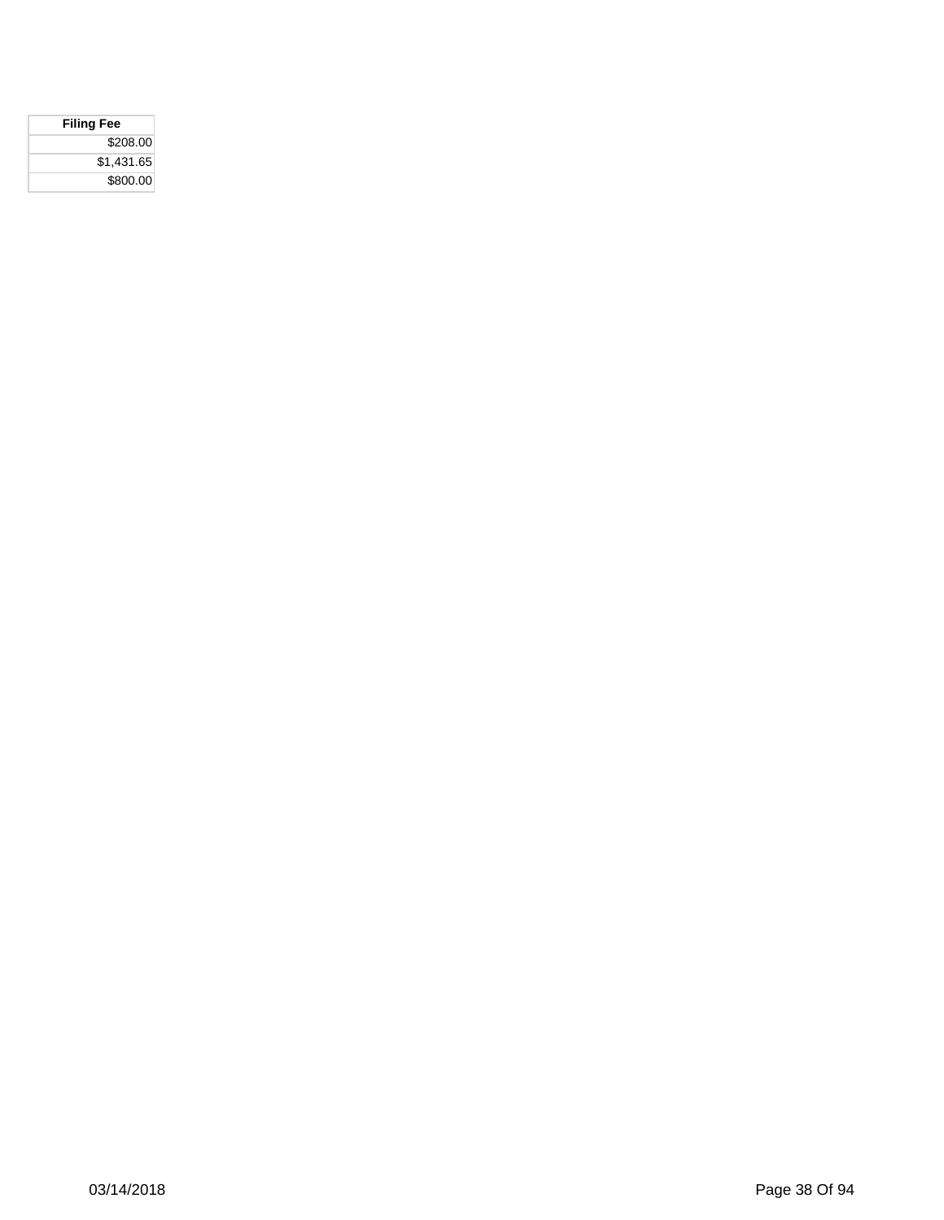| Filing Fee |
| ---: |
| $208.00 |
| $1,431.65 |
| $800.00 |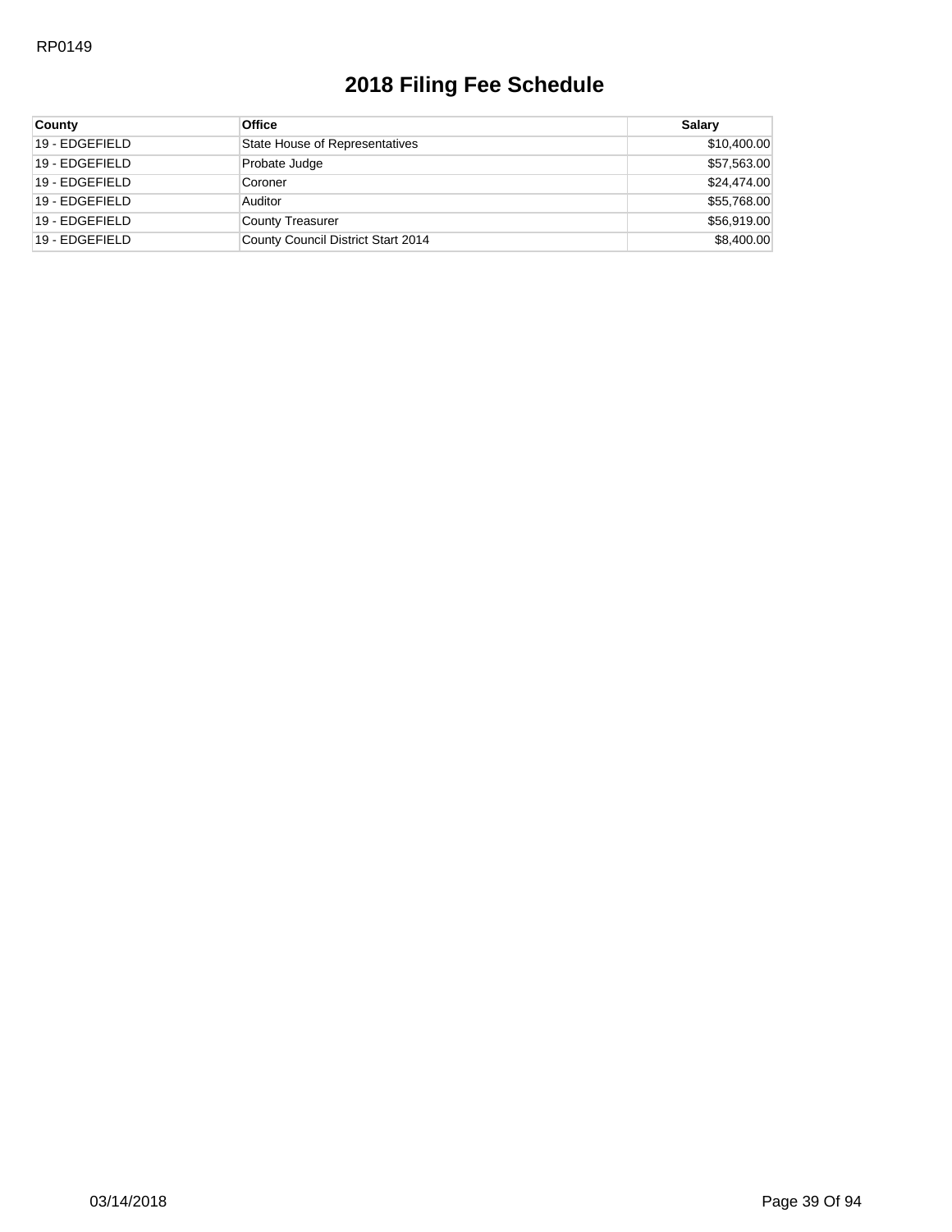# 2018 Filing Fee Schedule

| County | Office | Salary |
|---|---|---|
| 19 - EDGEFIELD | State House of Representatives | $10,400.00 |
| 19 - EDGEFIELD | Probate Judge | $57,563.00 |
| 19 - EDGEFIELD | Coroner | $24,474.00 |
| 19 - EDGEFIELD | Auditor | $55,768.00 |
| 19 - EDGEFIELD | County Treasurer | $56,919.00 |
| 19 - EDGEFIELD | County Council District Start 2014 | $8,400.00 |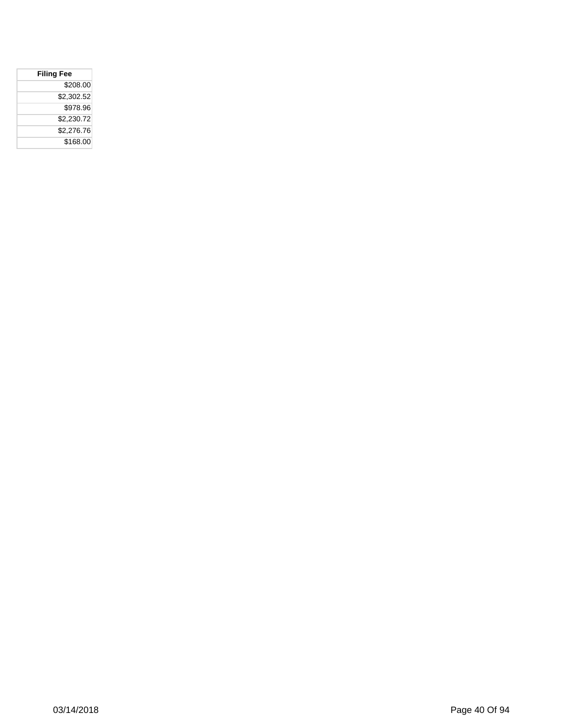| Filing Fee |
| ---: |
| $208.00 |
| $2,302.52 |
| $978.96 |
| $2,230.72 |
| $2,276.76 |
| $168.00 |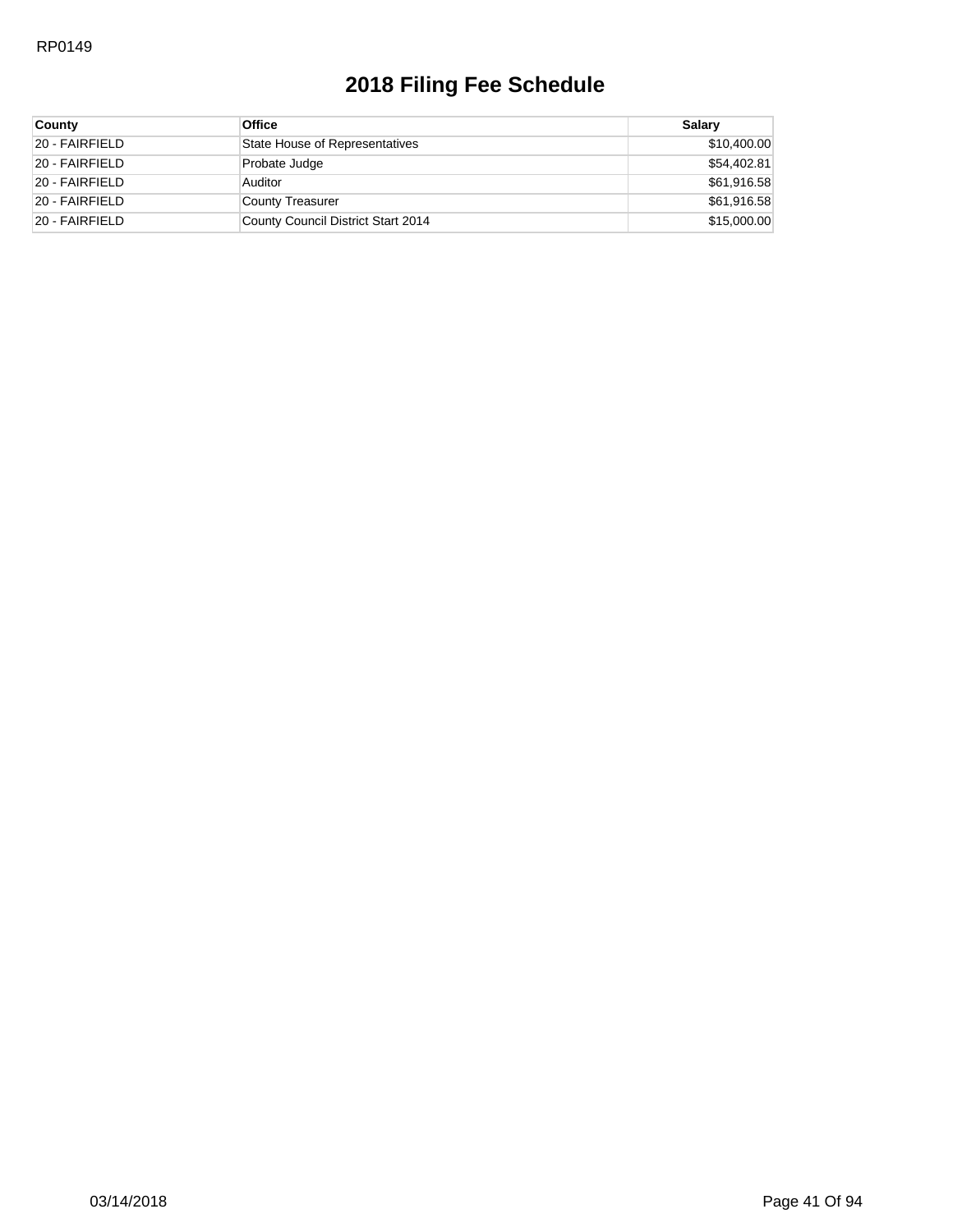RP0149

# 2018 Filing Fee Schedule

| County | Office | Salary |
|---|---|---|
| 20 - FAIRFIELD | State House of Representatives | $10,400.00 |
| 20 - FAIRFIELD | Probate Judge | $54,402.81 |
| 20 - FAIRFIELD | Auditor | $61,916.58 |
| 20 - FAIRFIELD | County Treasurer | $61,916.58 |
| 20 - FAIRFIELD | County Council District Start 2014 | $15,000.00 |

03/14/2018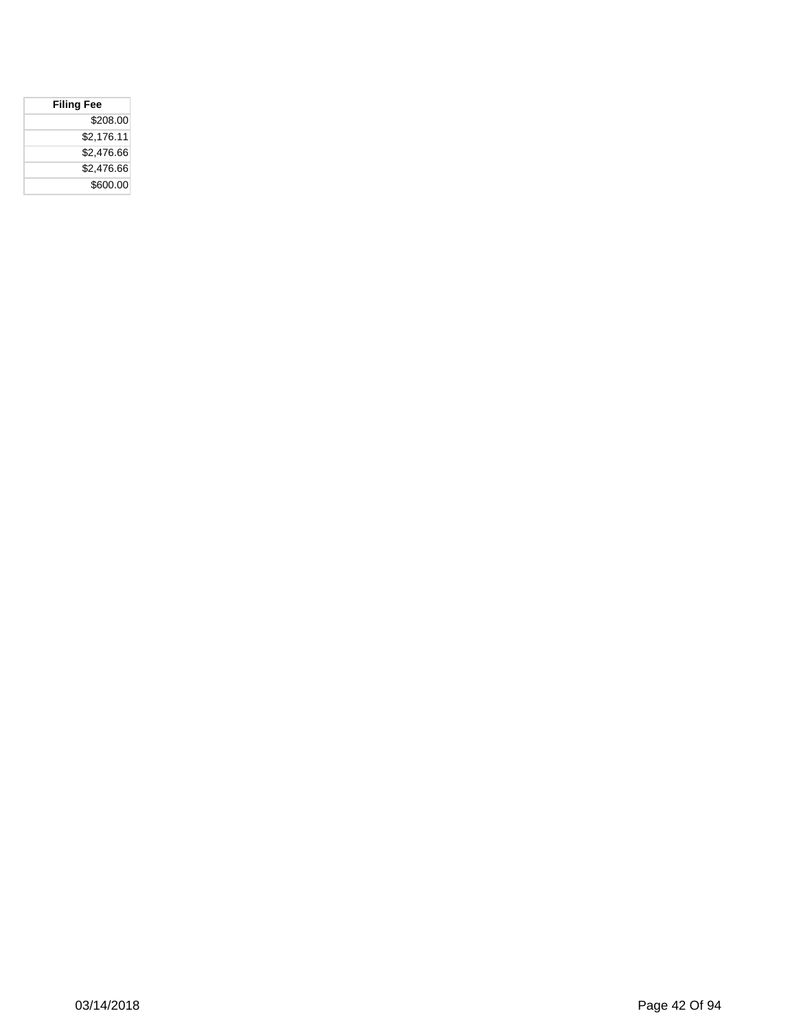| Filing Fee |
| ---: |
| $208.00 |
| $2,176.11 |
| $2,476.66 |
| $2,476.66 |
| $600.00 |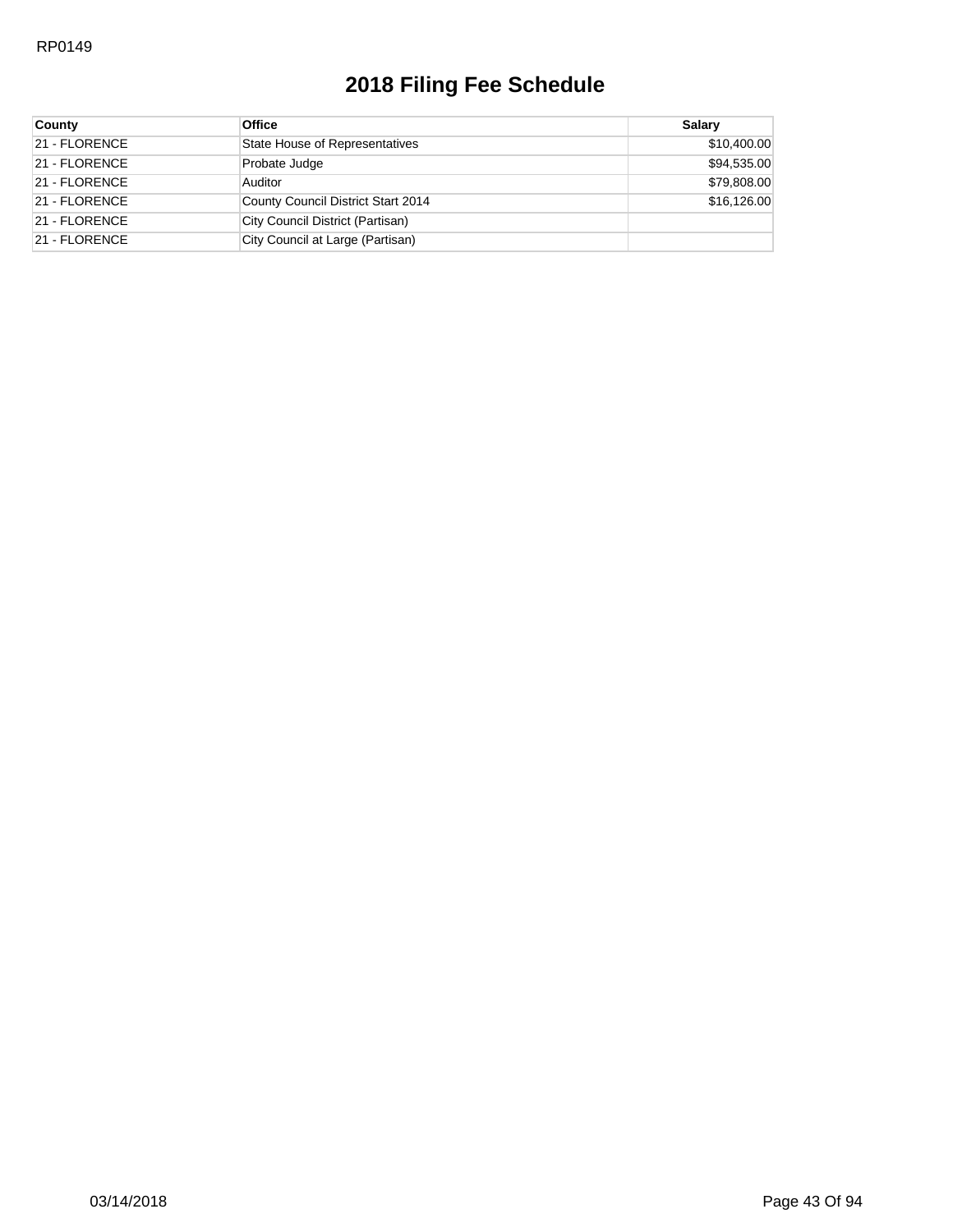# 2018 Filing Fee Schedule

| County | Office | Salary |
|---|---|---|
| 21 - FLORENCE | State House of Representatives | $10,400.00 |
| 21 - FLORENCE | Probate Judge | $94,535.00 |
| 21 - FLORENCE | Auditor | $79,808.00 |
| 21 - FLORENCE | County Council District Start 2014 | $16,126.00 |
| 21 - FLORENCE | City Council District (Partisan) | |
| 21 - FLORENCE | City Council at Large (Partisan) | |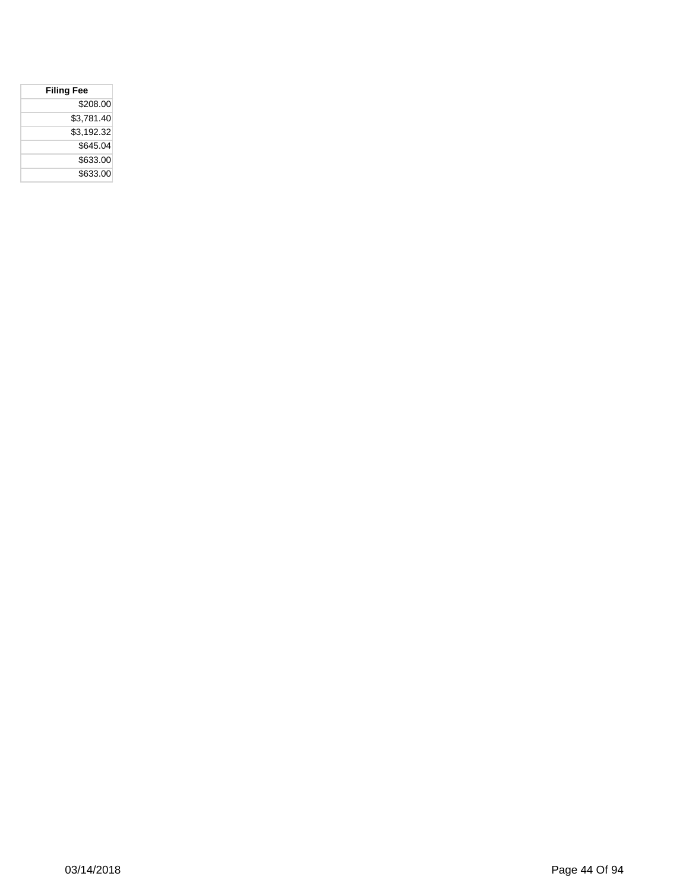| Filing Fee |
| ---: |
| $208.00 |
| $3,781.40 |
| $3,192.32 |
| $645.04 |
| $633.00 |
| $633.00 |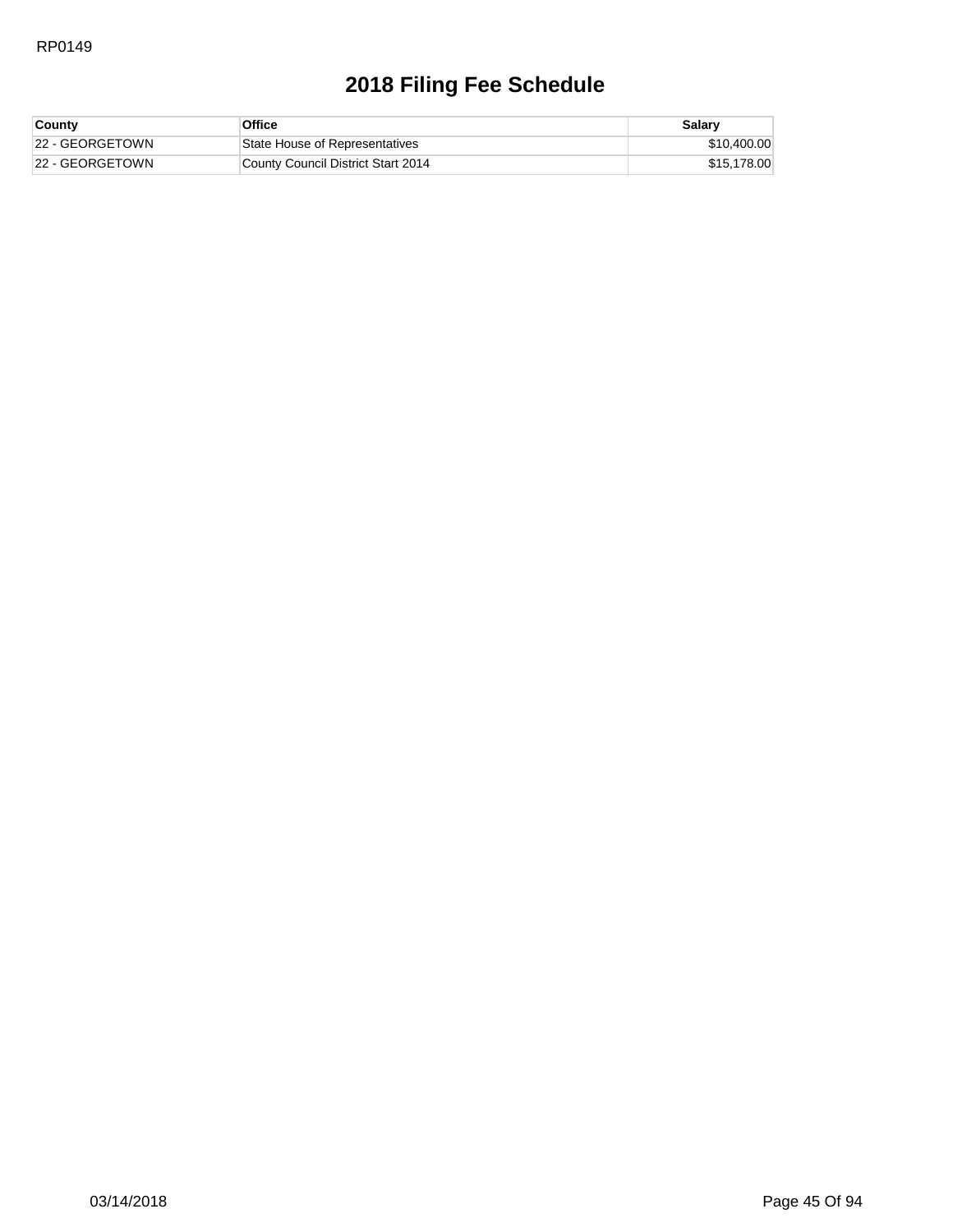# 2018 Filing Fee Schedule

| County | Office | Salary |
| --- | --- | --- |
| 22 - GEORGETOWN | State House of Representatives | $10,400.00 |
| 22 - GEORGETOWN | County Council District Start 2014 | $15,178.00 |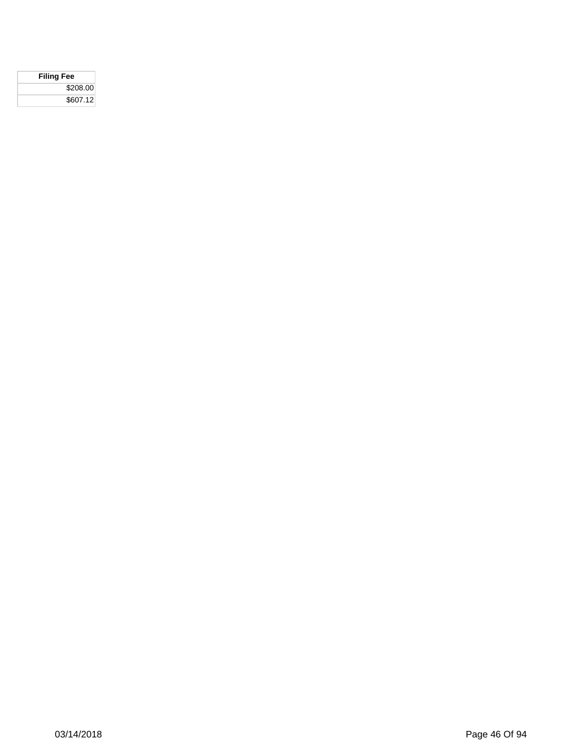| Filing Fee |
| ---: |
| $208.00 |
| $607.12 |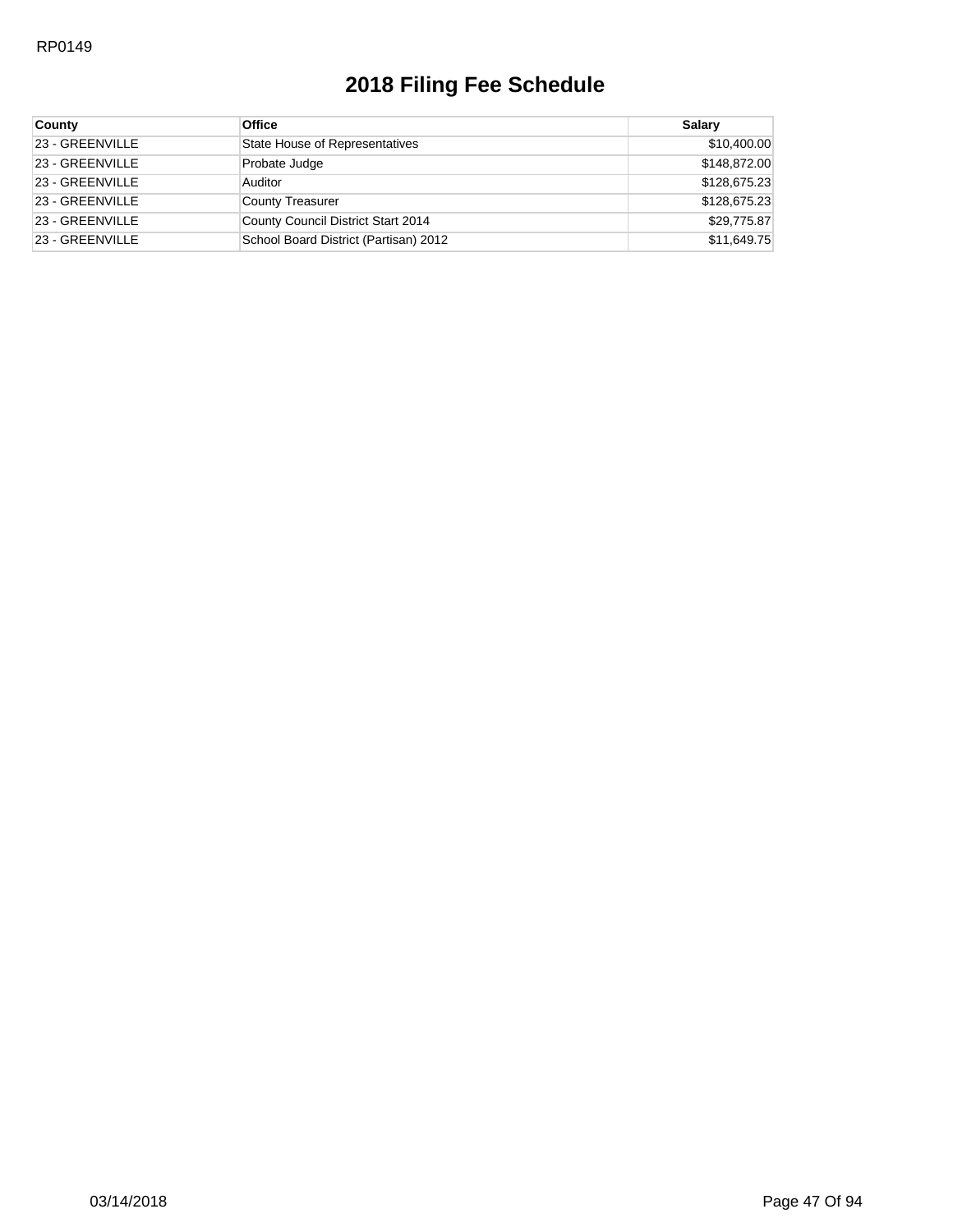# 2018 Filing Fee Schedule

| County | Office | Salary |
|---|---|---|
| 23 - GREENVILLE | State House of Representatives | $10,400.00 |
| 23 - GREENVILLE | Probate Judge | $148,872.00 |
| 23 - GREENVILLE | Auditor | $128,675.23 |
| 23 - GREENVILLE | County Treasurer | $128,675.23 |
| 23 - GREENVILLE | County Council District Start 2014 | $29,775.87 |
| 23 - GREENVILLE | School Board District (Partisan) 2012 | $11,649.75 |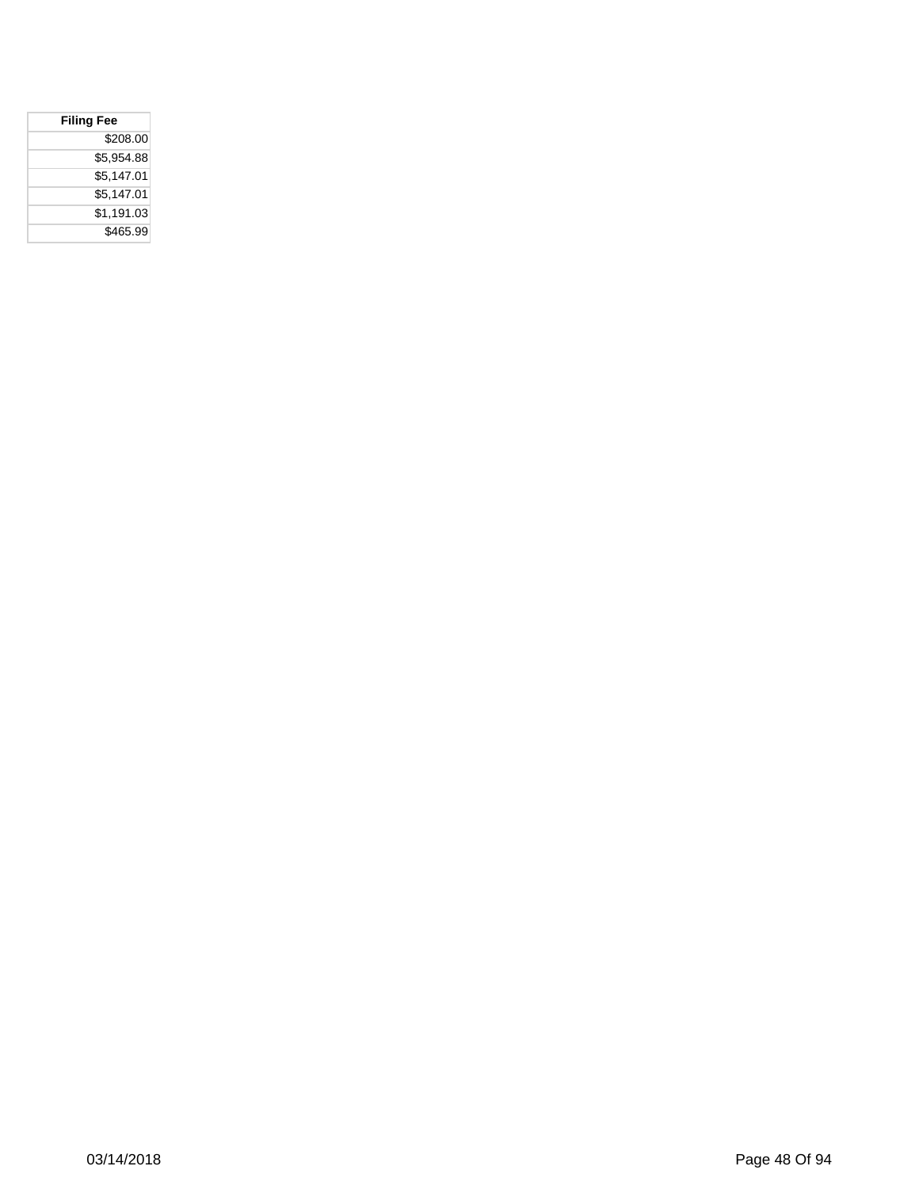| Filing Fee |
| ---: |
| $208.00 |
| $5,954.88 |
| $5,147.01 |
| $5,147.01 |
| $1,191.03 |
| $465.99 |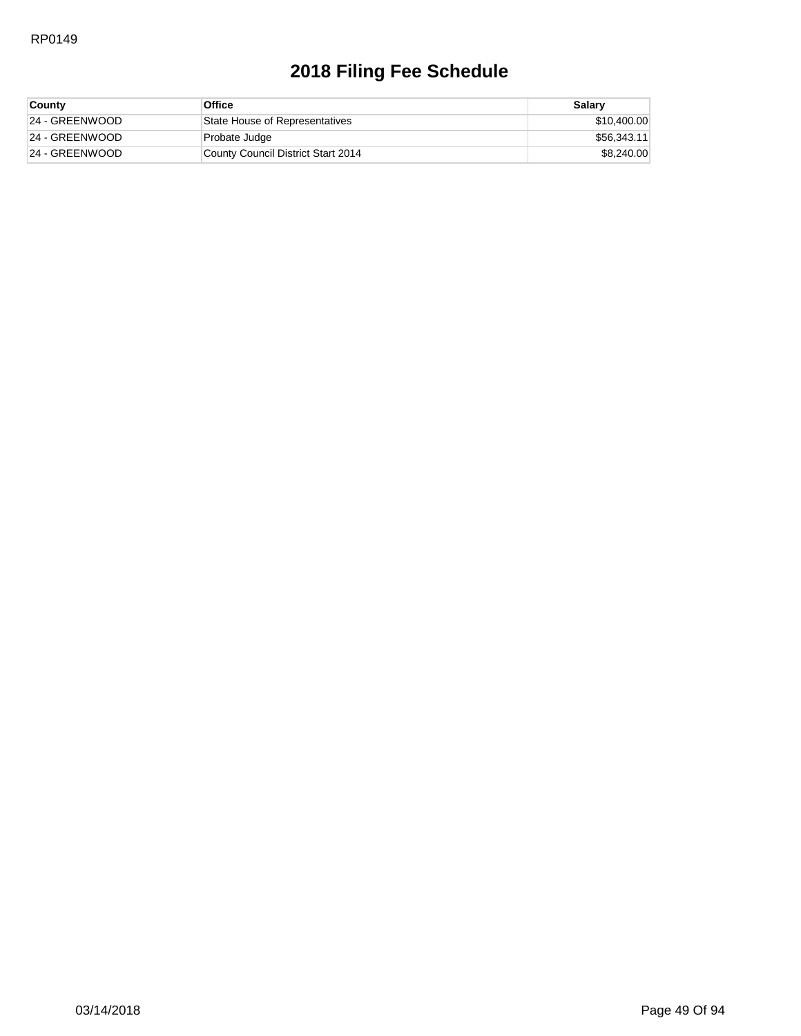# 2018 Filing Fee Schedule

| County | Office | Salary |
|---|---|---|
| 24 - GREENWOOD | State House of Representatives | $10,400.00 |
| 24 - GREENWOOD | Probate Judge | $56,343.11 |
| 24 - GREENWOOD | County Council District Start 2014 | $8,240.00 |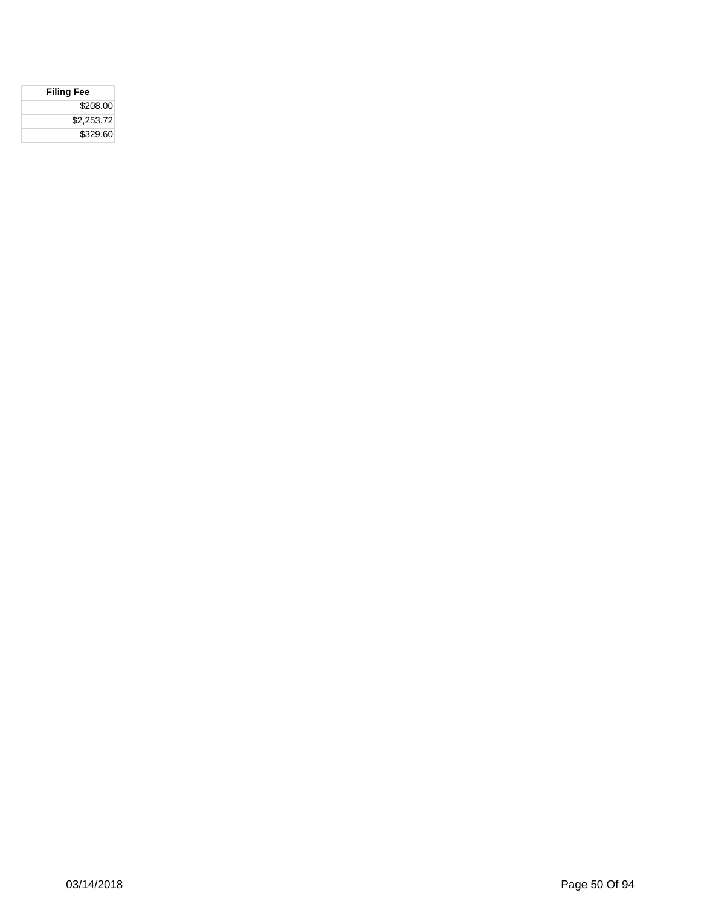| Filing Fee |
| ---: |
| $208.00 |
| $2,253.72 |
| $329.60 |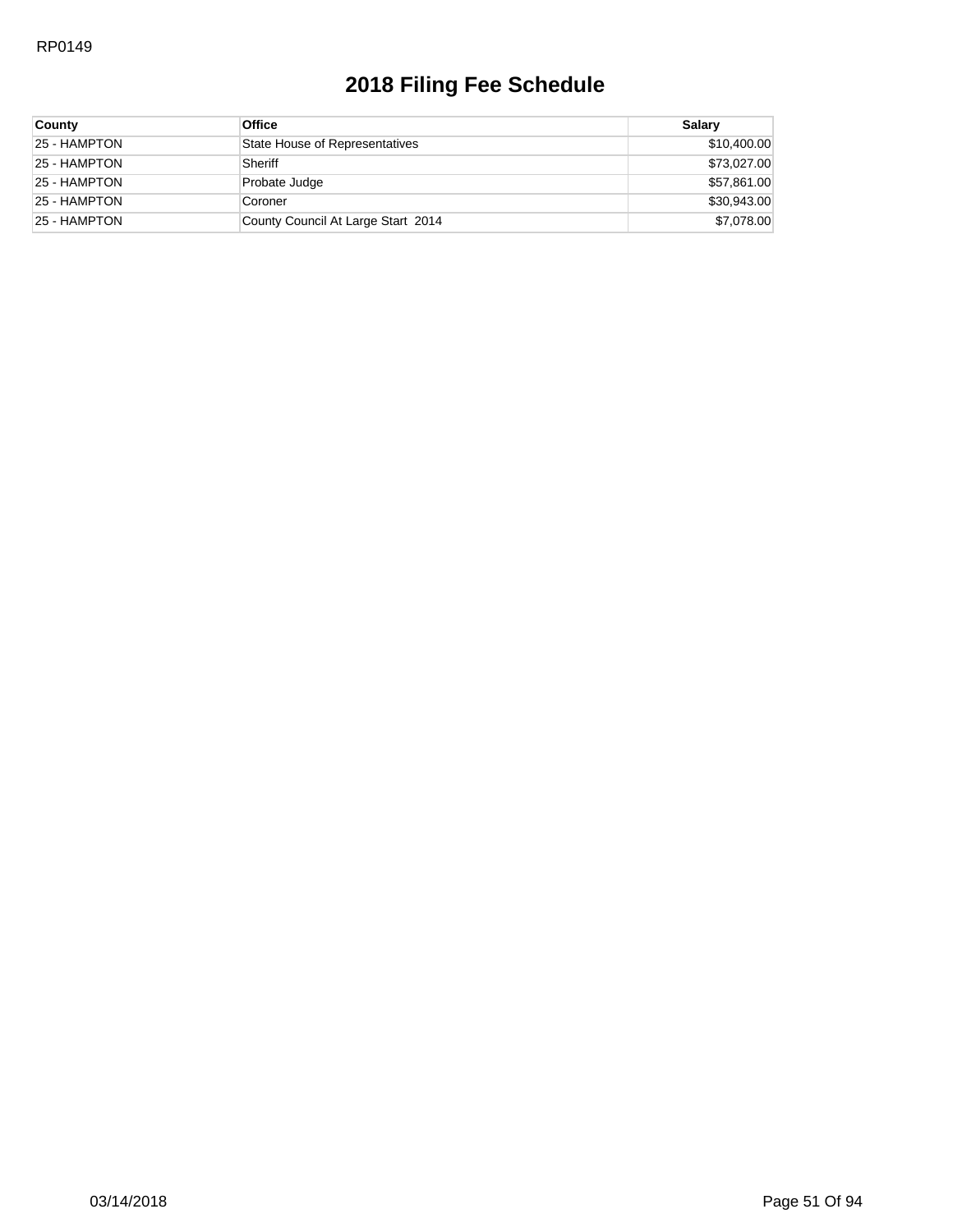RP0149

# 2018 Filing Fee Schedule

| County | Office | Salary |
|---|---|---|
| 25 - HAMPTON | State House of Representatives | $10,400.00 |
| 25 - HAMPTON | Sheriff | $73,027.00 |
| 25 - HAMPTON | Probate Judge | $57,861.00 |
| 25 - HAMPTON | Coroner | $30,943.00 |
| 25 - HAMPTON | County Council At Large Start 2014 | $7,078.00 |

03/14/2018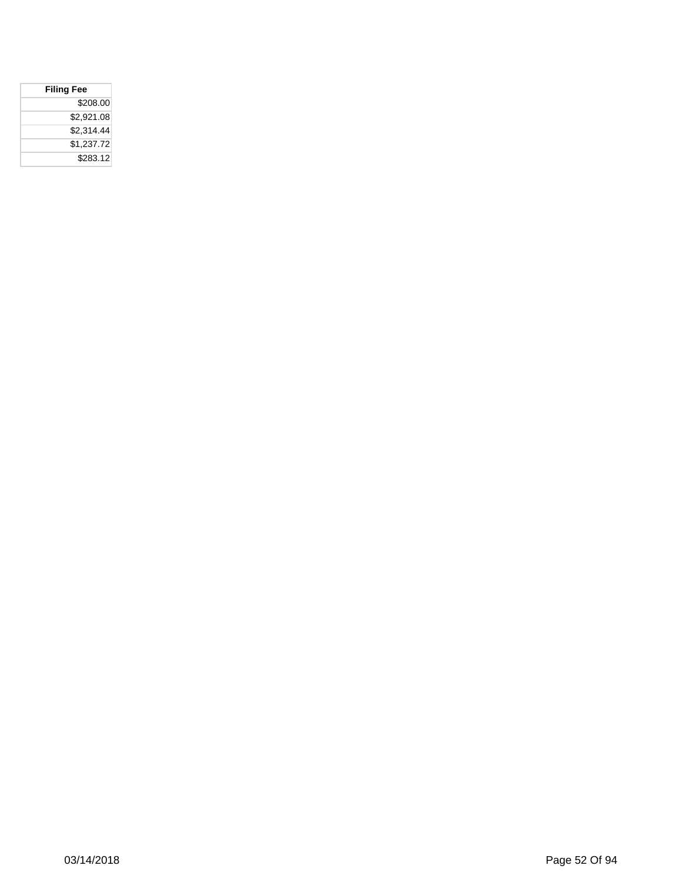| Filing Fee |
| ---: |
| $208.00 |
| $2,921.08 |
| $2,314.44 |
| $1,237.72 |
| $283.12 |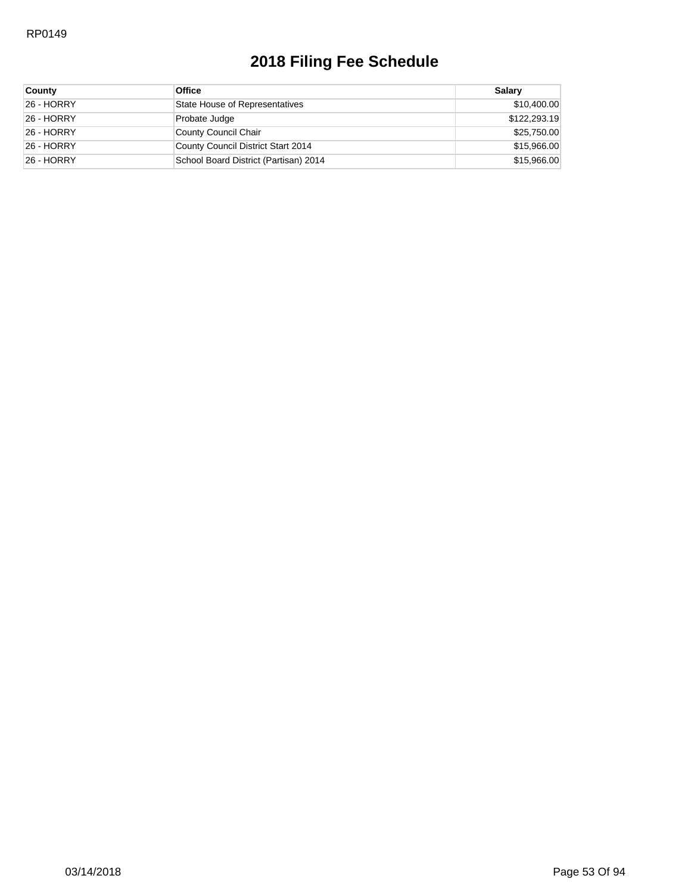# 2018 Filing Fee Schedule

| County | Office | Salary |
|---|---|---|
| 26 - HORRY | State House of Representatives | $10,400.00 |
| 26 - HORRY | Probate Judge | $122,293.19 |
| 26 - HORRY | County Council Chair | $25,750.00 |
| 26 - HORRY | County Council District Start 2014 | $15,966.00 |
| 26 - HORRY | School Board District (Partisan) 2014 | $15,966.00 |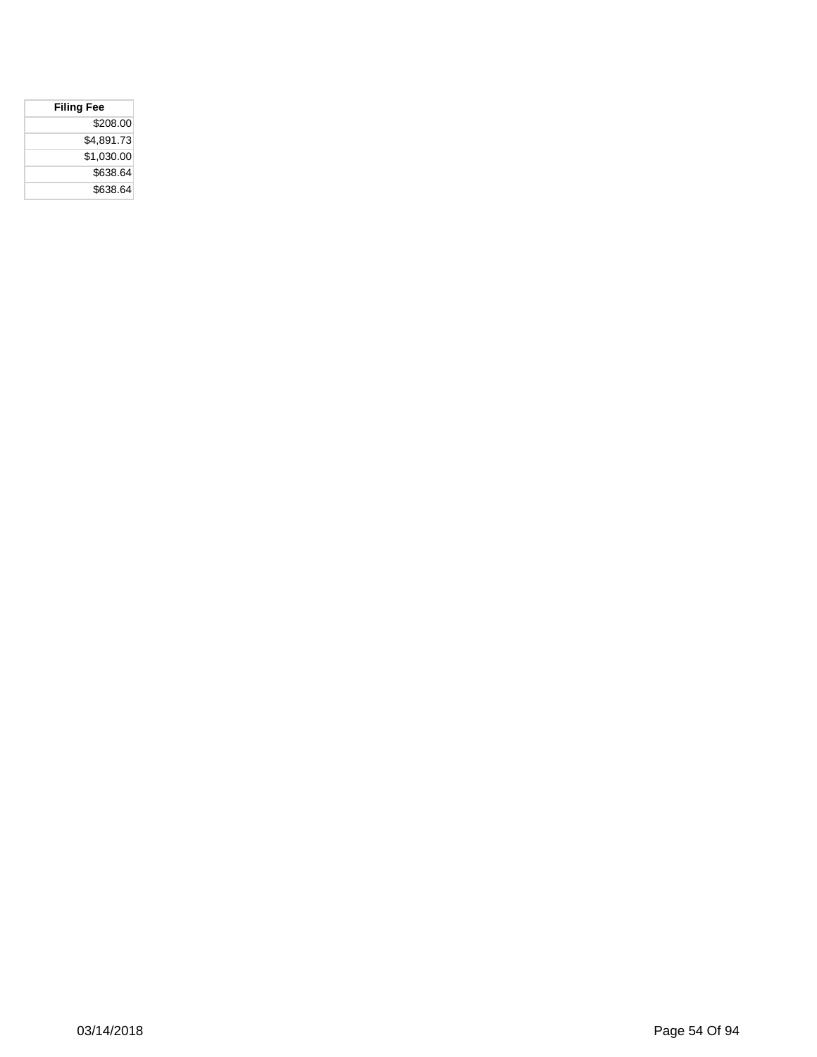| Filing Fee |
| --- |
| $208.00 |
| $4,891.73 |
| $1,030.00 |
| $638.64 |
| $638.64 |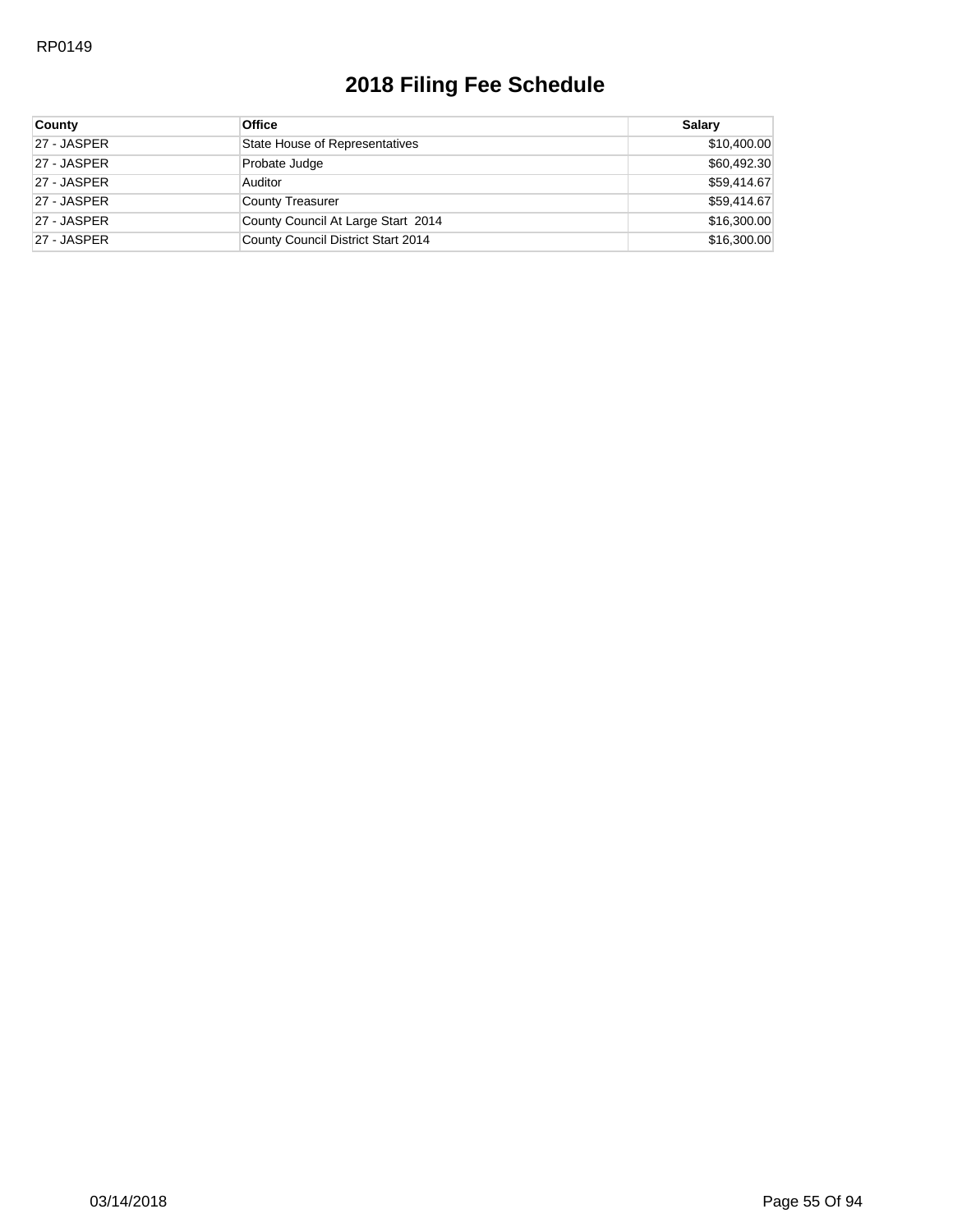# 2018 Filing Fee Schedule

| County | Office | Salary |
|---|---|---|
| 27 - JASPER | State House of Representatives | $10,400.00 |
| 27 - JASPER | Probate Judge | $60,492.30 |
| 27 - JASPER | Auditor | $59,414.67 |
| 27 - JASPER | County Treasurer | $59,414.67 |
| 27 - JASPER | County Council At Large Start 2014 | $16,300.00 |
| 27 - JASPER | County Council District Start 2014 | $16,300.00 |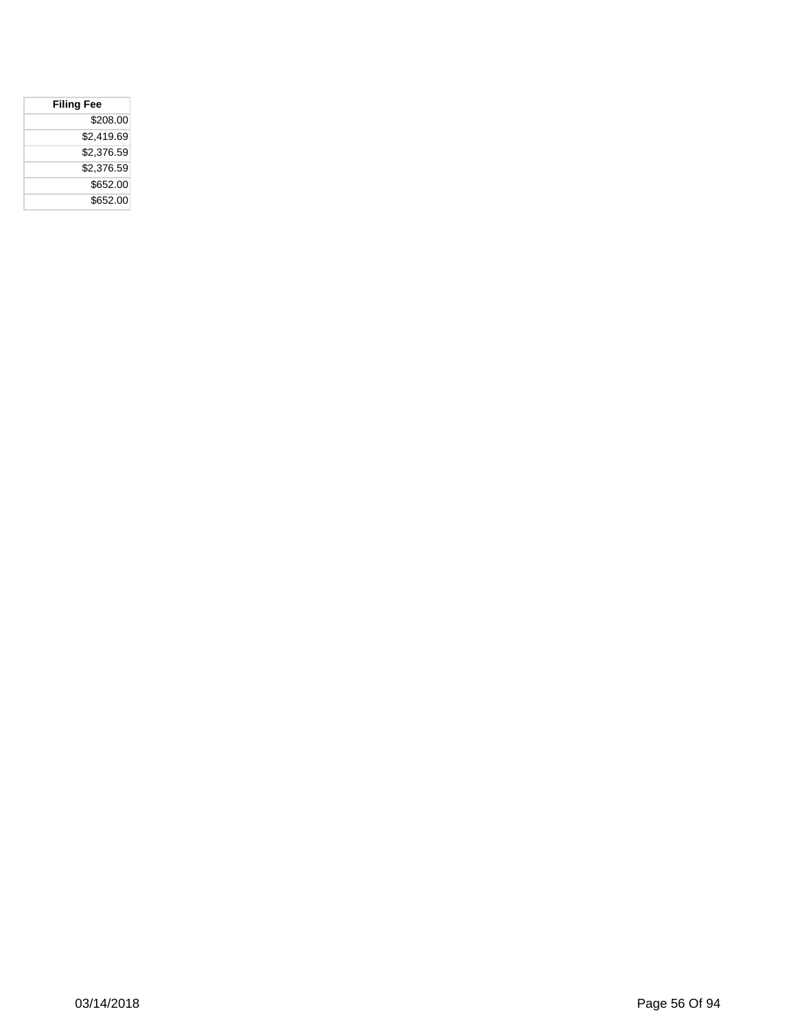| Filing Fee |
| ---: |
| $208.00 |
| $2,419.69 |
| $2,376.59 |
| $2,376.59 |
| $652.00 |
| $652.00 |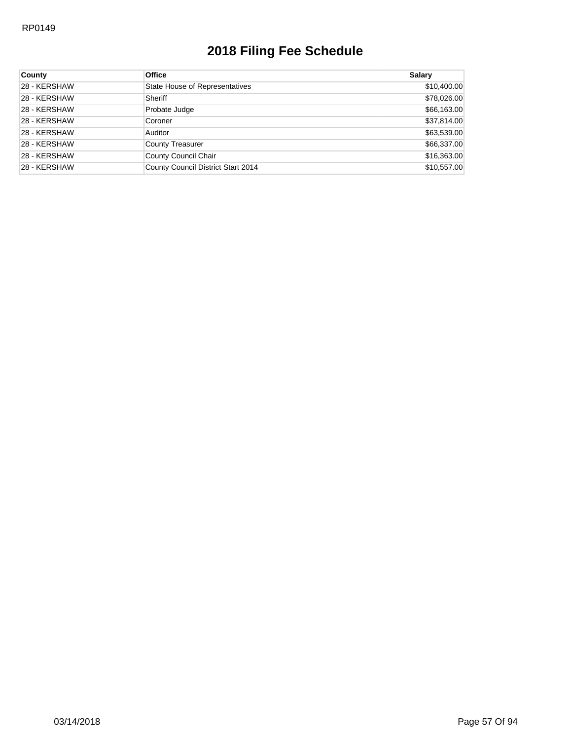RP0149

# 2018 Filing Fee Schedule

| County | Office | Salary |
|---|---|---|
| 28 - KERSHAW | State House of Representatives | $10,400.00 |
| 28 - KERSHAW | Sheriff | $78,026.00 |
| 28 - KERSHAW | Probate Judge | $66,163.00 |
| 28 - KERSHAW | Coroner | $37,814.00 |
| 28 - KERSHAW | Auditor | $63,539.00 |
| 28 - KERSHAW | County Treasurer | $66,337.00 |
| 28 - KERSHAW | County Council Chair | $16,363.00 |
| 28 - KERSHAW | County Council District Start 2014 | $10,557.00 |

03/14/2018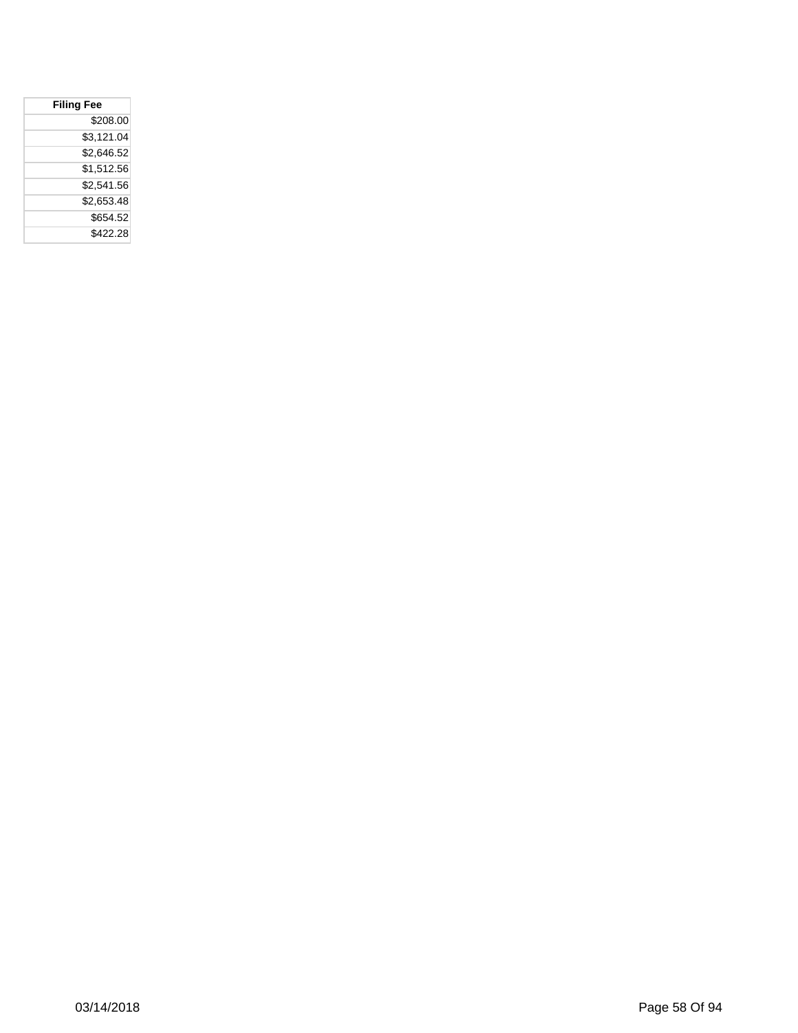| Filing Fee |
| --- |
| $208.00 |
| $3,121.04 |
| $2,646.52 |
| $1,512.56 |
| $2,541.56 |
| $2,653.48 |
| $654.52 |
| $422.28 |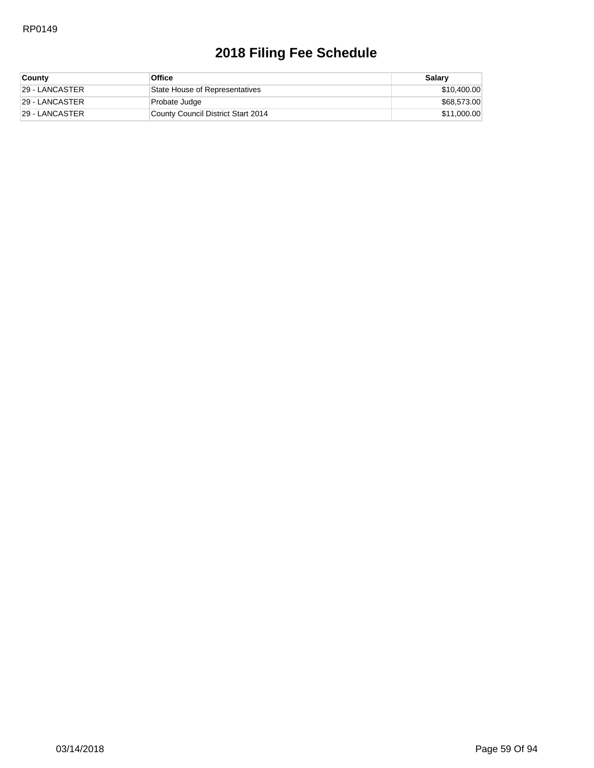RP0149

# 2018 Filing Fee Schedule

| County | Office | Salary |
|---|---|---|
| 29 - LANCASTER | State House of Representatives | $10,400.00 |
| 29 - LANCASTER | Probate Judge | $68,573.00 |
| 29 - LANCASTER | County Council District Start 2014 | $11,000.00 |

03/14/2018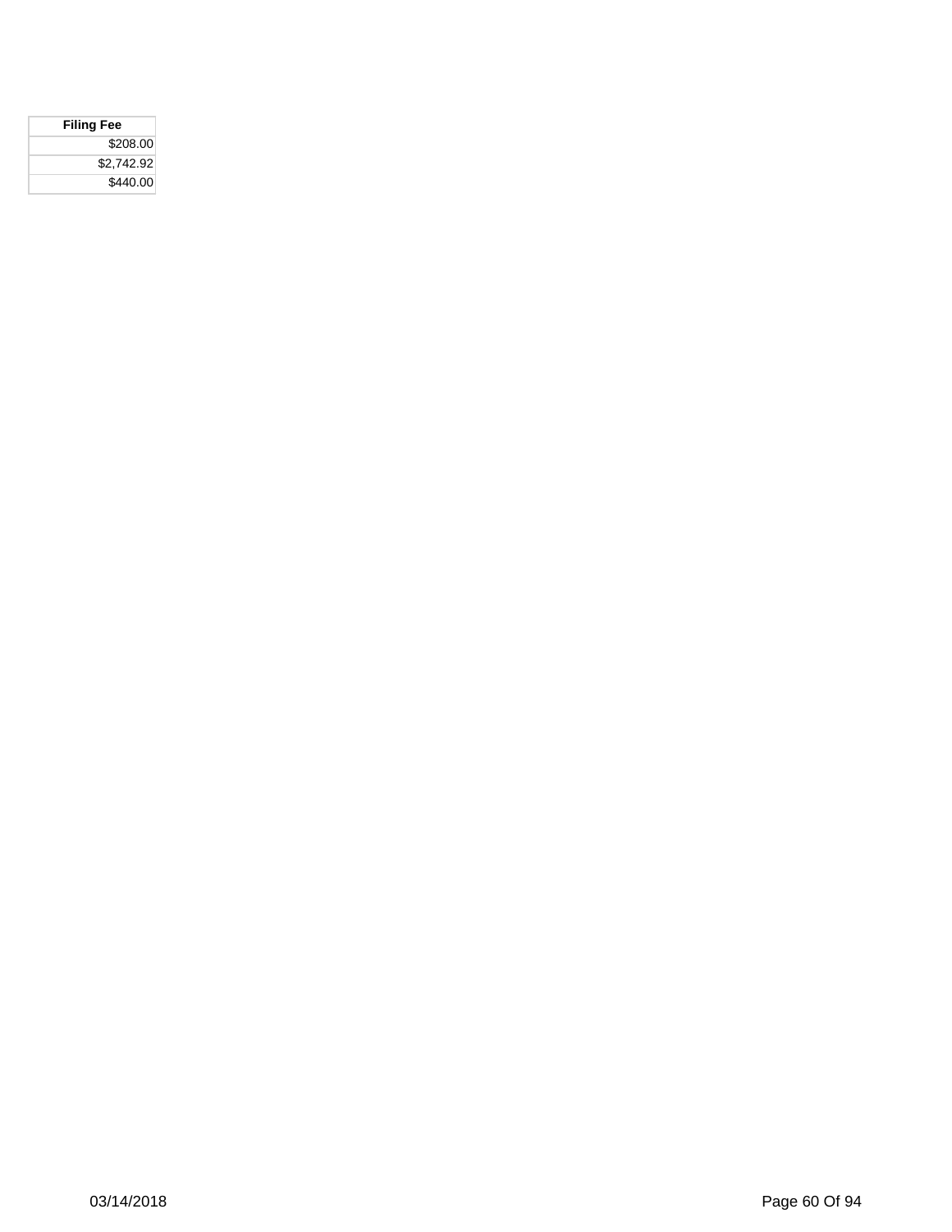| Filing Fee |
| --- |
| $208.00 |
| $2,742.92 |
| $440.00 |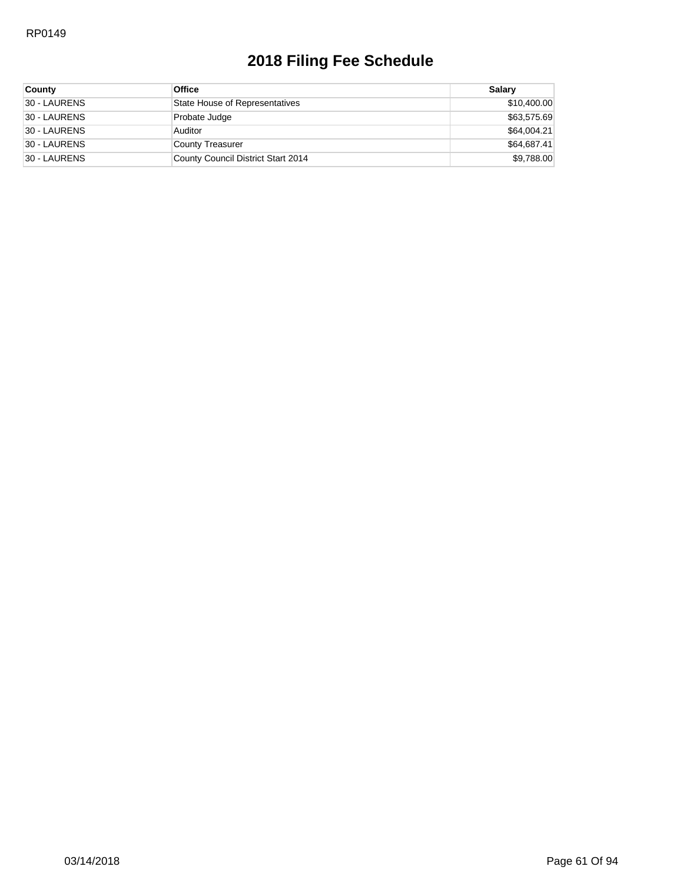RP0149

# 2018 Filing Fee Schedule

| County | Office | Salary |
|---|---|---|
| 30 - LAURENS | State House of Representatives | $10,400.00 |
| 30 - LAURENS | Probate Judge | $63,575.69 |
| 30 - LAURENS | Auditor | $64,004.21 |
| 30 - LAURENS | County Treasurer | $64,687.41 |
| 30 - LAURENS | County Council District Start 2014 | $9,788.00 |

03/14/2018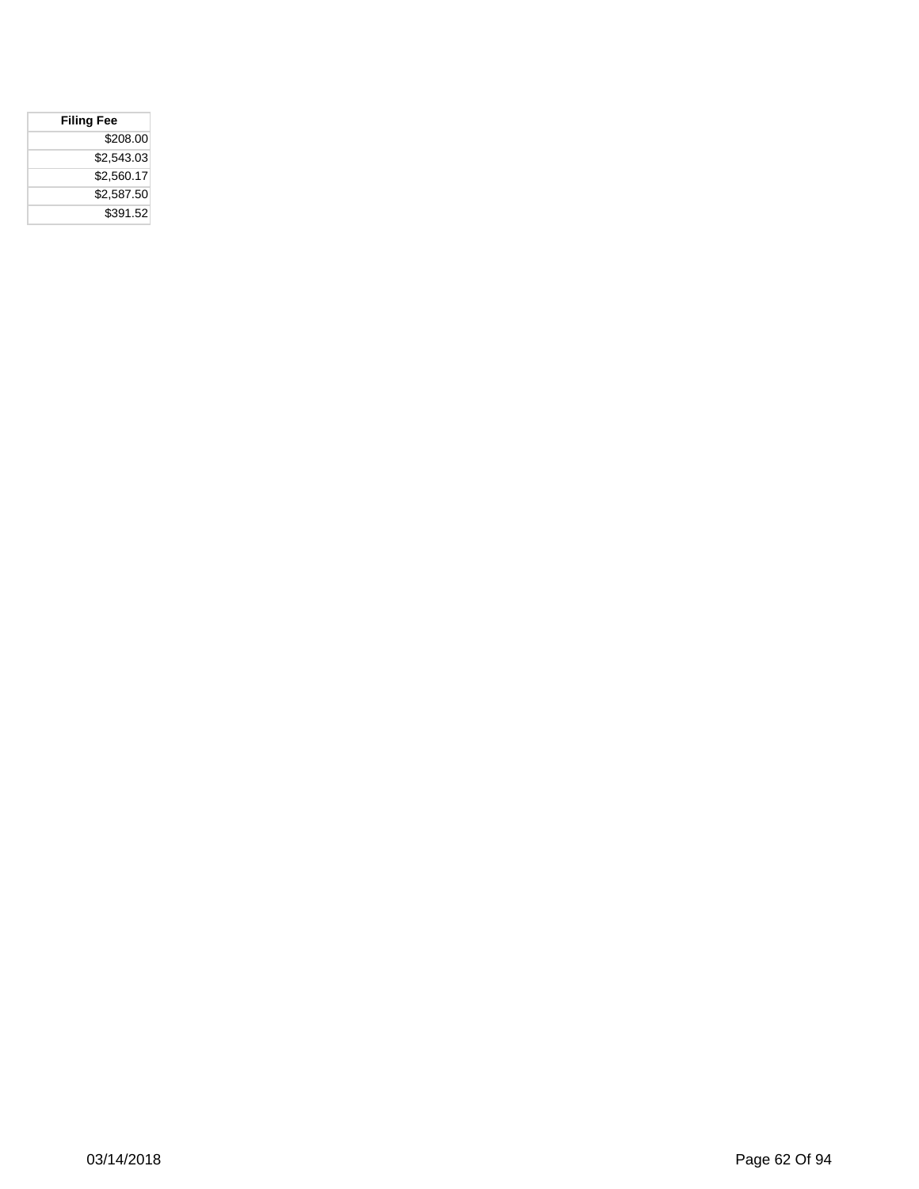| Filing Fee |
| ---: |
| $208.00 |
| $2,543.03 |
| $2,560.17 |
| $2,587.50 |
| $391.52 |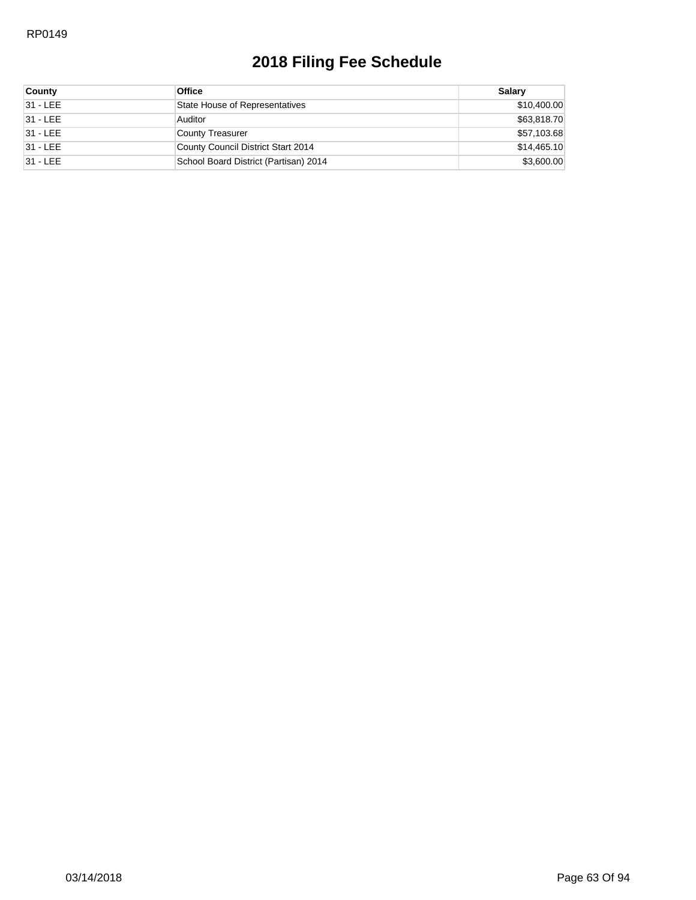RP0149

# 2018 Filing Fee Schedule

| County | Office | Salary |
| --- | --- | --- |
| 31 - LEE | State House of Representatives | $10,400.00 |
| 31 - LEE | Auditor | $63,818.70 |
| 31 - LEE | County Treasurer | $57,103.68 |
| 31 - LEE | County Council District Start 2014 | $14,465.10 |
| 31 - LEE | School Board District (Partisan) 2014 | $3,600.00 |

03/14/2018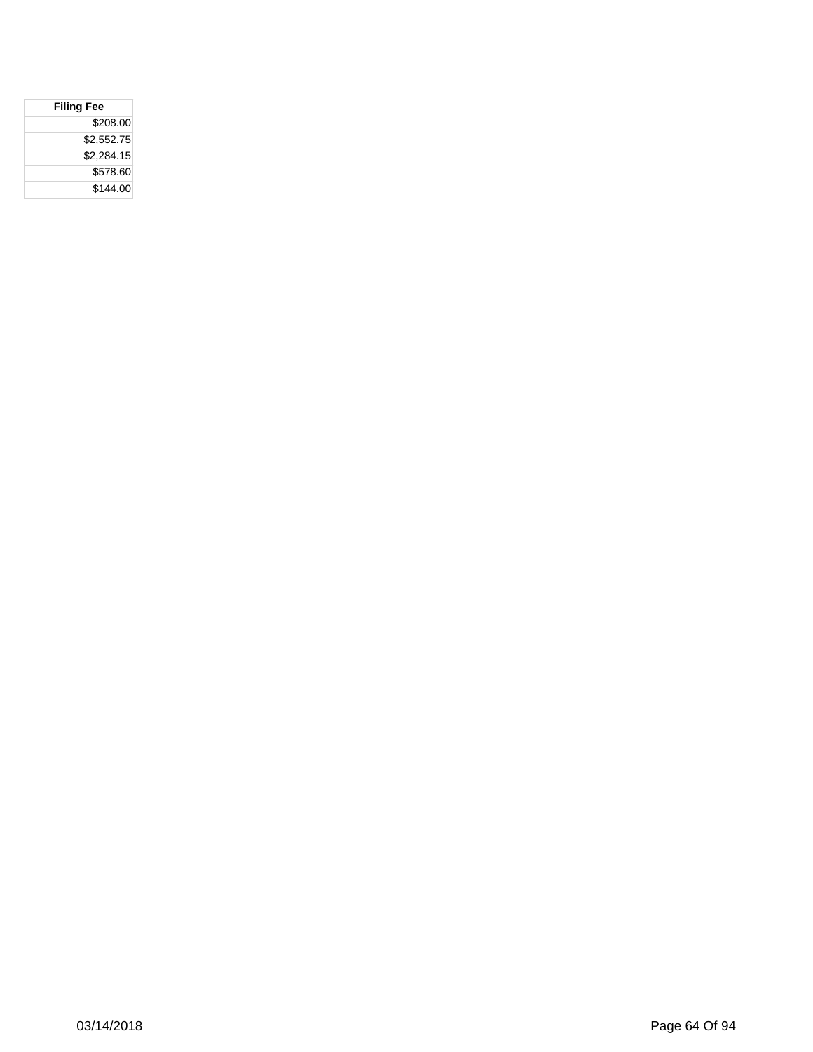| Filing Fee |
| ---: |
| $208.00 |
| $2,552.75 |
| $2,284.15 |
| $578.60 |
| $144.00 |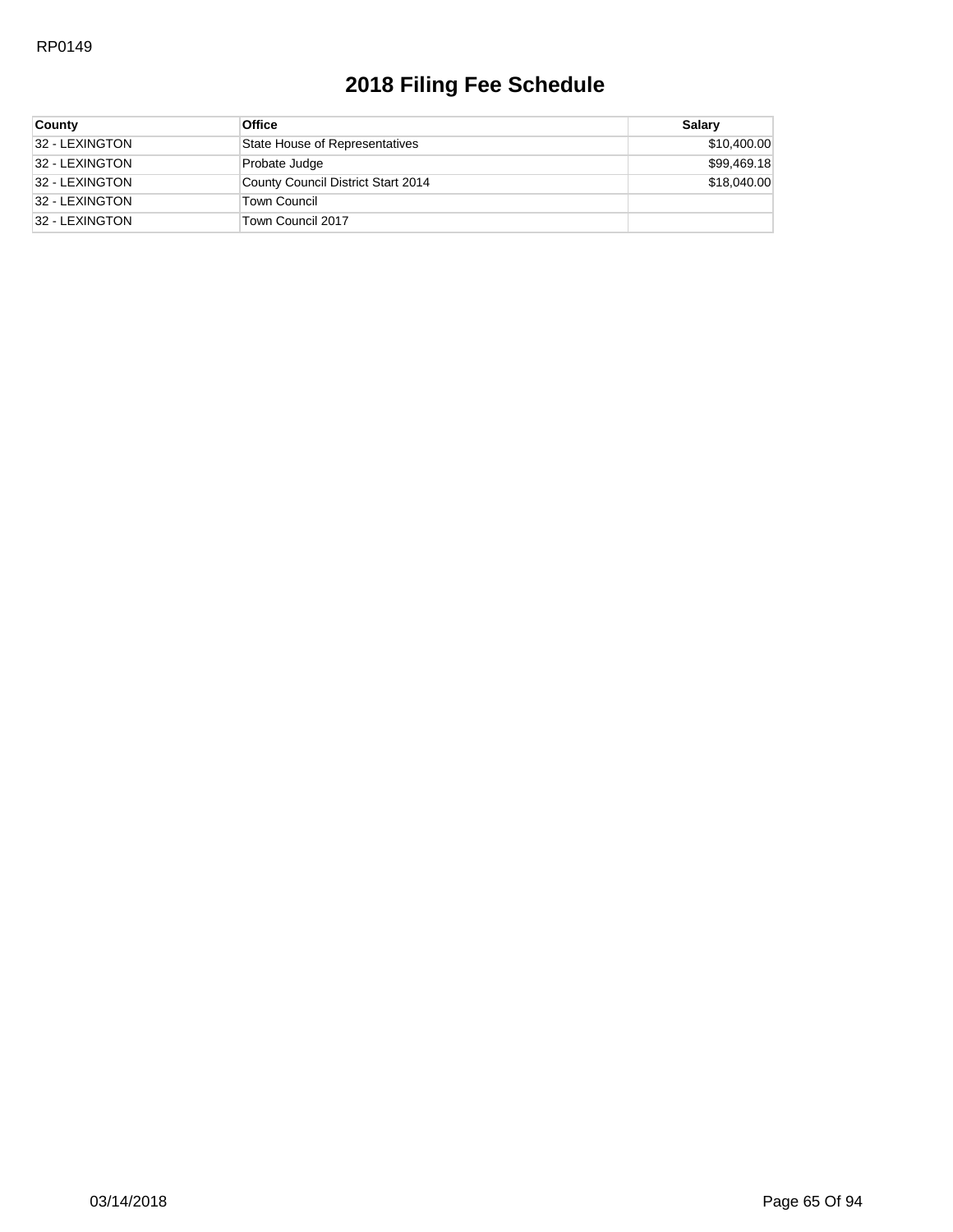RP0149

# 2018 Filing Fee Schedule

| County | Office | Salary |
|---|---|---|
| 32 - LEXINGTON | State House of Representatives | $10,400.00 |
| 32 - LEXINGTON | Probate Judge | $99,469.18 |
| 32 - LEXINGTON | County Council District Start 2014 | $18,040.00 |
| 32 - LEXINGTON | Town Council | |
| 32 - LEXINGTON | Town Council 2017 | |

03/14/2018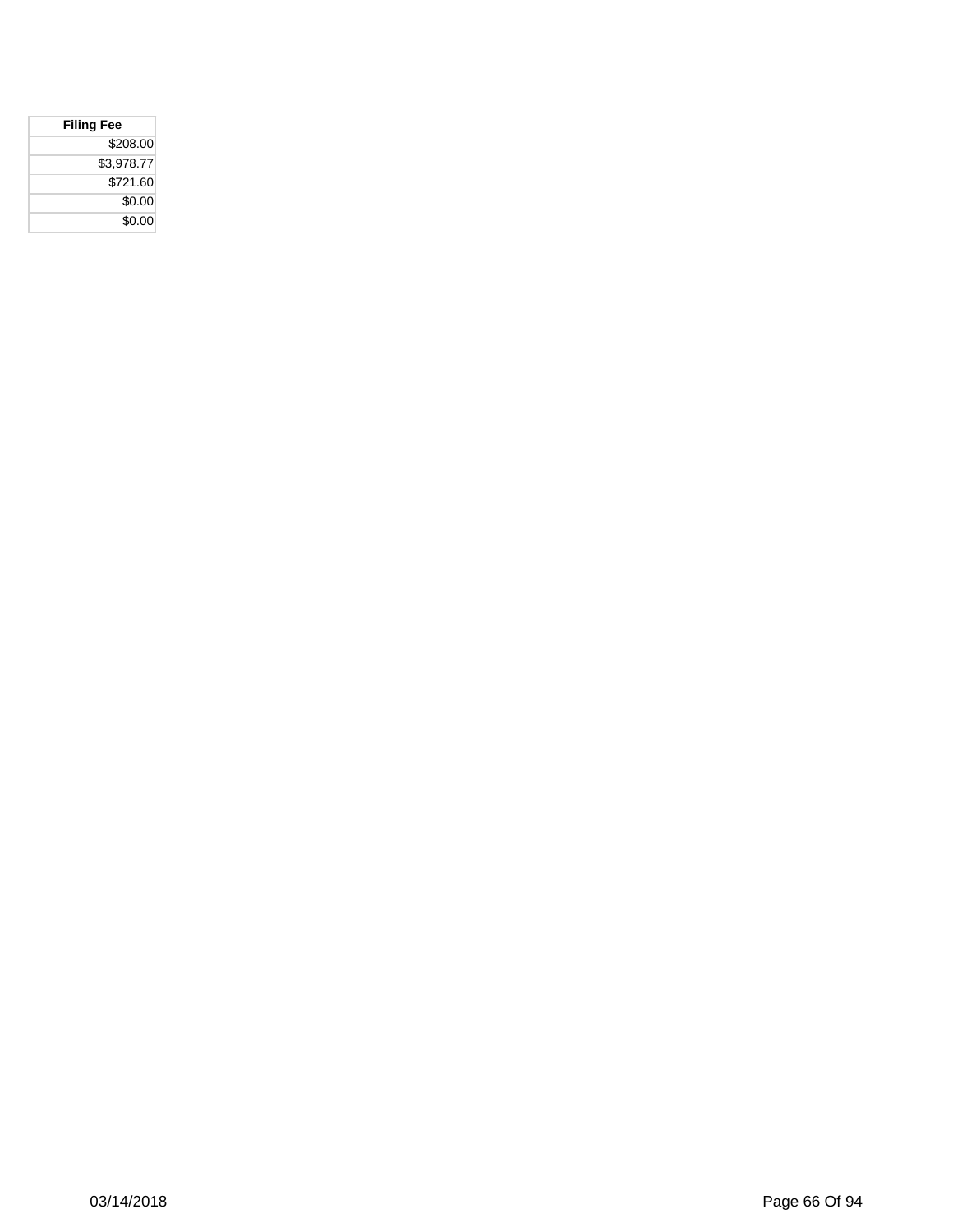| Filing Fee |
| ---: |
| $208.00 |
| $3,978.77 |
| $721.60 |
| $0.00 |
| $0.00 |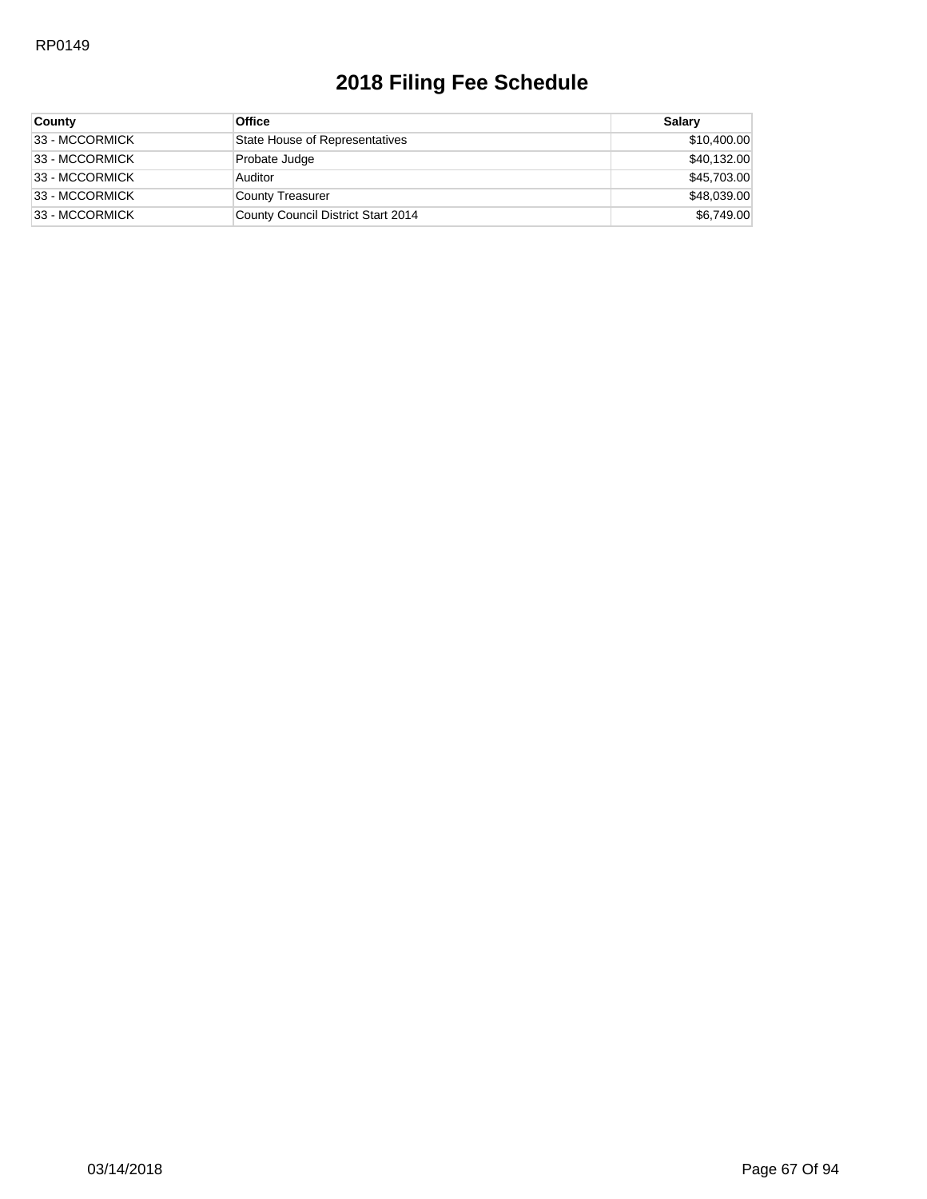RP0149

# 2018 Filing Fee Schedule

| County | Office | Salary |
|---|---|---|
| 33 - MCCORMICK | State House of Representatives | $10,400.00 |
| 33 - MCCORMICK | Probate Judge | $40,132.00 |
| 33 - MCCORMICK | Auditor | $45,703.00 |
| 33 - MCCORMICK | County Treasurer | $48,039.00 |
| 33 - MCCORMICK | County Council District Start 2014 | $6,749.00 |

03/14/2018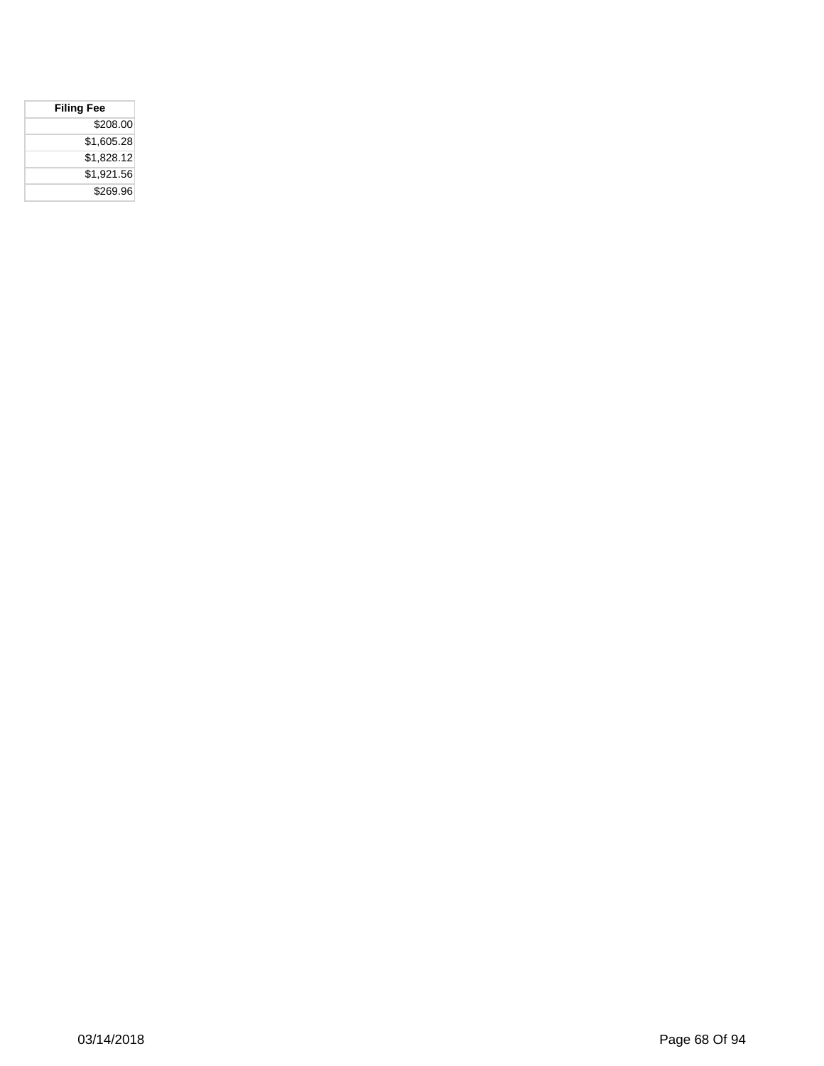| Filing Fee |
| ---: |
| $208.00 |
| $1,605.28 |
| $1,828.12 |
| $1,921.56 |
| $269.96 |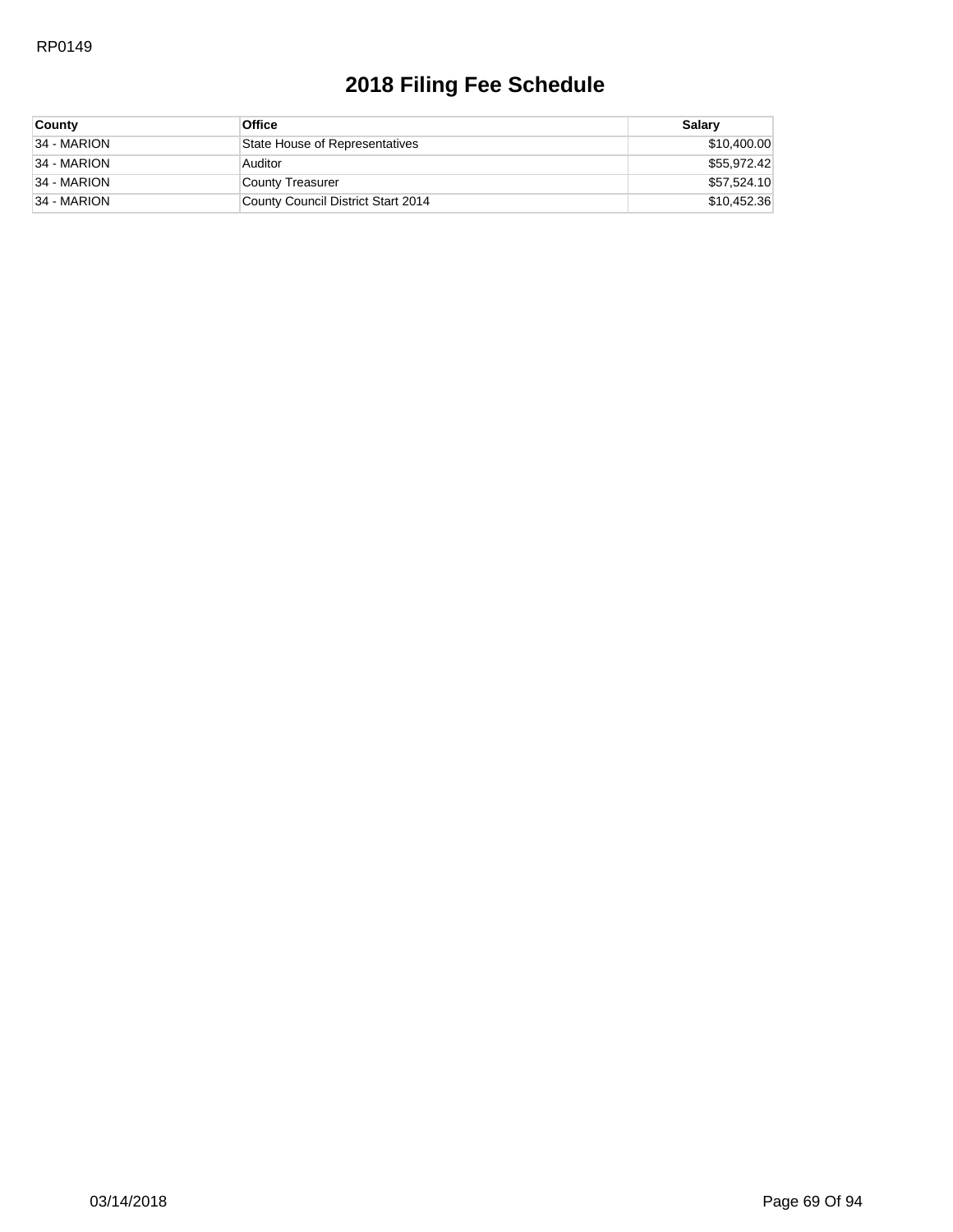# 2018 Filing Fee Schedule

| County | Office | Salary |
|---|---|---|
| 34 - MARION | State House of Representatives | $10,400.00 |
| 34 - MARION | Auditor | $55,972.42 |
| 34 - MARION | County Treasurer | $57,524.10 |
| 34 - MARION | County Council District Start 2014 | $10,452.36 |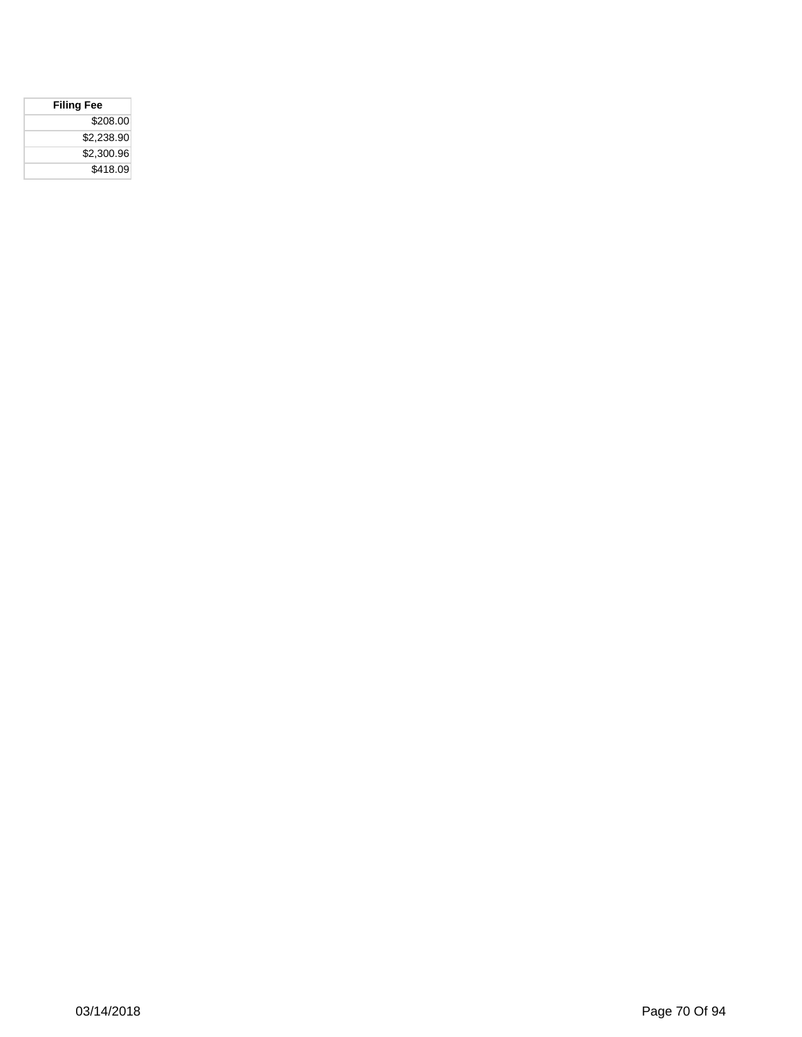| Filing Fee |
| ---: |
| $208.00 |
| $2,238.90 |
| $2,300.96 |
| $418.09 |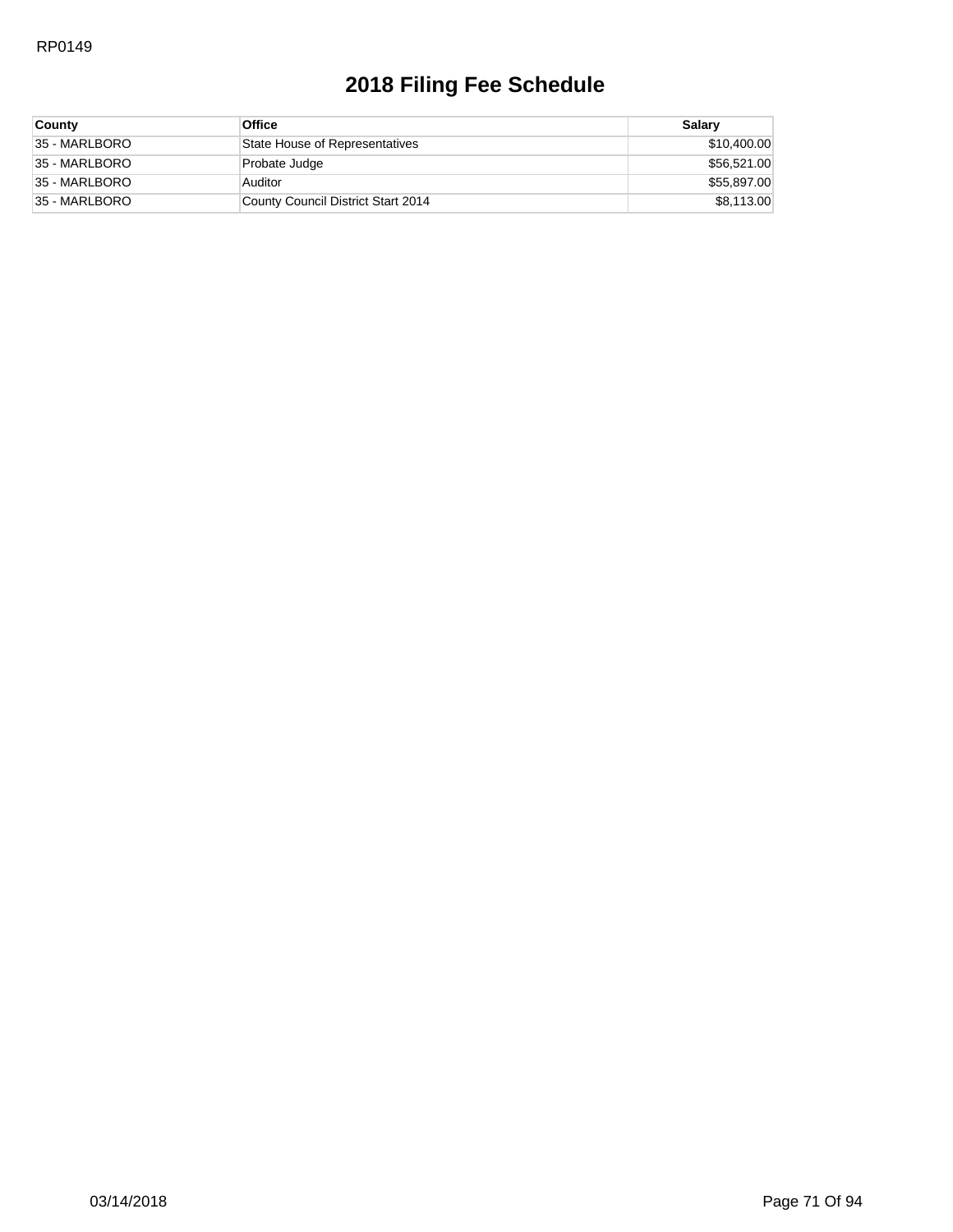RP0149

# 2018 Filing Fee Schedule

| County | Office | Salary |
|---|---|---|
| 35 - MARLBORO | State House of Representatives | $10,400.00 |
| 35 - MARLBORO | Probate Judge | $56,521.00 |
| 35 - MARLBORO | Auditor | $55,897.00 |
| 35 - MARLBORO | County Council District Start 2014 | $8,113.00 |

03/14/2018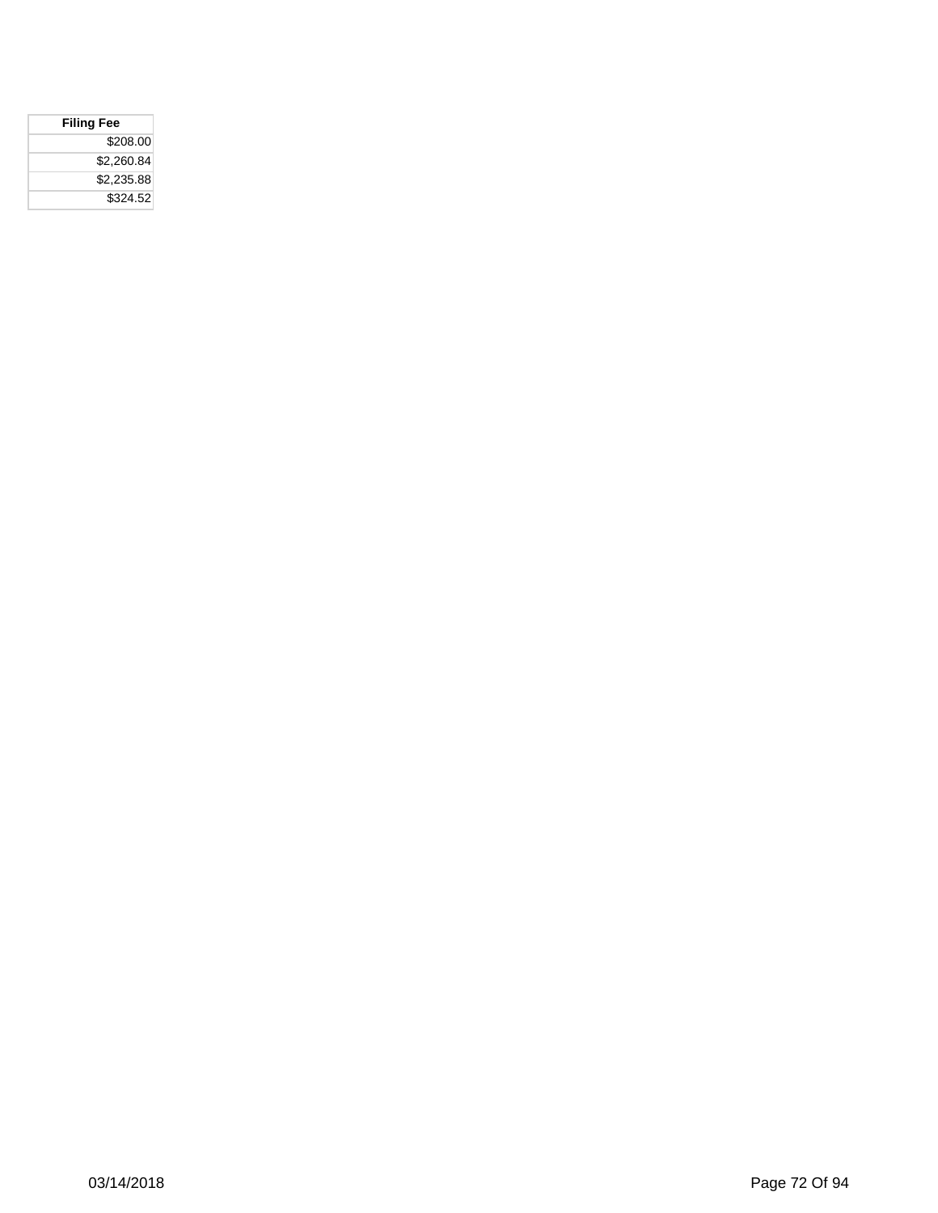| Filing Fee |
| ---: |
| $208.00 |
| $2,260.84 |
| $2,235.88 |
| $324.52 |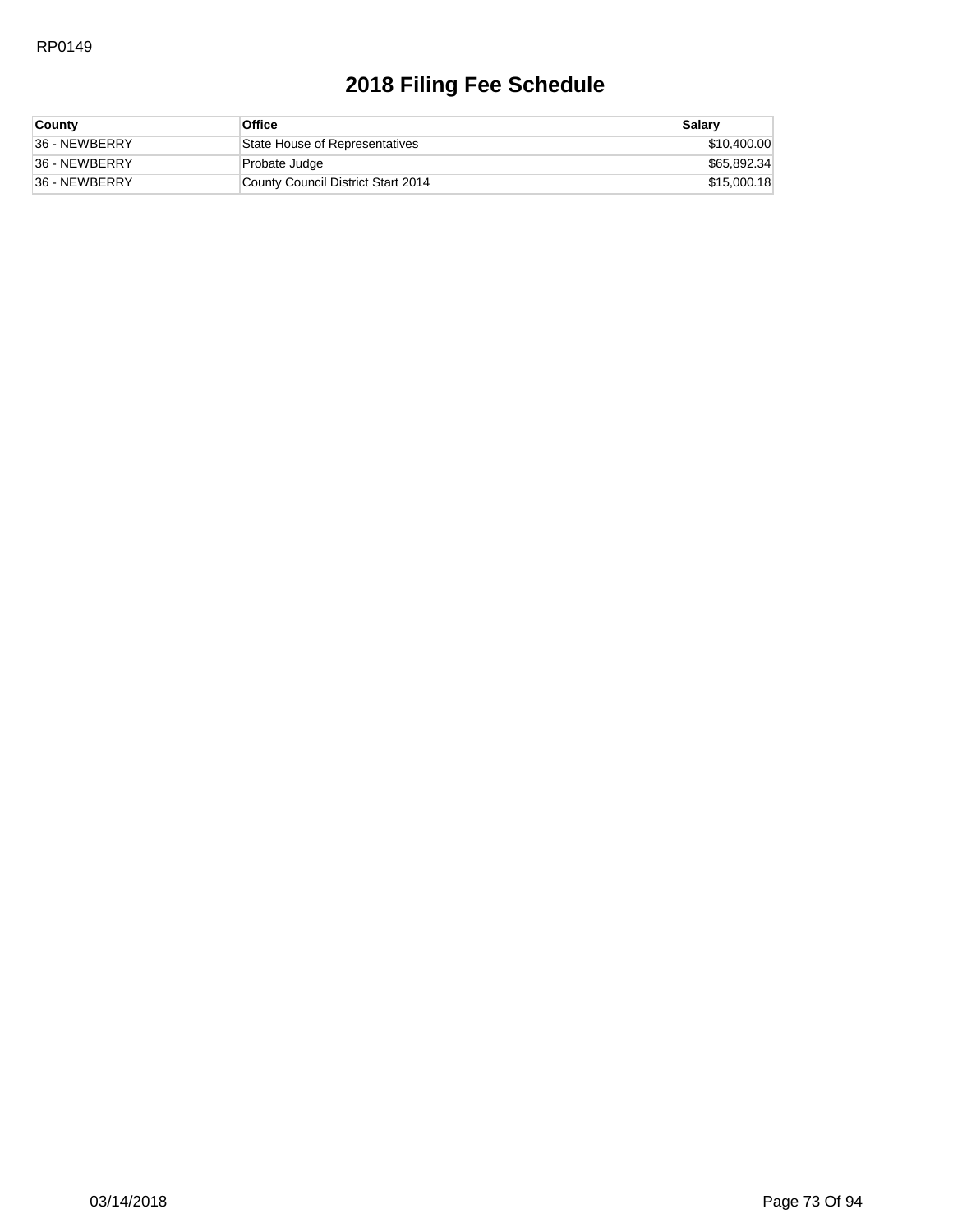RP0149

# 2018 Filing Fee Schedule

| County | Office | Salary |
|---|---|---|
| 36 - NEWBERRY | State House of Representatives | $10,400.00 |
| 36 - NEWBERRY | Probate Judge | $65,892.34 |
| 36 - NEWBERRY | County Council District Start 2014 | $15,000.18 |

03/14/2018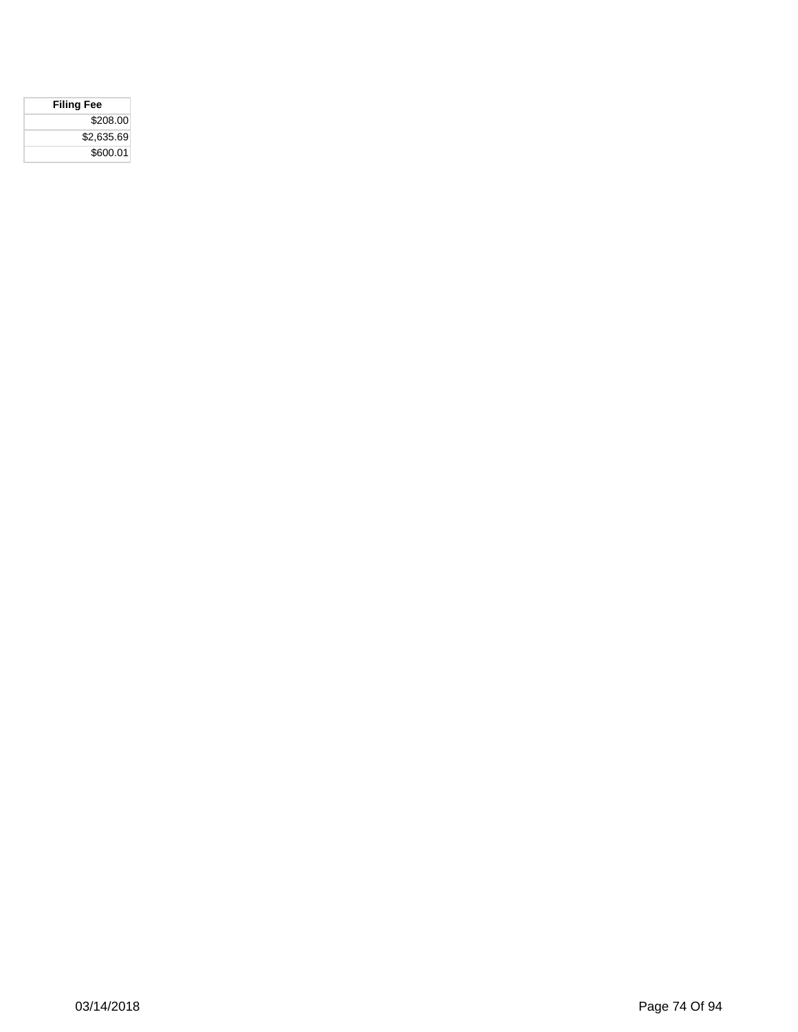| Filing Fee |
| ---: |
| $208.00 |
| $2,635.69 |
| $600.01 |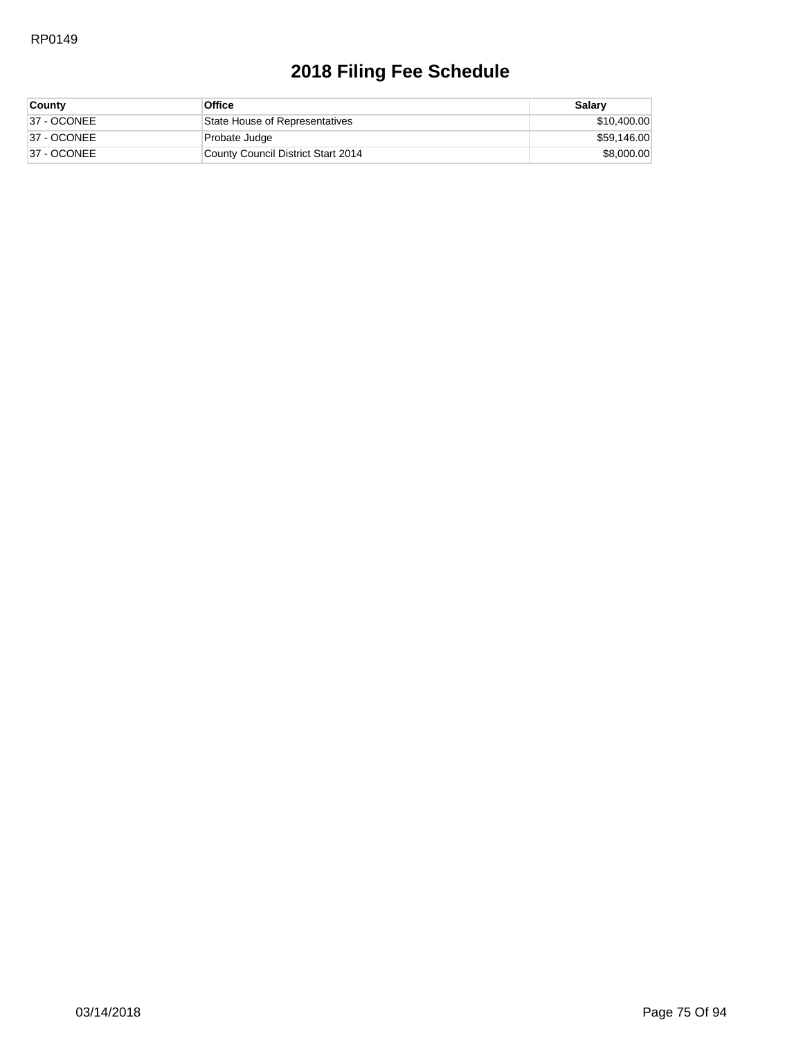# 2018 Filing Fee Schedule

| County | Office | Salary |
|---|---|---|
| 37 - OCONEE | State House of Representatives | $10,400.00 |
| 37 - OCONEE | Probate Judge | $59,146.00 |
| 37 - OCONEE | County Council District Start 2014 | $8,000.00 |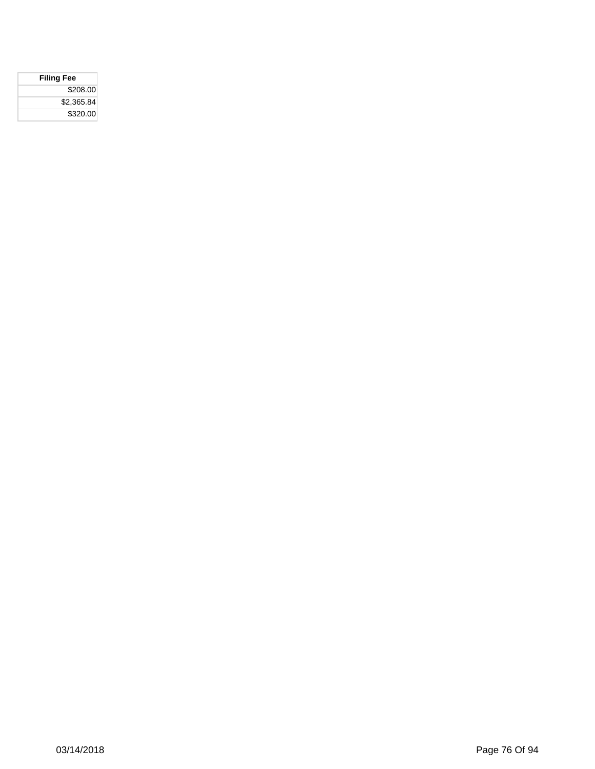| Filing Fee |
| ---: |
| $208.00 |
| $2,365.84 |
| $320.00 |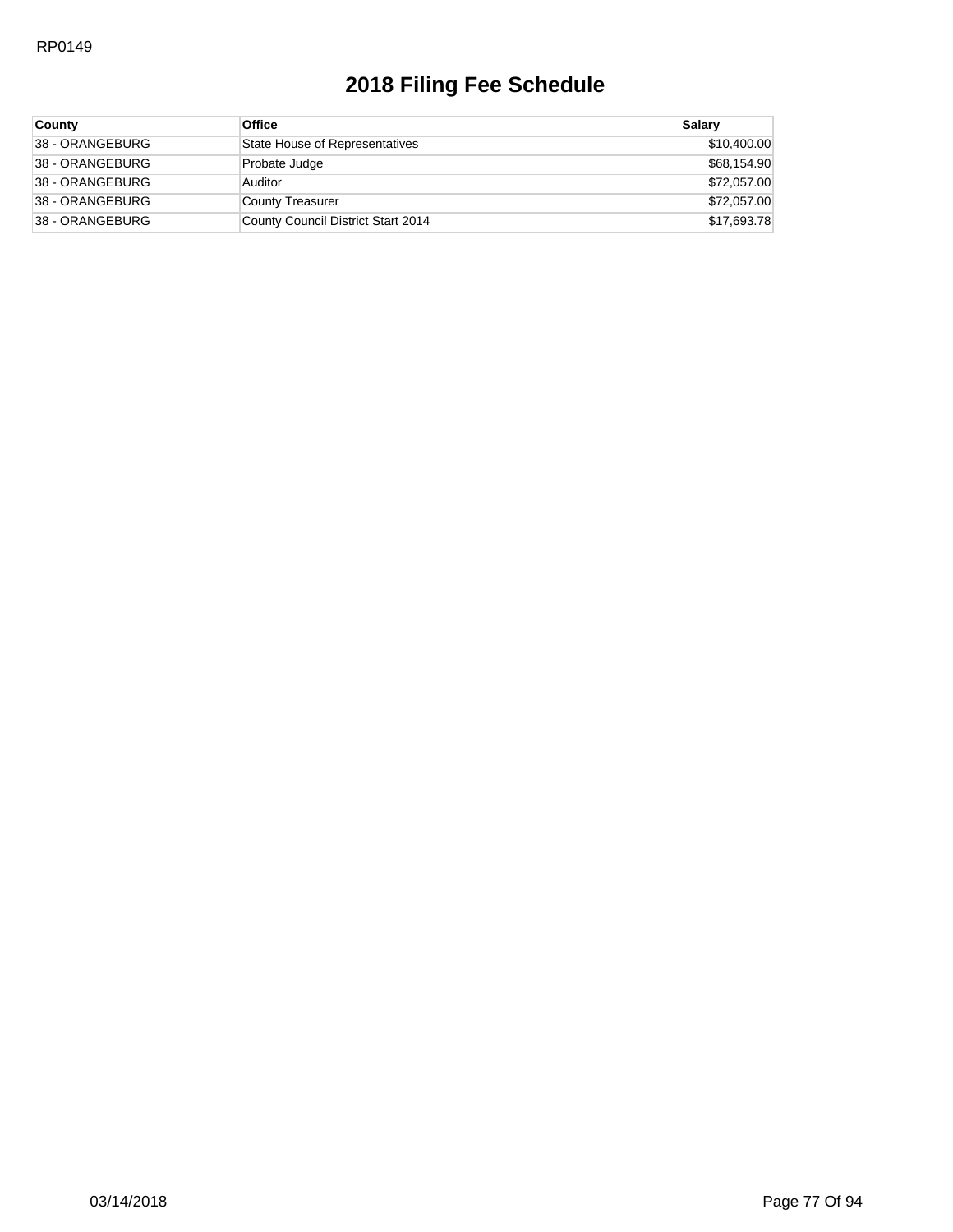# 2018 Filing Fee Schedule

| County | Office | Salary |
|---|---|---|
| 38 - ORANGEBURG | State House of Representatives | $10,400.00 |
| 38 - ORANGEBURG | Probate Judge | $68,154.90 |
| 38 - ORANGEBURG | Auditor | $72,057.00 |
| 38 - ORANGEBURG | County Treasurer | $72,057.00 |
| 38 - ORANGEBURG | County Council District Start 2014 | $17,693.78 |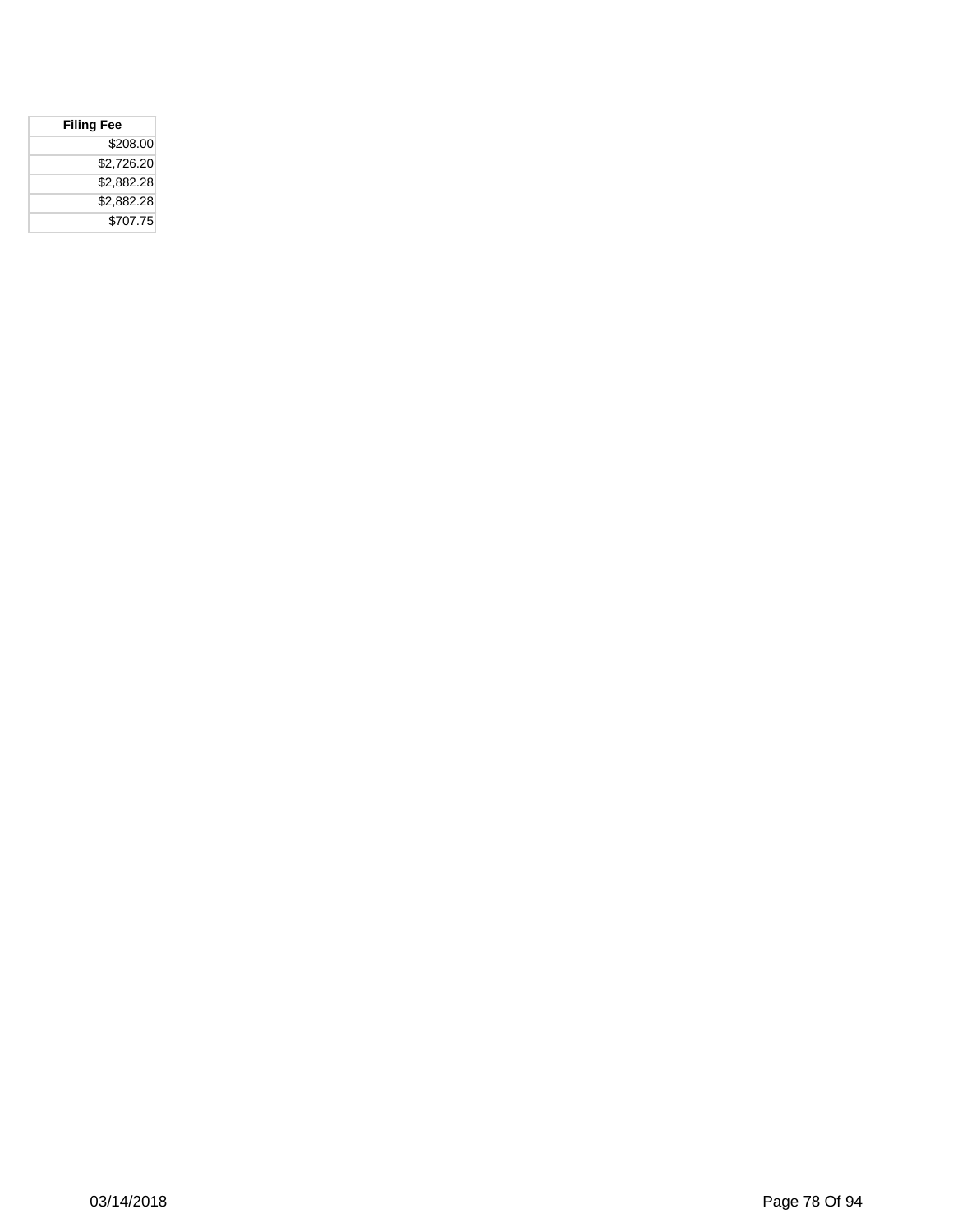| Filing Fee |
| ---: |
| $208.00 |
| $2,726.20 |
| $2,882.28 |
| $2,882.28 |
| $707.75 |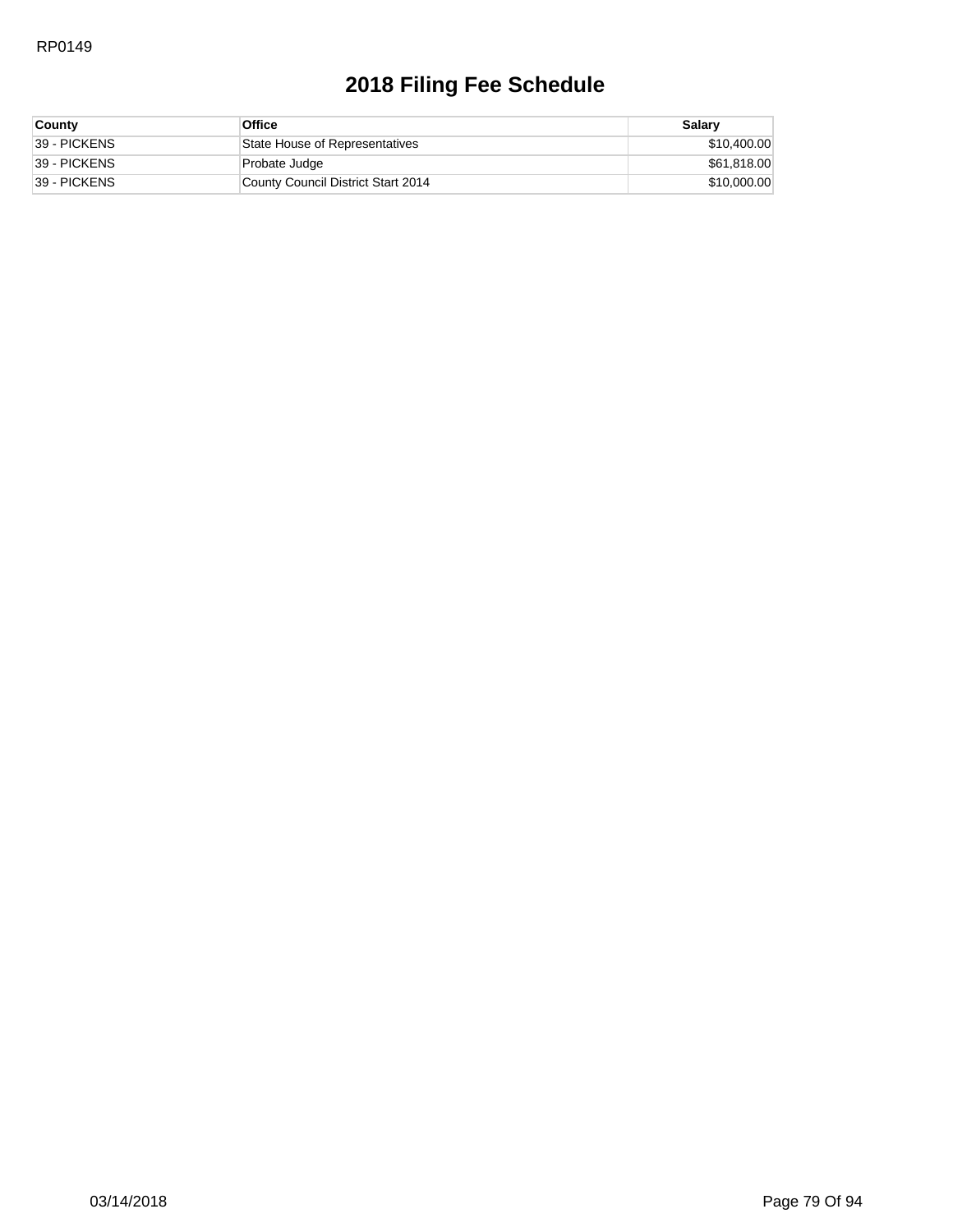RP0149

# 2018 Filing Fee Schedule

| County | Office | Salary |
|---|---|---|
| 39 - PICKENS | State House of Representatives | $10,400.00 |
| 39 - PICKENS | Probate Judge | $61,818.00 |
| 39 - PICKENS | County Council District Start 2014 | $10,000.00 |

03/14/2018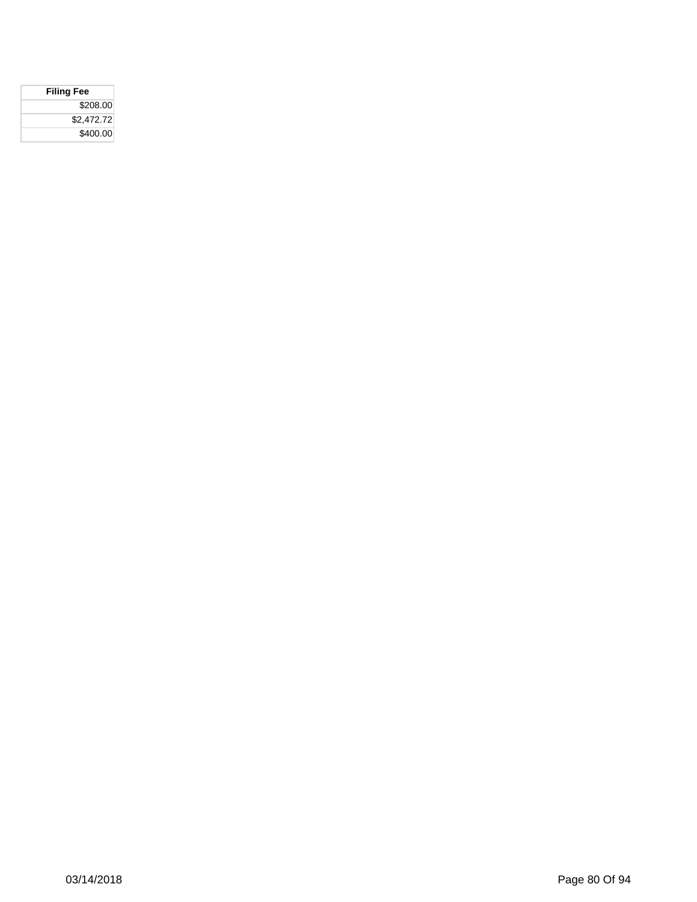| Filing Fee |
| ---: |
| $208.00 |
| $2,472.72 |
| $400.00 |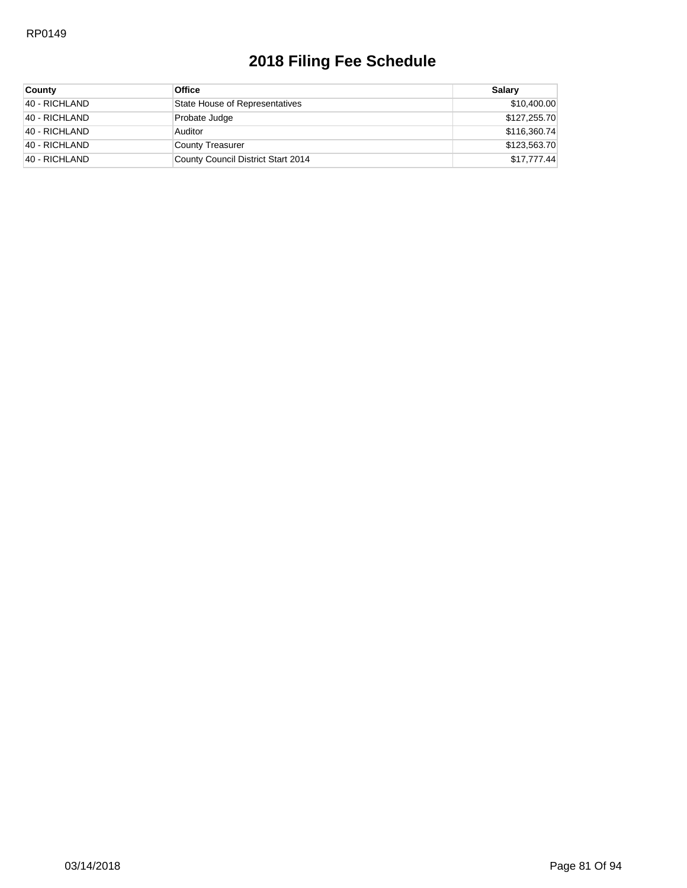# 2018 Filing Fee Schedule

| County | Office | Salary |
|---|---|---|
| 40 - RICHLAND | State House of Representatives | $10,400.00 |
| 40 - RICHLAND | Probate Judge | $127,255.70 |
| 40 - RICHLAND | Auditor | $116,360.74 |
| 40 - RICHLAND | County Treasurer | $123,563.70 |
| 40 - RICHLAND | County Council District Start 2014 | $17,777.44 |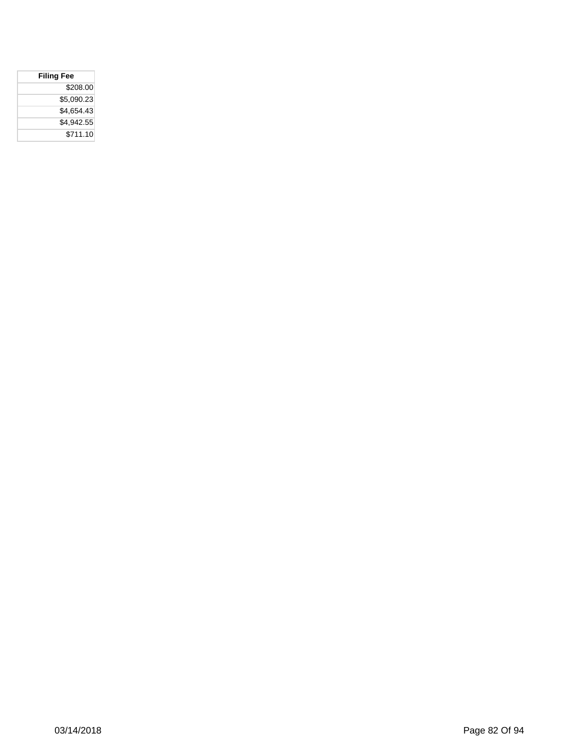| Filing Fee |
| ---: |
| $208.00 |
| $5,090.23 |
| $4,654.43 |
| $4,942.55 |
| $711.10 |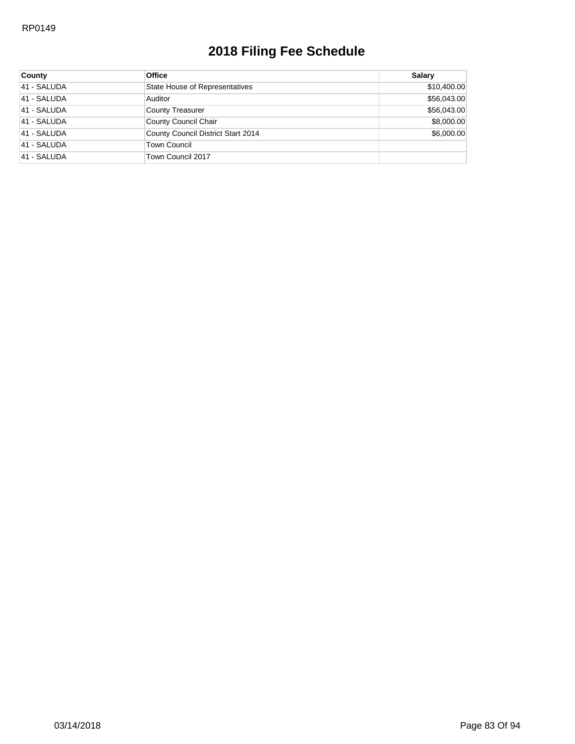# 2018 Filing Fee Schedule

| County | Office | Salary |
|---|---|---|
| 41 - SALUDA | State House of Representatives | $10,400.00 |
| 41 - SALUDA | Auditor | $56,043.00 |
| 41 - SALUDA | County Treasurer | $56,043.00 |
| 41 - SALUDA | County Council Chair | $8,000.00 |
| 41 - SALUDA | County Council District Start 2014 | $6,000.00 |
| 41 - SALUDA | Town Council | |
| 41 - SALUDA | Town Council 2017 | |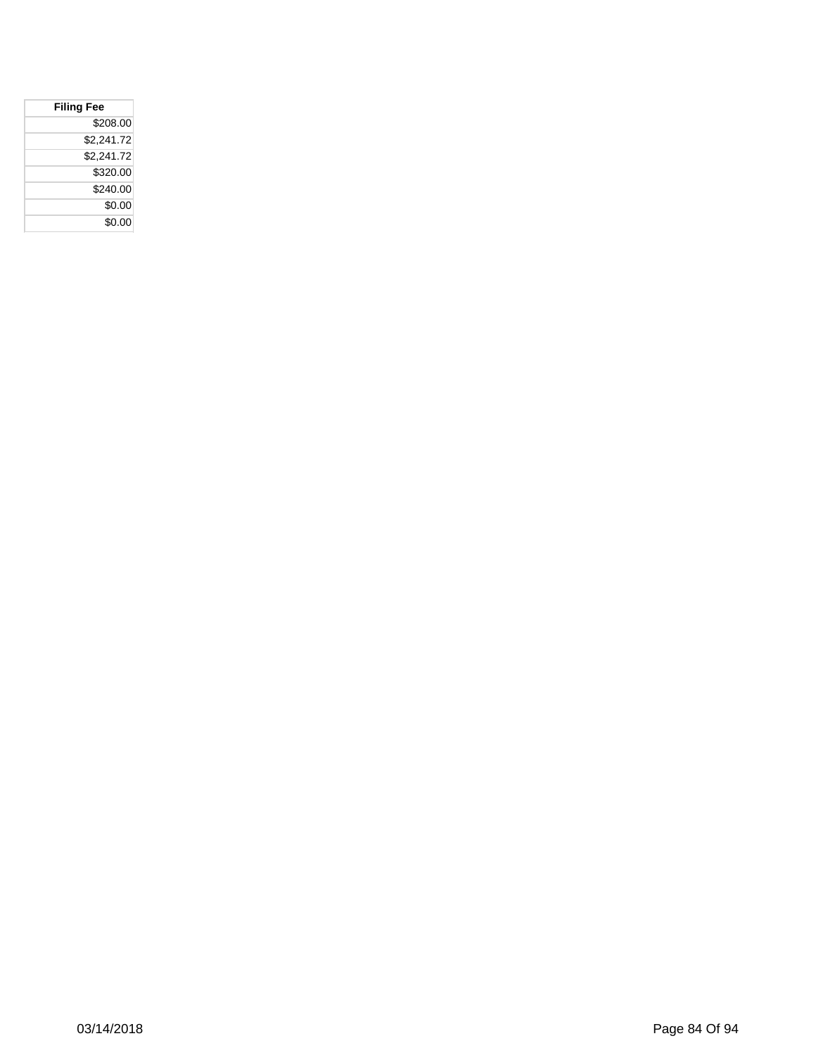| Filing Fee |
| ---: |
| $208.00 |
| $2,241.72 |
| $2,241.72 |
| $320.00 |
| $240.00 |
| $0.00 |
| $0.00 |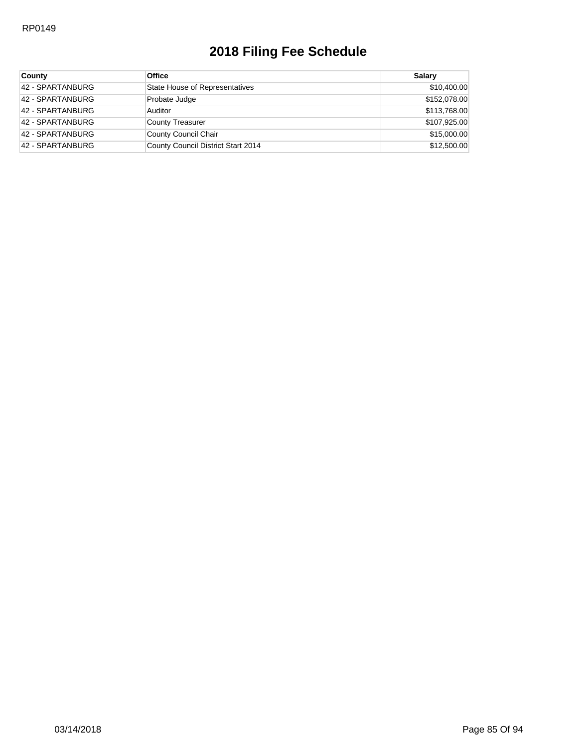# 2018 Filing Fee Schedule

| County | Office | Salary |
|---|---|---|
| 42 - SPARTANBURG | State House of Representatives | $10,400.00 |
| 42 - SPARTANBURG | Probate Judge | $152,078.00 |
| 42 - SPARTANBURG | Auditor | $113,768.00 |
| 42 - SPARTANBURG | County Treasurer | $107,925.00 |
| 42 - SPARTANBURG | County Council Chair | $15,000.00 |
| 42 - SPARTANBURG | County Council District Start 2014 | $12,500.00 |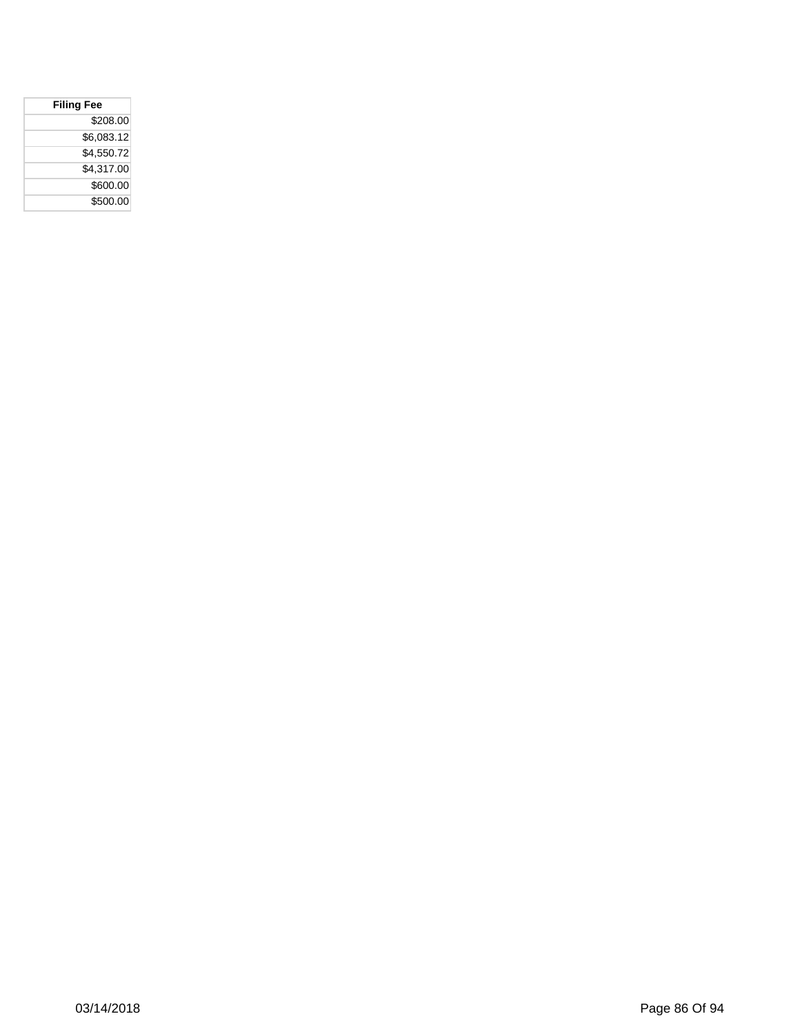| Filing Fee |
| --- |
| $208.00 |
| $6,083.12 |
| $4,550.72 |
| $4,317.00 |
| $600.00 |
| $500.00 |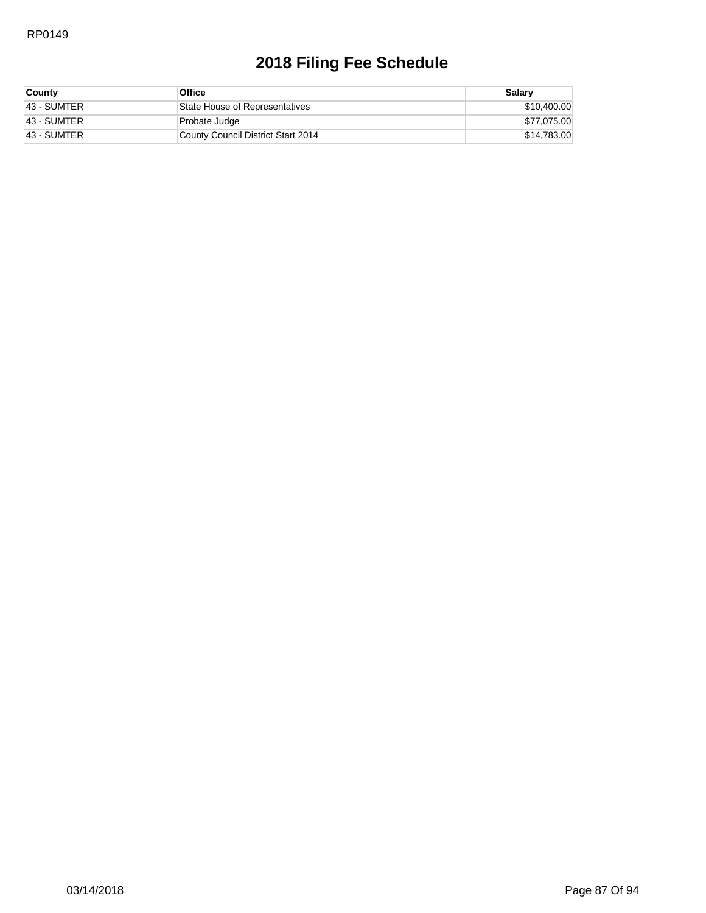RP0149

# 2018 Filing Fee Schedule

| County | Office | Salary |
|---|---|---|
| 43 - SUMTER | State House of Representatives | $10,400.00 |
| 43 - SUMTER | Probate Judge | $77,075.00 |
| 43 - SUMTER | County Council District Start 2014 | $14,783.00 |

03/14/2018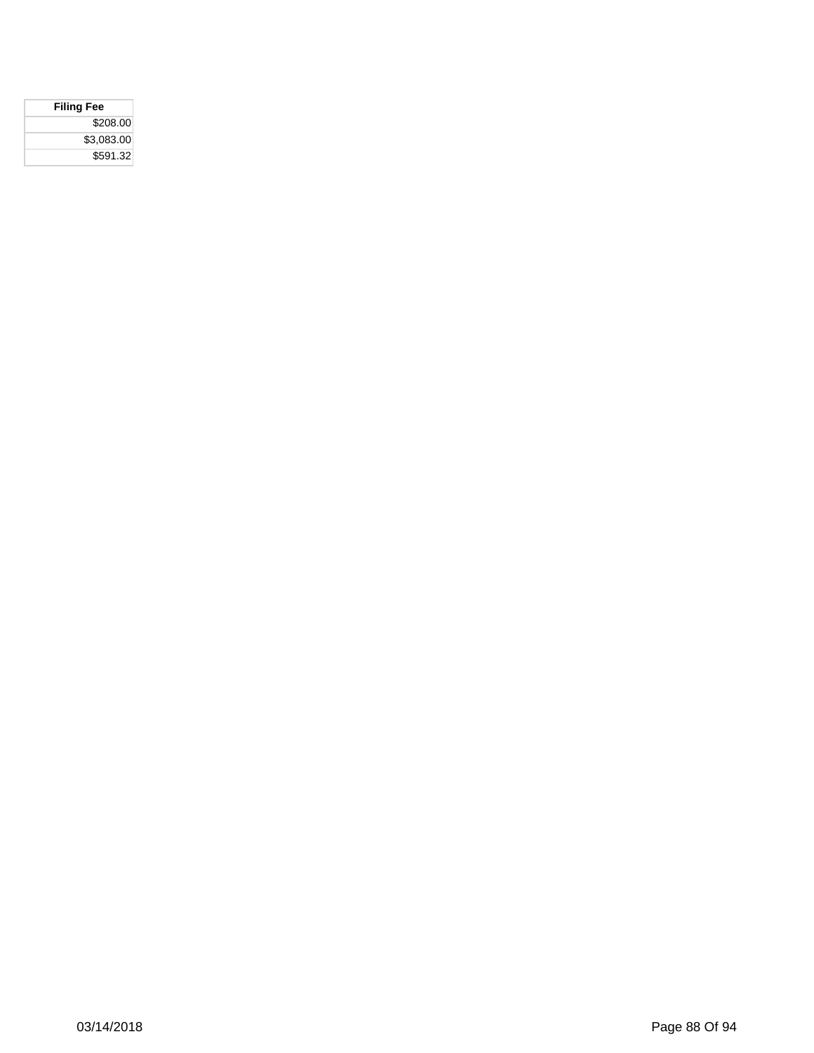| Filing Fee |
| ---: |
| $208.00 |
| $3,083.00 |
| $591.32 |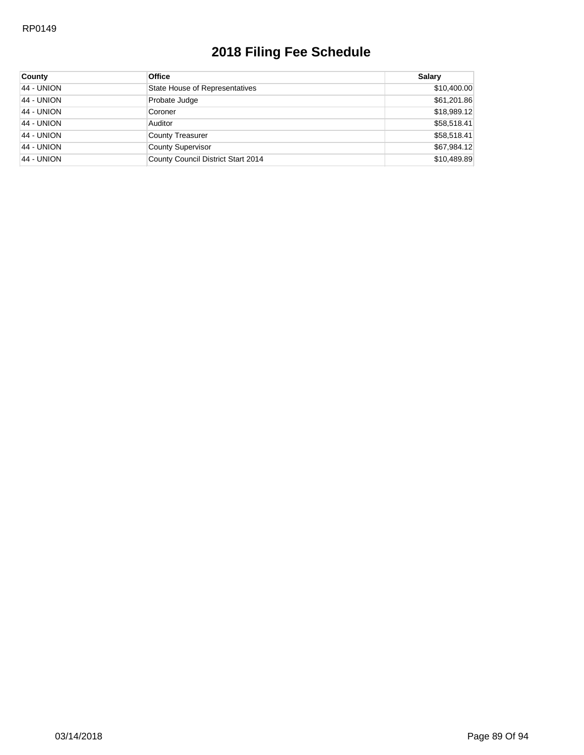RP0149

# 2018 Filing Fee Schedule

| County | Office | Salary |
|---|---|---|
| 44 - UNION | State House of Representatives | $10,400.00 |
| 44 - UNION | Probate Judge | $61,201.86 |
| 44 - UNION | Coroner | $18,989.12 |
| 44 - UNION | Auditor | $58,518.41 |
| 44 - UNION | County Treasurer | $58,518.41 |
| 44 - UNION | County Supervisor | $67,984.12 |
| 44 - UNION | County Council District Start 2014 | $10,489.89 |

03/14/2018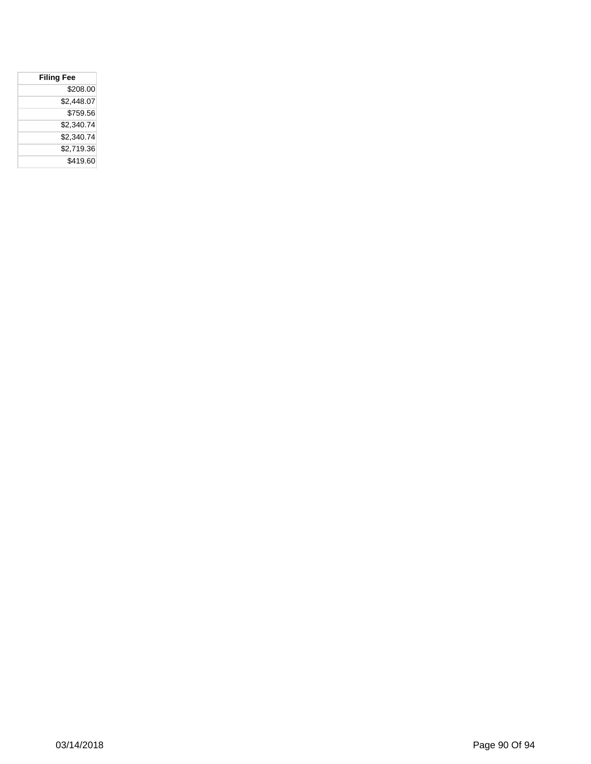| Filing Fee |
|---:|
| $208.00 |
| $2,448.07 |
| $759.56 |
| $2,340.74 |
| $2,340.74 |
| $2,719.36 |
| $419.60 |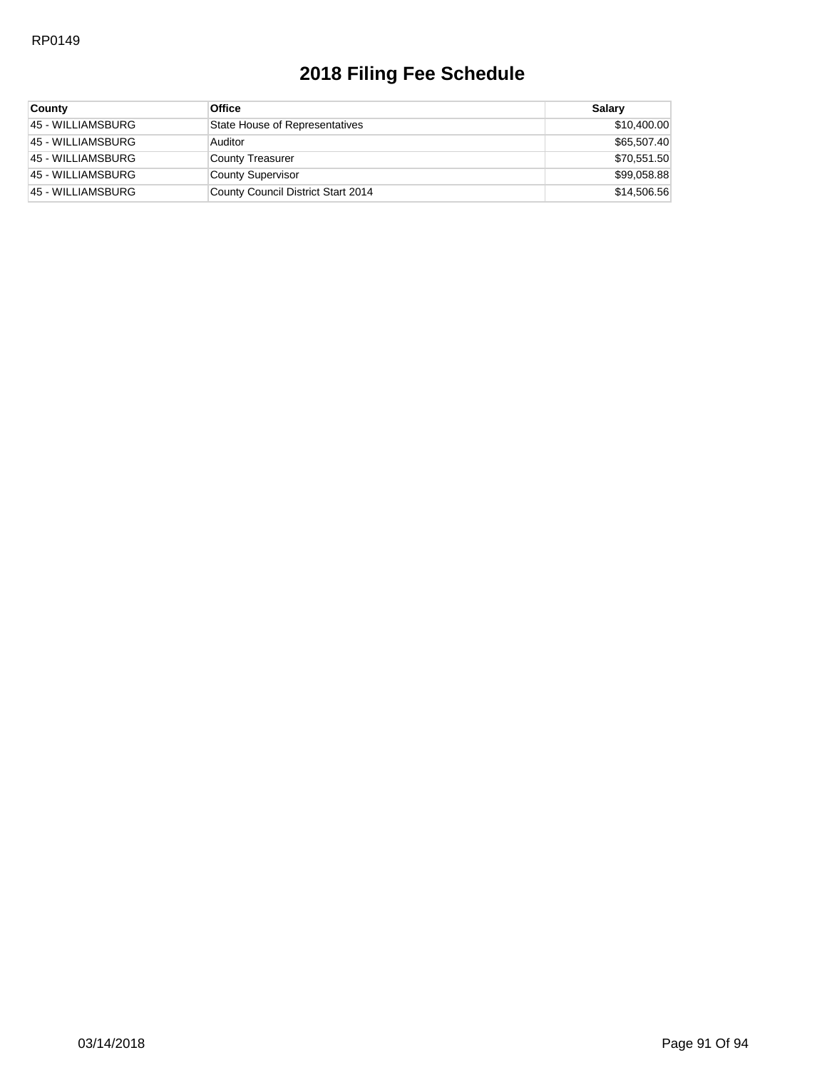RP0149

# 2018 Filing Fee Schedule

| County | Office | Salary |
|---|---|---|
| 45 - WILLIAMSBURG | State House of Representatives | $10,400.00 |
| 45 - WILLIAMSBURG | Auditor | $65,507.40 |
| 45 - WILLIAMSBURG | County Treasurer | $70,551.50 |
| 45 - WILLIAMSBURG | County Supervisor | $99,058.88 |
| 45 - WILLIAMSBURG | County Council District Start 2014 | $14,506.56 |

03/14/2018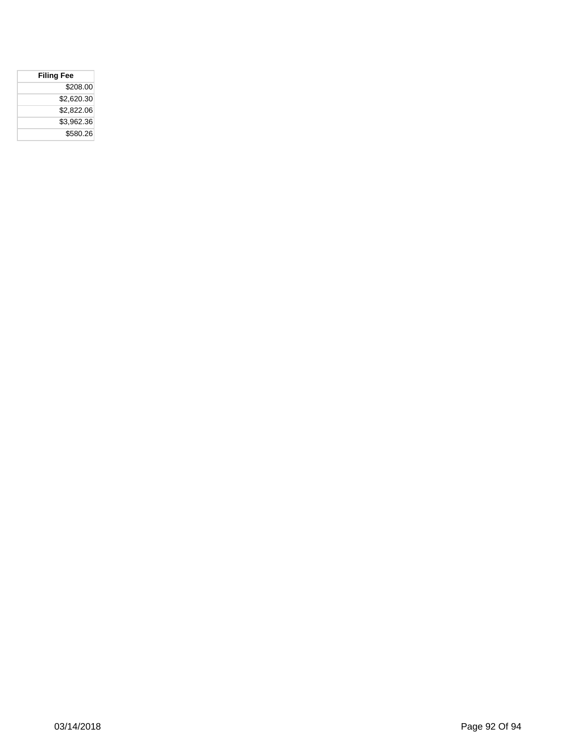| Filing Fee |
| ---: |
| $208.00 |
| $2,620.30 |
| $2,822.06 |
| $3,962.36 |
| $580.26 |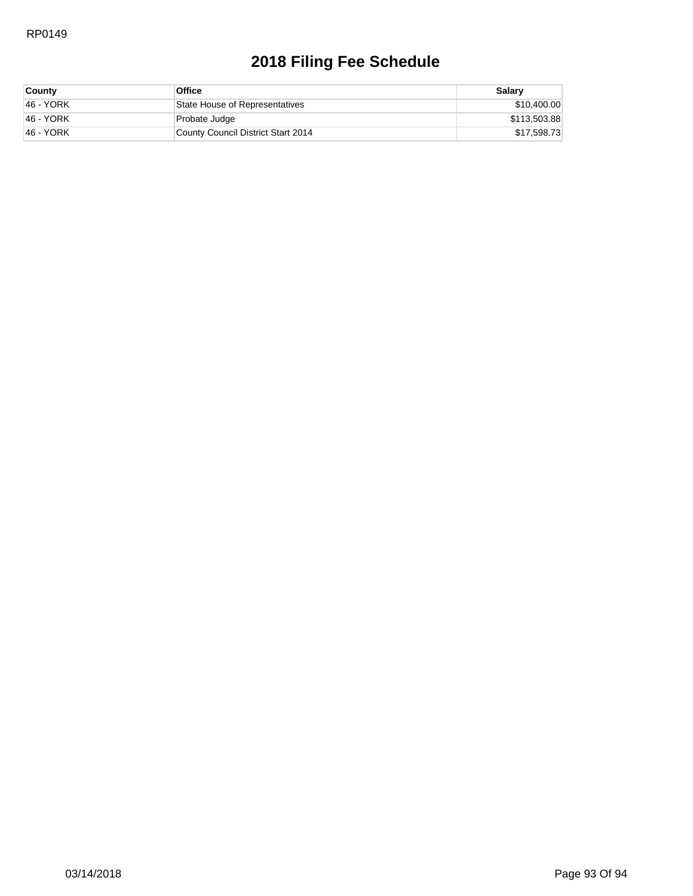RP0149

# 2018 Filing Fee Schedule

| County | Office | Salary |
|---|---|---|
| 46 - YORK | State House of Representatives | $10,400.00 |
| 46 - YORK | Probate Judge | $113,503.88 |
| 46 - YORK | County Council District Start 2014 | $17,598.73 |

03/14/2018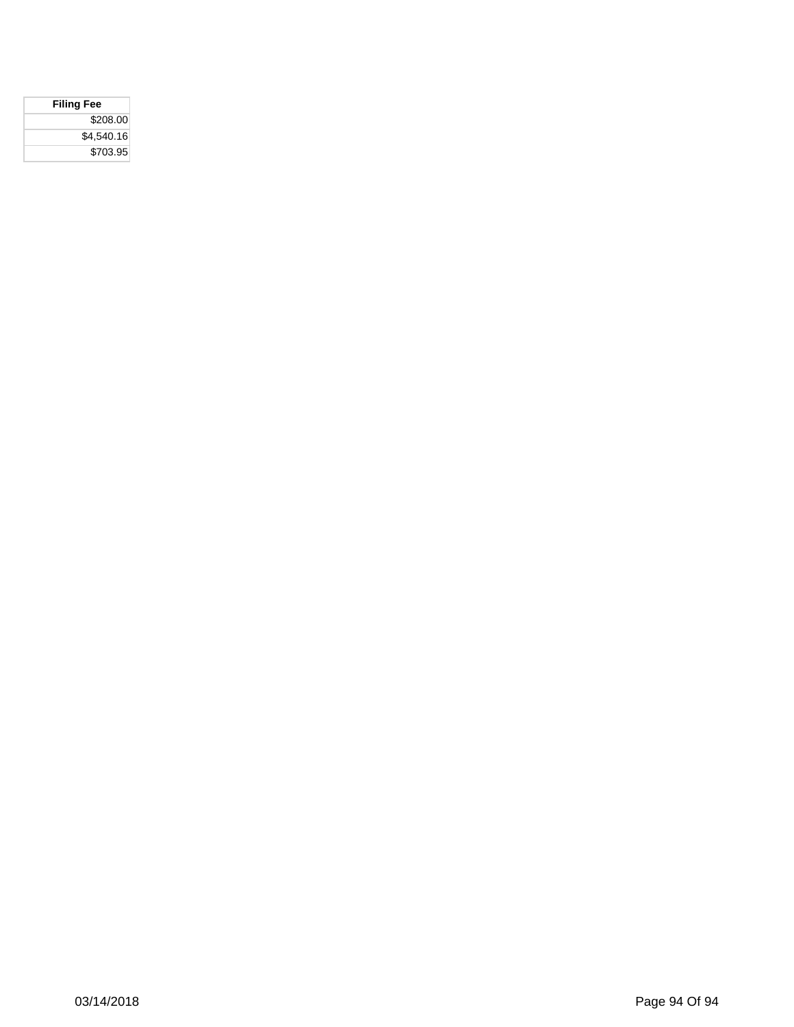| Filing Fee |
| ---: |
| $208.00 |
| $4,540.16 |
| $703.95 |